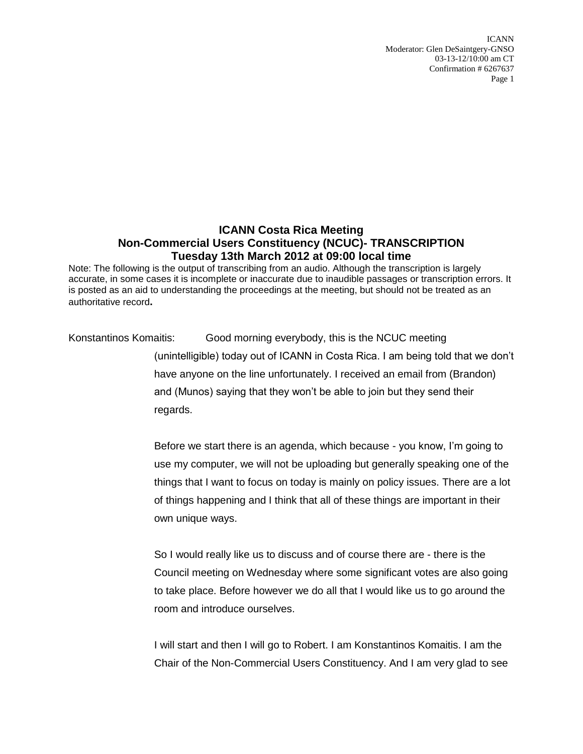# ICANN Costa Rica Meeting
# Non-Commercial Users Constituency (NCUC)- TRANSCRIPTION
# Tuesday 13th March 2012 at 09:00 local time

Note: The following is the output of transcribing from an audio. Although the transcription is largely accurate, in some cases it is incomplete or inaccurate due to inaudible passages or transcription errors. It is posted as an aid to understanding the proceedings at the meeting, but should not be treated as an authoritative record**.**

Konstantinos Komaitis: Good morning everybody, this is the NCUC meeting (unintelligible) today out of ICANN in Costa Rica. I am being told that we don't have anyone on the line unfortunately. I received an email from (Brandon) and (Munos) saying that they won't be able to join but they send their regards.

Before we start there is an agenda, which because - you know, I'm going to use my computer, we will not be uploading but generally speaking one of the things that I want to focus on today is mainly on policy issues. There are a lot of things happening and I think that all of these things are important in their own unique ways.

So I would really like us to discuss and of course there are - there is the Council meeting on Wednesday where some significant votes are also going to take place. Before however we do all that I would like us to go around the room and introduce ourselves.

I will start and then I will go to Robert. I am Konstantinos Komaitis. I am the Chair of the Non-Commercial Users Constituency. And I am very glad to see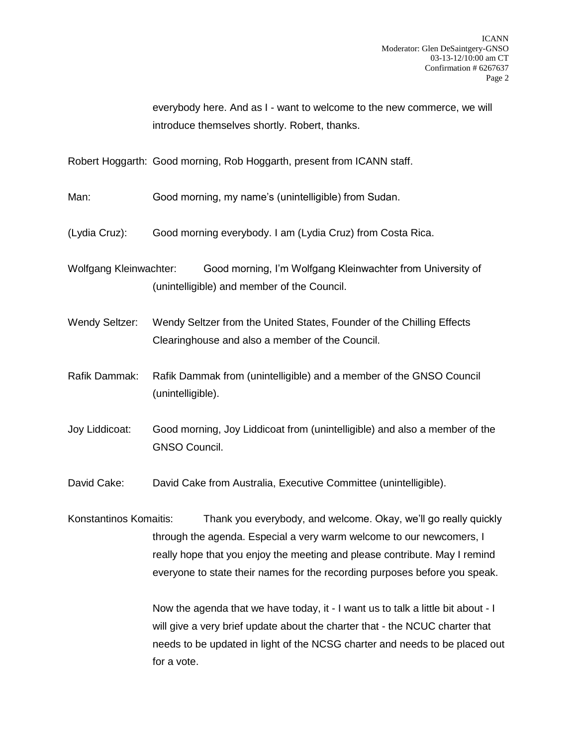everybody here. And as I - want to welcome to the new commerce, we will introduce themselves shortly. Robert, thanks.

Robert Hoggarth: Good morning, Rob Hoggarth, present from ICANN staff.

Man: Good morning, my name's (unintelligible) from Sudan.

(Lydia Cruz): Good morning everybody. I am (Lydia Cruz) from Costa Rica.

Wolfgang Kleinwachter: Good morning, I'm Wolfgang Kleinwachter from University of (unintelligible) and member of the Council.

Wendy Seltzer: Wendy Seltzer from the United States, Founder of the Chilling Effects Clearinghouse and also a member of the Council.

Rafik Dammak: Rafik Dammak from (unintelligible) and a member of the GNSO Council (unintelligible).

Joy Liddicoat: Good morning, Joy Liddicoat from (unintelligible) and also a member of the GNSO Council.

David Cake: David Cake from Australia, Executive Committee (unintelligible).

Konstantinos Komaitis: Thank you everybody, and welcome. Okay, we'll go really quickly through the agenda. Especial a very warm welcome to our newcomers, I really hope that you enjoy the meeting and please contribute. May I remind everyone to state their names for the recording purposes before you speak.

Now the agenda that we have today, it - I want us to talk a little bit about - I will give a very brief update about the charter that - the NCUC charter that needs to be updated in light of the NCSG charter and needs to be placed out for a vote.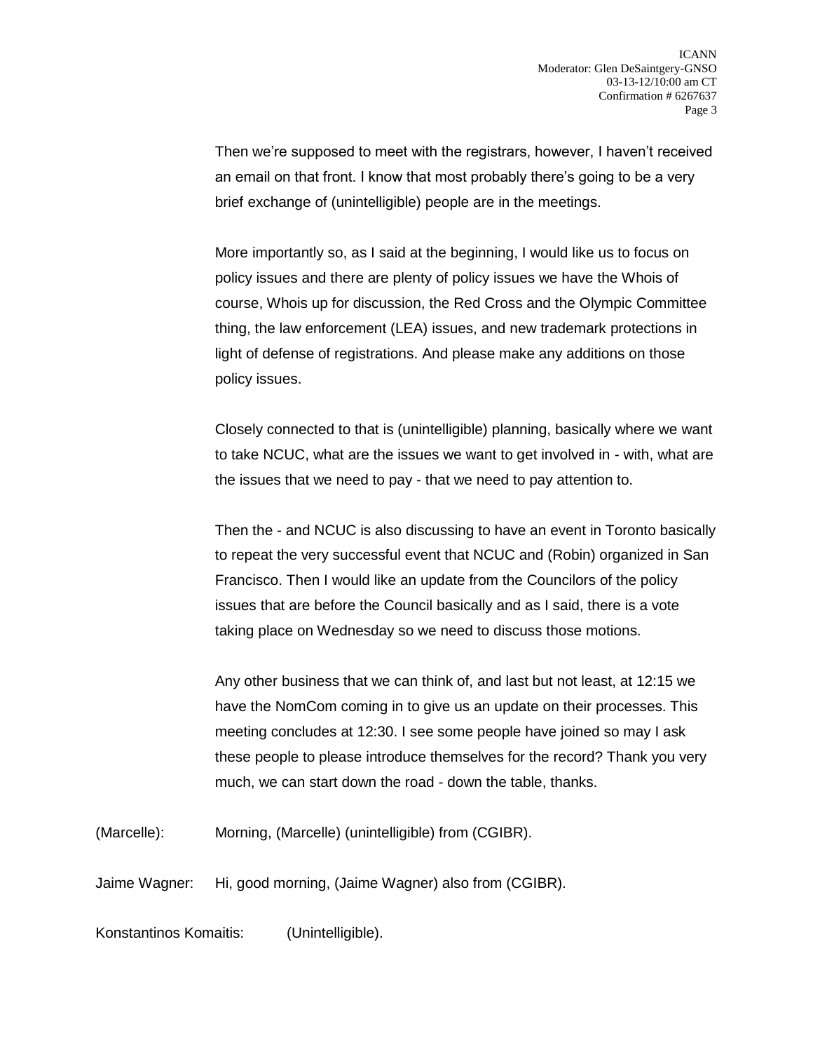Then we're supposed to meet with the registrars, however, I haven't received an email on that front. I know that most probably there's going to be a very brief exchange of (unintelligible) people are in the meetings.

More importantly so, as I said at the beginning, I would like us to focus on policy issues and there are plenty of policy issues we have the Whois of course, Whois up for discussion, the Red Cross and the Olympic Committee thing, the law enforcement (LEA) issues, and new trademark protections in light of defense of registrations. And please make any additions on those policy issues.

Closely connected to that is (unintelligible) planning, basically where we want to take NCUC, what are the issues we want to get involved in - with, what are the issues that we need to pay - that we need to pay attention to.

Then the - and NCUC is also discussing to have an event in Toronto basically to repeat the very successful event that NCUC and (Robin) organized in San Francisco. Then I would like an update from the Councilors of the policy issues that are before the Council basically and as I said, there is a vote taking place on Wednesday so we need to discuss those motions.

Any other business that we can think of, and last but not least, at 12:15 we have the NomCom coming in to give us an update on their processes. This meeting concludes at 12:30. I see some people have joined so may I ask these people to please introduce themselves for the record? Thank you very much, we can start down the road - down the table, thanks.

(Marcelle): Morning, (Marcelle) (unintelligible) from (CGIBR).

Jaime Wagner: Hi, good morning, (Jaime Wagner) also from (CGIBR).

Konstantinos Komaitis: (Unintelligible).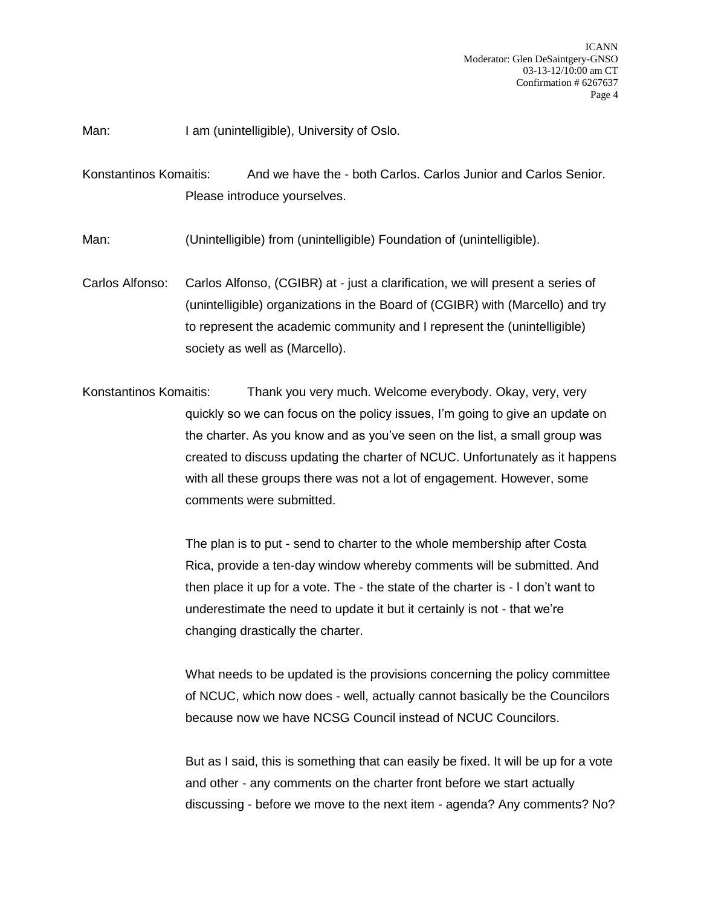Man: I am (unintelligible), University of Oslo.

Konstantinos Komaitis: And we have the - both Carlos. Carlos Junior and Carlos Senior. Please introduce yourselves.

Man: (Unintelligible) from (unintelligible) Foundation of (unintelligible).

Carlos Alfonso: Carlos Alfonso, (CGIBR) at - just a clarification, we will present a series of (unintelligible) organizations in the Board of (CGIBR) with (Marcello) and try to represent the academic community and I represent the (unintelligible) society as well as (Marcello).

Konstantinos Komaitis: Thank you very much. Welcome everybody. Okay, very, very quickly so we can focus on the policy issues, I'm going to give an update on the charter. As you know and as you've seen on the list, a small group was created to discuss updating the charter of NCUC. Unfortunately as it happens with all these groups there was not a lot of engagement. However, some comments were submitted.

The plan is to put - send to charter to the whole membership after Costa Rica, provide a ten-day window whereby comments will be submitted. And then place it up for a vote. The - the state of the charter is - I don't want to underestimate the need to update it but it certainly is not - that we're changing drastically the charter.

What needs to be updated is the provisions concerning the policy committee of NCUC, which now does - well, actually cannot basically be the Councilors because now we have NCSG Council instead of NCUC Councilors.

But as I said, this is something that can easily be fixed. It will be up for a vote and other - any comments on the charter front before we start actually discussing - before we move to the next item - agenda? Any comments? No?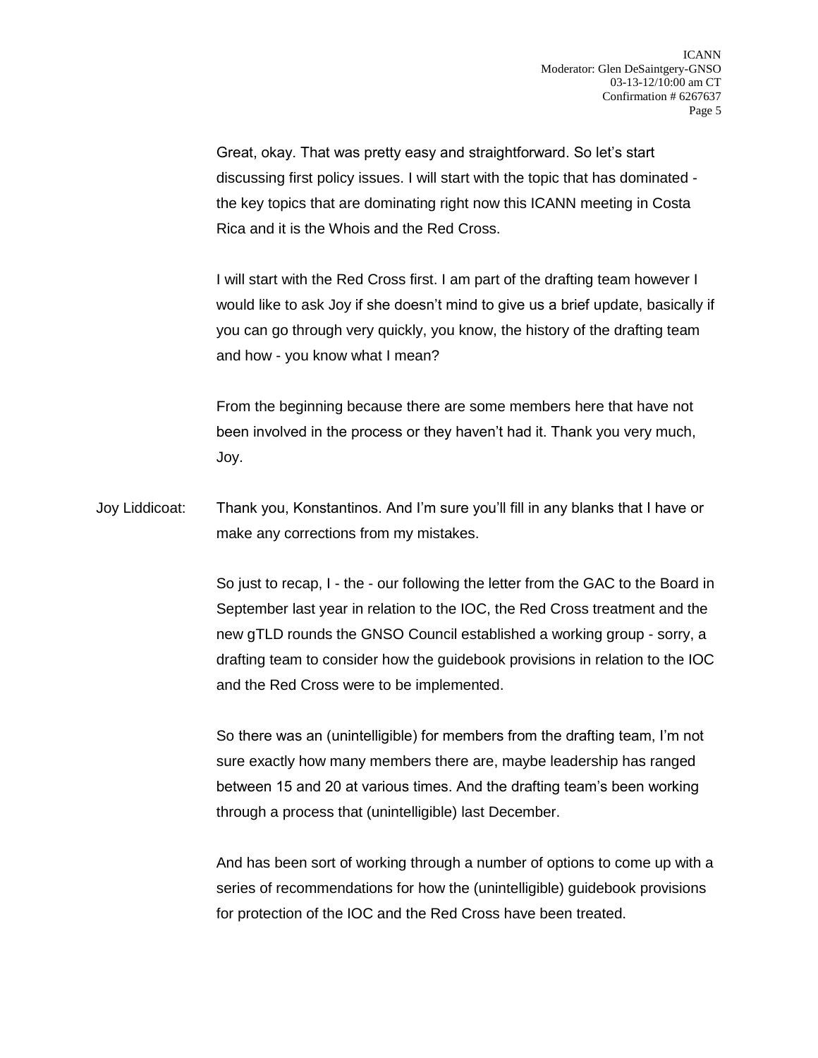Great, okay. That was pretty easy and straightforward. So let's start discussing first policy issues. I will start with the topic that has dominated - the key topics that are dominating right now this ICANN meeting in Costa Rica and it is the Whois and the Red Cross.

I will start with the Red Cross first. I am part of the drafting team however I would like to ask Joy if she doesn't mind to give us a brief update, basically if you can go through very quickly, you know, the history of the drafting team and how - you know what I mean?

From the beginning because there are some members here that have not been involved in the process or they haven't had it. Thank you very much, Joy.

Joy Liddicoat: Thank you, Konstantinos. And I'm sure you'll fill in any blanks that I have or make any corrections from my mistakes.

So just to recap, I - the - our following the letter from the GAC to the Board in September last year in relation to the IOC, the Red Cross treatment and the new gTLD rounds the GNSO Council established a working group - sorry, a drafting team to consider how the guidebook provisions in relation to the IOC and the Red Cross were to be implemented.

So there was an (unintelligible) for members from the drafting team, I'm not sure exactly how many members there are, maybe leadership has ranged between 15 and 20 at various times. And the drafting team's been working through a process that (unintelligible) last December.

And has been sort of working through a number of options to come up with a series of recommendations for how the (unintelligible) guidebook provisions for protection of the IOC and the Red Cross have been treated.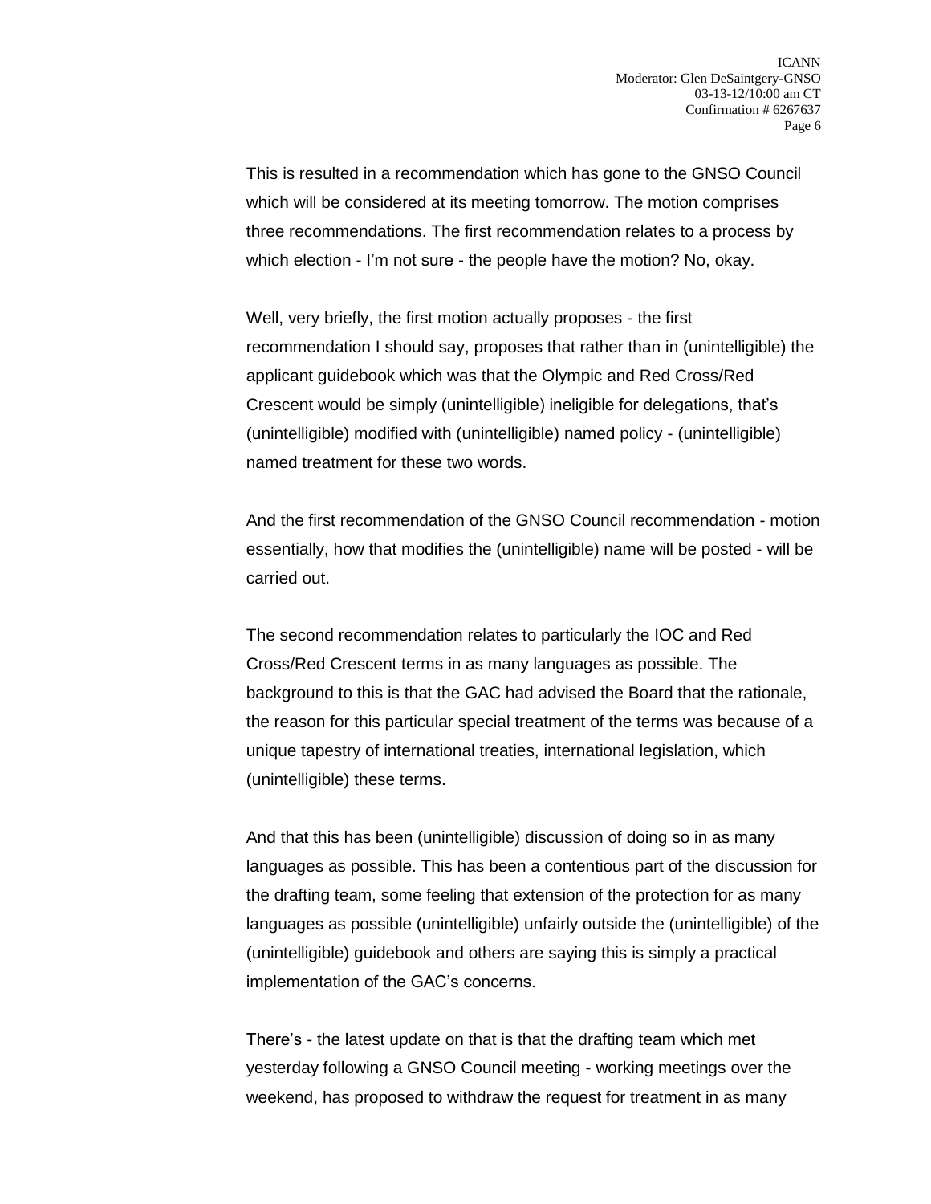This is resulted in a recommendation which has gone to the GNSO Council which will be considered at its meeting tomorrow. The motion comprises three recommendations. The first recommendation relates to a process by which election - I'm not sure - the people have the motion? No, okay.

Well, very briefly, the first motion actually proposes - the first recommendation I should say, proposes that rather than in (unintelligible) the applicant guidebook which was that the Olympic and Red Cross/Red Crescent would be simply (unintelligible) ineligible for delegations, that's (unintelligible) modified with (unintelligible) named policy - (unintelligible) named treatment for these two words.

And the first recommendation of the GNSO Council recommendation - motion essentially, how that modifies the (unintelligible) name will be posted - will be carried out.

The second recommendation relates to particularly the IOC and Red Cross/Red Crescent terms in as many languages as possible. The background to this is that the GAC had advised the Board that the rationale, the reason for this particular special treatment of the terms was because of a unique tapestry of international treaties, international legislation, which (unintelligible) these terms.

And that this has been (unintelligible) discussion of doing so in as many languages as possible. This has been a contentious part of the discussion for the drafting team, some feeling that extension of the protection for as many languages as possible (unintelligible) unfairly outside the (unintelligible) of the (unintelligible) guidebook and others are saying this is simply a practical implementation of the GAC's concerns.

There's - the latest update on that is that the drafting team which met yesterday following a GNSO Council meeting - working meetings over the weekend, has proposed to withdraw the request for treatment in as many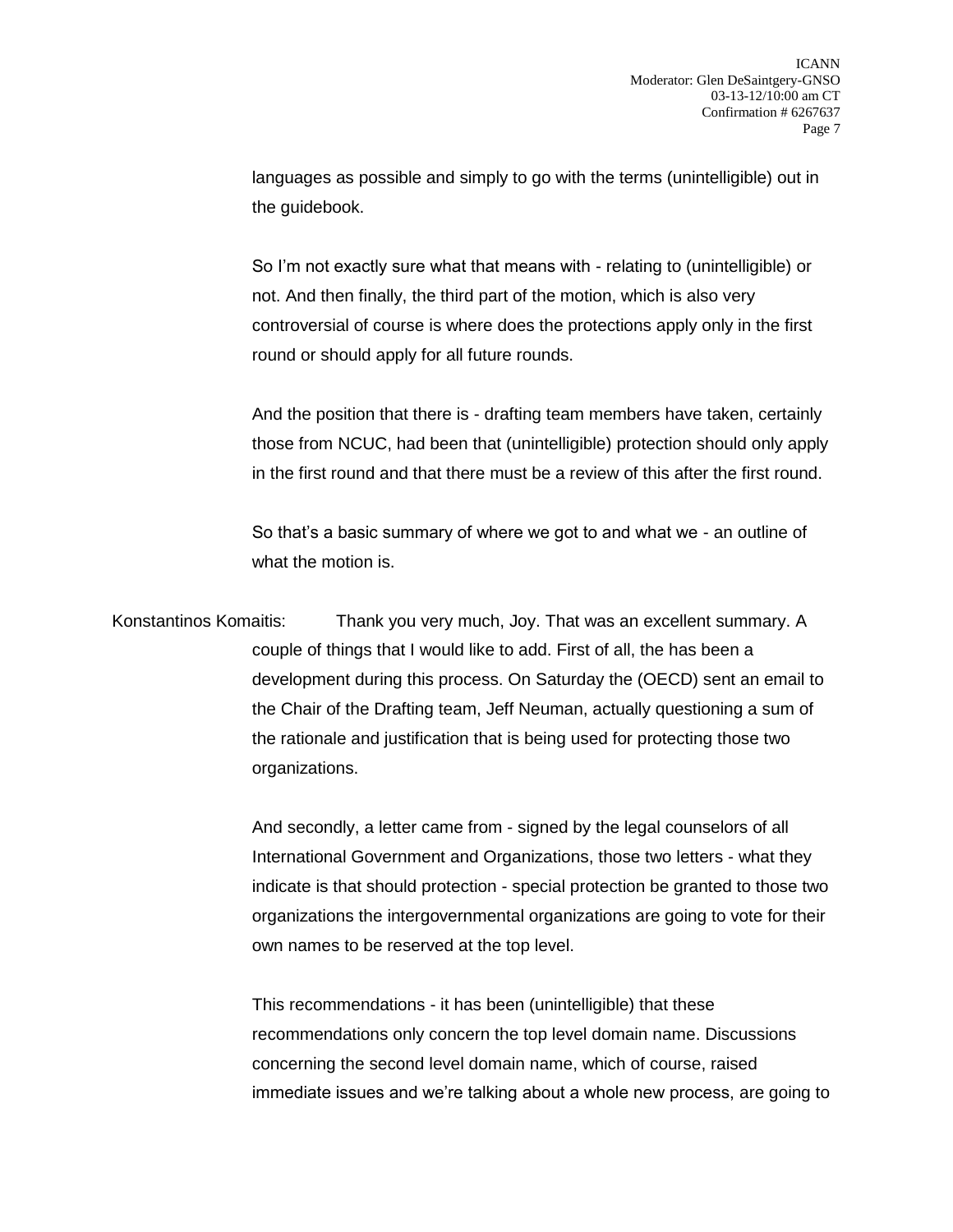languages as possible and simply to go with the terms (unintelligible) out in the guidebook.

So I'm not exactly sure what that means with - relating to (unintelligible) or not. And then finally, the third part of the motion, which is also very controversial of course is where does the protections apply only in the first round or should apply for all future rounds.

And the position that there is - drafting team members have taken, certainly those from NCUC, had been that (unintelligible) protection should only apply in the first round and that there must be a review of this after the first round.

So that's a basic summary of where we got to and what we - an outline of what the motion is.

Konstantinos Komaitis: Thank you very much, Joy. That was an excellent summary. A couple of things that I would like to add. First of all, the has been a development during this process. On Saturday the (OECD) sent an email to the Chair of the Drafting team, Jeff Neuman, actually questioning a sum of the rationale and justification that is being used for protecting those two organizations.

And secondly, a letter came from - signed by the legal counselors of all International Government and Organizations, those two letters - what they indicate is that should protection - special protection be granted to those two organizations the intergovernmental organizations are going to vote for their own names to be reserved at the top level.

This recommendations - it has been (unintelligible) that these recommendations only concern the top level domain name. Discussions concerning the second level domain name, which of course, raised immediate issues and we're talking about a whole new process, are going to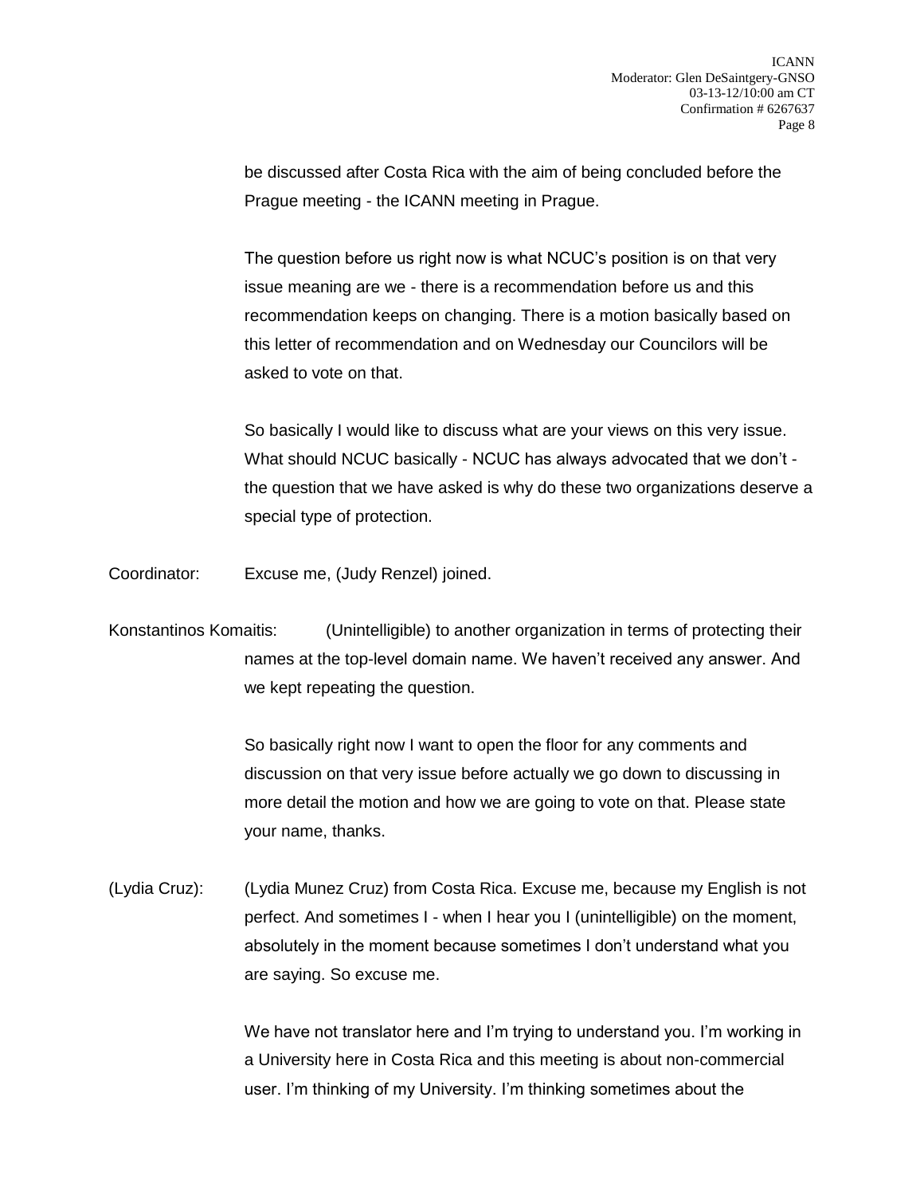be discussed after Costa Rica with the aim of being concluded before the Prague meeting - the ICANN meeting in Prague.

The question before us right now is what NCUC's position is on that very issue meaning are we - there is a recommendation before us and this recommendation keeps on changing. There is a motion basically based on this letter of recommendation and on Wednesday our Councilors will be asked to vote on that.

So basically I would like to discuss what are your views on this very issue. What should NCUC basically - NCUC has always advocated that we don't - the question that we have asked is why do these two organizations deserve a special type of protection.

Coordinator: Excuse me, (Judy Renzel) joined.

Konstantinos Komaitis: (Unintelligible) to another organization in terms of protecting their names at the top-level domain name. We haven't received any answer. And we kept repeating the question.

So basically right now I want to open the floor for any comments and discussion on that very issue before actually we go down to discussing in more detail the motion and how we are going to vote on that. Please state your name, thanks.

(Lydia Cruz): (Lydia Munez Cruz) from Costa Rica. Excuse me, because my English is not perfect. And sometimes I - when I hear you I (unintelligible) on the moment, absolutely in the moment because sometimes I don't understand what you are saying. So excuse me.

We have not translator here and I'm trying to understand you. I'm working in a University here in Costa Rica and this meeting is about non-commercial user. I'm thinking of my University. I'm thinking sometimes about the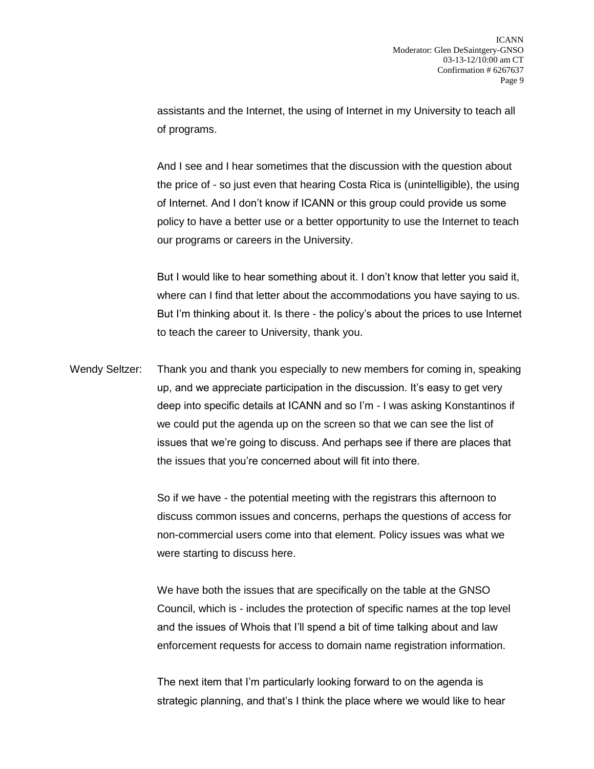assistants and the Internet, the using of Internet in my University to teach all of programs.

And I see and I hear sometimes that the discussion with the question about the price of - so just even that hearing Costa Rica is (unintelligible), the using of Internet. And I don't know if ICANN or this group could provide us some policy to have a better use or a better opportunity to use the Internet to teach our programs or careers in the University.

But I would like to hear something about it. I don't know that letter you said it, where can I find that letter about the accommodations you have saying to us. But I'm thinking about it. Is there - the policy's about the prices to use Internet to teach the career to University, thank you.

Wendy Seltzer: Thank you and thank you especially to new members for coming in, speaking up, and we appreciate participation in the discussion. It's easy to get very deep into specific details at ICANN and so I'm - I was asking Konstantinos if we could put the agenda up on the screen so that we can see the list of issues that we're going to discuss. And perhaps see if there are places that the issues that you're concerned about will fit into there.

So if we have - the potential meeting with the registrars this afternoon to discuss common issues and concerns, perhaps the questions of access for non-commercial users come into that element. Policy issues was what we were starting to discuss here.

We have both the issues that are specifically on the table at the GNSO Council, which is - includes the protection of specific names at the top level and the issues of Whois that I'll spend a bit of time talking about and law enforcement requests for access to domain name registration information.

The next item that I'm particularly looking forward to on the agenda is strategic planning, and that's I think the place where we would like to hear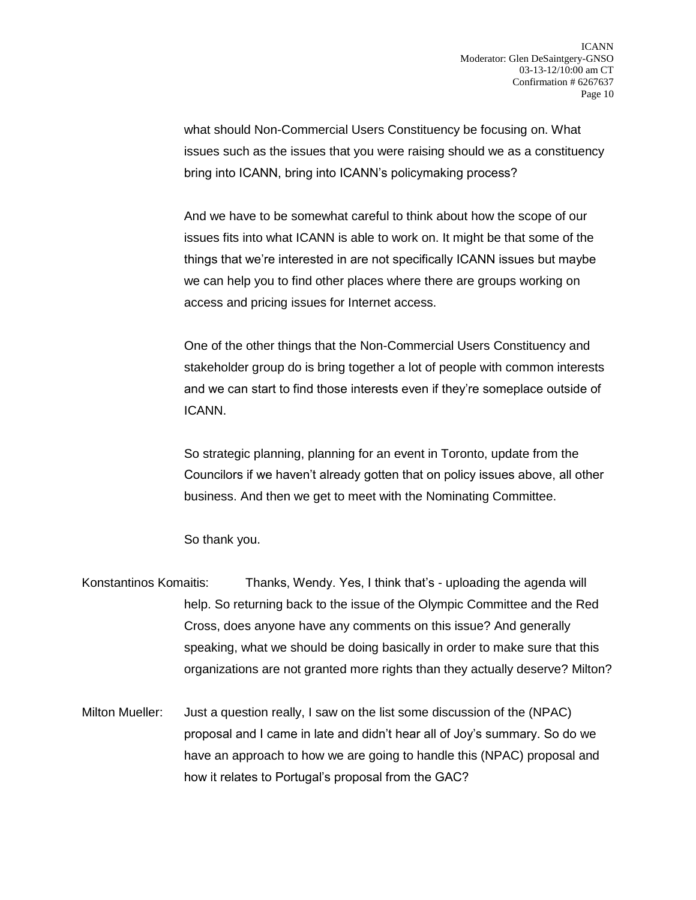what should Non-Commercial Users Constituency be focusing on. What issues such as the issues that you were raising should we as a constituency bring into ICANN, bring into ICANN's policymaking process?

And we have to be somewhat careful to think about how the scope of our issues fits into what ICANN is able to work on. It might be that some of the things that we're interested in are not specifically ICANN issues but maybe we can help you to find other places where there are groups working on access and pricing issues for Internet access.

One of the other things that the Non-Commercial Users Constituency and stakeholder group do is bring together a lot of people with common interests and we can start to find those interests even if they're someplace outside of ICANN.

So strategic planning, planning for an event in Toronto, update from the Councilors if we haven't already gotten that on policy issues above, all other business. And then we get to meet with the Nominating Committee.

So thank you.

Konstantinos Komaitis: Thanks, Wendy. Yes, I think that's - uploading the agenda will help. So returning back to the issue of the Olympic Committee and the Red Cross, does anyone have any comments on this issue? And generally speaking, what we should be doing basically in order to make sure that this organizations are not granted more rights than they actually deserve? Milton?

Milton Mueller: Just a question really, I saw on the list some discussion of the (NPAC) proposal and I came in late and didn't hear all of Joy's summary. So do we have an approach to how we are going to handle this (NPAC) proposal and how it relates to Portugal's proposal from the GAC?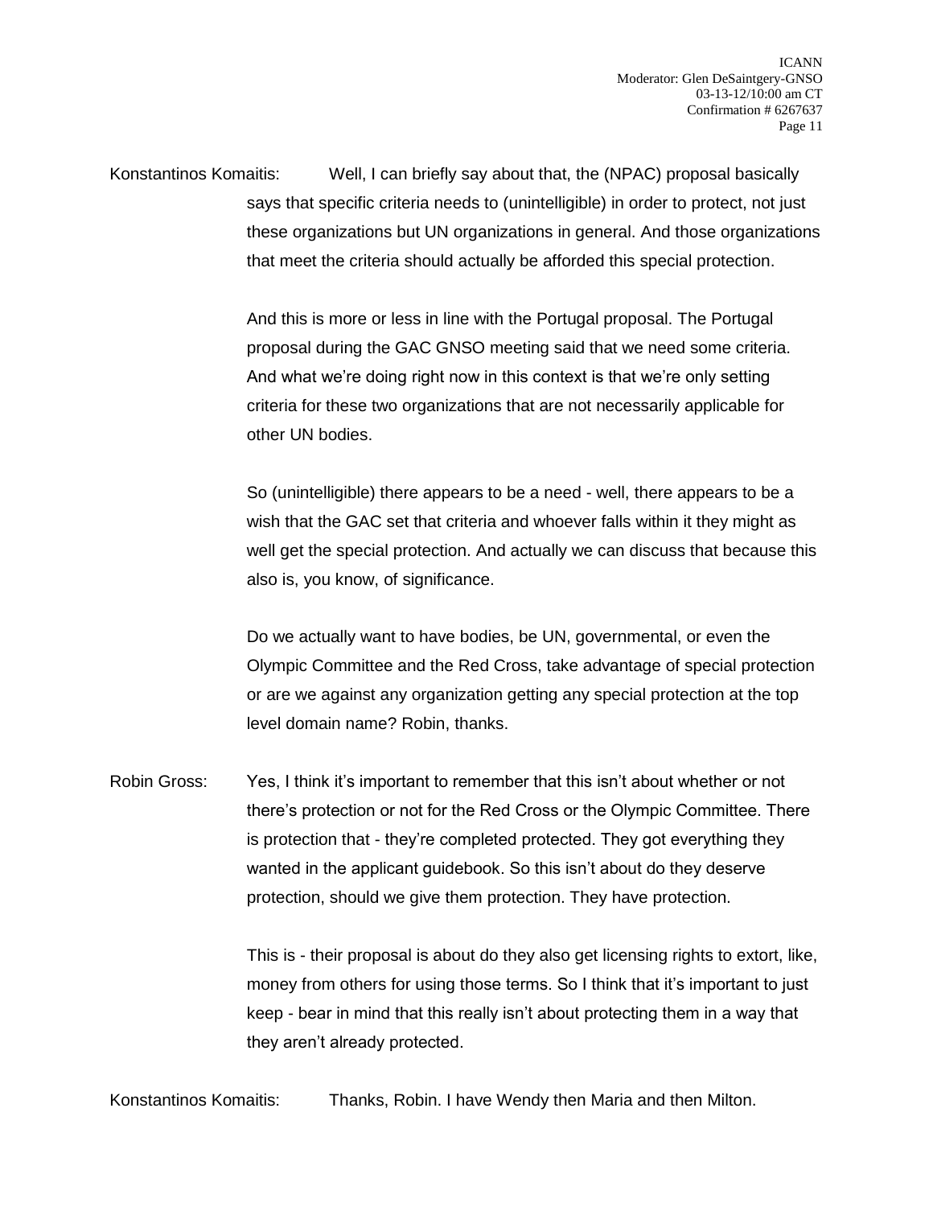Konstantinos Komaitis: Well, I can briefly say about that, the (NPAC) proposal basically says that specific criteria needs to (unintelligible) in order to protect, not just these organizations but UN organizations in general. And those organizations that meet the criteria should actually be afforded this special protection.

And this is more or less in line with the Portugal proposal. The Portugal proposal during the GAC GNSO meeting said that we need some criteria. And what we're doing right now in this context is that we're only setting criteria for these two organizations that are not necessarily applicable for other UN bodies.

So (unintelligible) there appears to be a need - well, there appears to be a wish that the GAC set that criteria and whoever falls within it they might as well get the special protection. And actually we can discuss that because this also is, you know, of significance.

Do we actually want to have bodies, be UN, governmental, or even the Olympic Committee and the Red Cross, take advantage of special protection or are we against any organization getting any special protection at the top level domain name? Robin, thanks.

Robin Gross: Yes, I think it's important to remember that this isn't about whether or not there's protection or not for the Red Cross or the Olympic Committee. There is protection that - they're completed protected. They got everything they wanted in the applicant guidebook. So this isn't about do they deserve protection, should we give them protection. They have protection.

This is - their proposal is about do they also get licensing rights to extort, like, money from others for using those terms. So I think that it's important to just keep - bear in mind that this really isn't about protecting them in a way that they aren't already protected.

Konstantinos Komaitis: Thanks, Robin. I have Wendy then Maria and then Milton.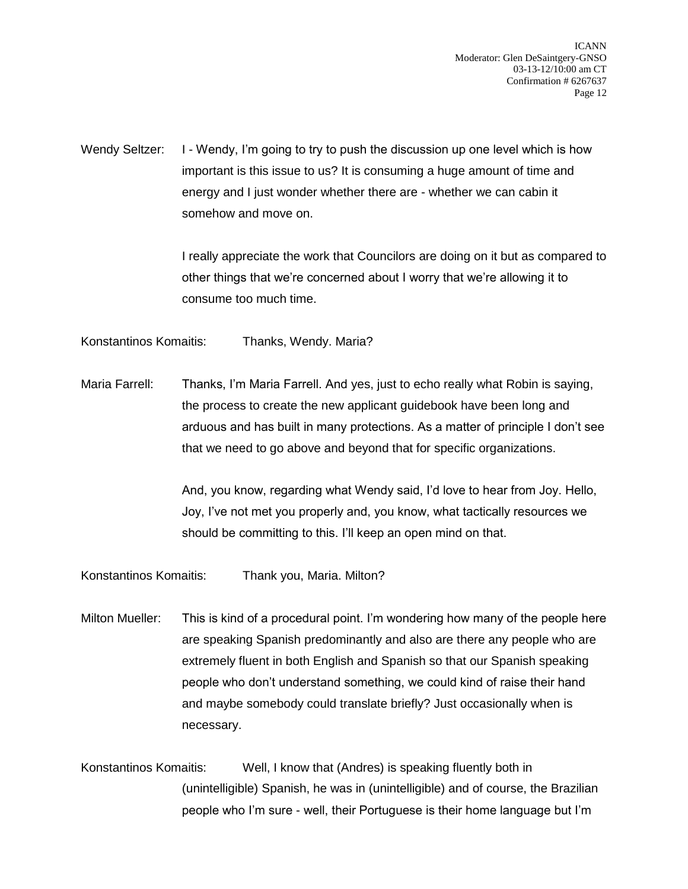Wendy Seltzer: I - Wendy, I'm going to try to push the discussion up one level which is how important is this issue to us? It is consuming a huge amount of time and energy and I just wonder whether there are - whether we can cabin it somehow and move on.

I really appreciate the work that Councilors are doing on it but as compared to other things that we're concerned about I worry that we're allowing it to consume too much time.

Konstantinos Komaitis: Thanks, Wendy. Maria?

Maria Farrell: Thanks, I'm Maria Farrell. And yes, just to echo really what Robin is saying, the process to create the new applicant guidebook have been long and arduous and has built in many protections. As a matter of principle I don't see that we need to go above and beyond that for specific organizations.

And, you know, regarding what Wendy said, I'd love to hear from Joy. Hello, Joy, I've not met you properly and, you know, what tactically resources we should be committing to this. I'll keep an open mind on that.

Konstantinos Komaitis: Thank you, Maria. Milton?

Milton Mueller: This is kind of a procedural point. I'm wondering how many of the people here are speaking Spanish predominantly and also are there any people who are extremely fluent in both English and Spanish so that our Spanish speaking people who don't understand something, we could kind of raise their hand and maybe somebody could translate briefly? Just occasionally when is necessary.

Konstantinos Komaitis: Well, I know that (Andres) is speaking fluently both in (unintelligible) Spanish, he was in (unintelligible) and of course, the Brazilian people who I'm sure - well, their Portuguese is their home language but I'm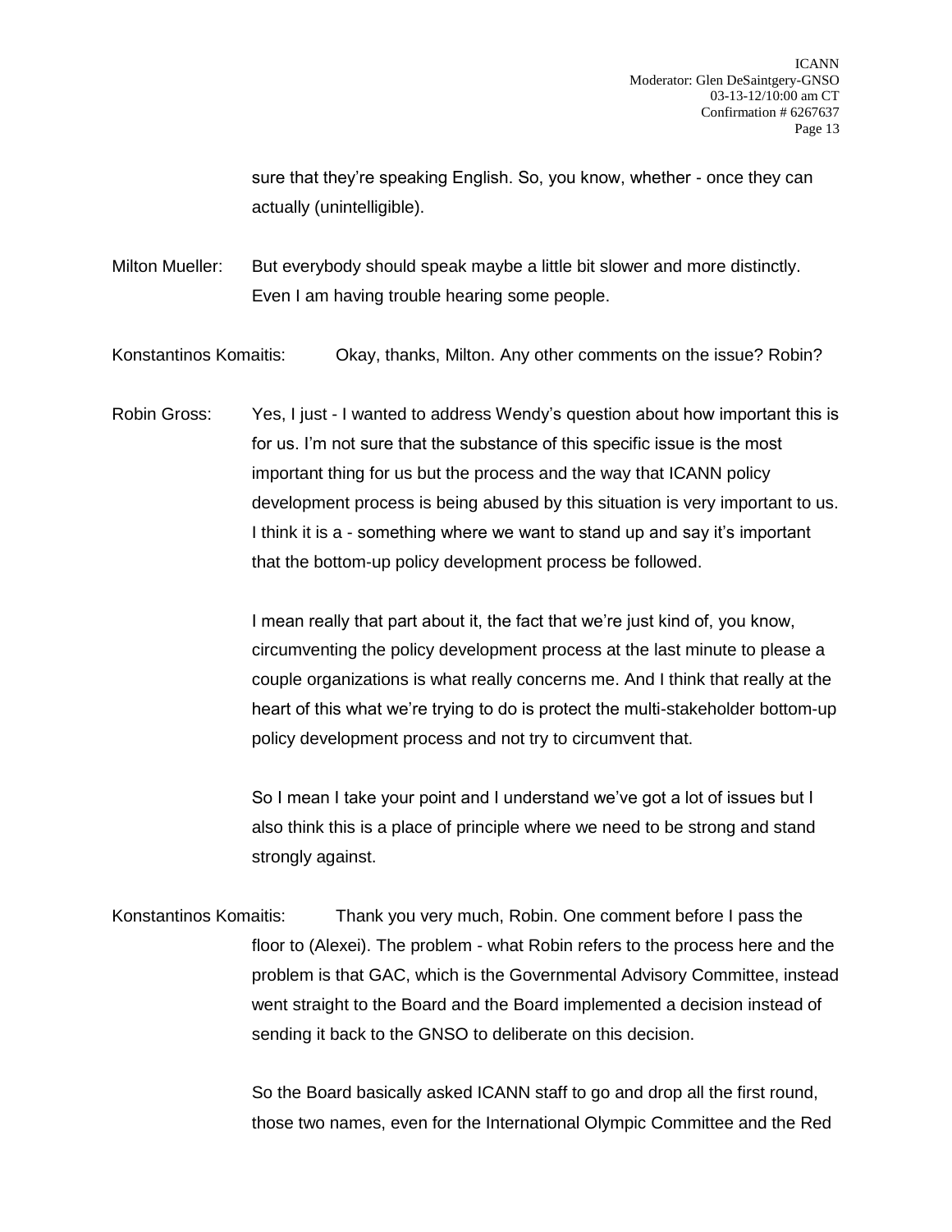sure that they're speaking English. So, you know, whether - once they can actually (unintelligible).

Milton Mueller: But everybody should speak maybe a little bit slower and more distinctly. Even I am having trouble hearing some people.

Konstantinos Komaitis: Okay, thanks, Milton. Any other comments on the issue? Robin?

Robin Gross: Yes, I just - I wanted to address Wendy's question about how important this is for us. I'm not sure that the substance of this specific issue is the most important thing for us but the process and the way that ICANN policy development process is being abused by this situation is very important to us. I think it is a - something where we want to stand up and say it's important that the bottom-up policy development process be followed.

I mean really that part about it, the fact that we're just kind of, you know, circumventing the policy development process at the last minute to please a couple organizations is what really concerns me. And I think that really at the heart of this what we're trying to do is protect the multi-stakeholder bottom-up policy development process and not try to circumvent that.

So I mean I take your point and I understand we've got a lot of issues but I also think this is a place of principle where we need to be strong and stand strongly against.

Konstantinos Komaitis: Thank you very much, Robin. One comment before I pass the floor to (Alexei). The problem - what Robin refers to the process here and the problem is that GAC, which is the Governmental Advisory Committee, instead went straight to the Board and the Board implemented a decision instead of sending it back to the GNSO to deliberate on this decision.

So the Board basically asked ICANN staff to go and drop all the first round, those two names, even for the International Olympic Committee and the Red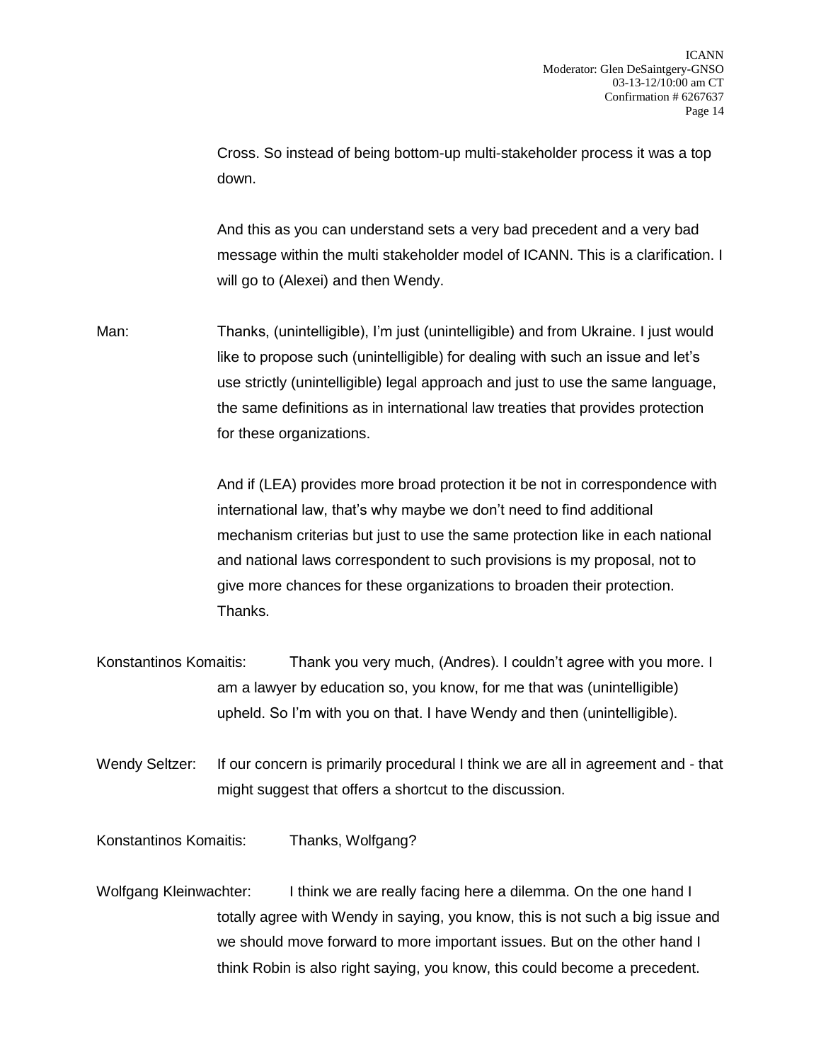Cross. So instead of being bottom-up multi-stakeholder process it was a top down.

And this as you can understand sets a very bad precedent and a very bad message within the multi stakeholder model of ICANN. This is a clarification. I will go to (Alexei) and then Wendy.

Man: Thanks, (unintelligible), I'm just (unintelligible) and from Ukraine. I just would like to propose such (unintelligible) for dealing with such an issue and let's use strictly (unintelligible) legal approach and just to use the same language, the same definitions as in international law treaties that provides protection for these organizations.

And if (LEA) provides more broad protection it be not in correspondence with international law, that's why maybe we don't need to find additional mechanism criterias but just to use the same protection like in each national and national laws correspondent to such provisions is my proposal, not to give more chances for these organizations to broaden their protection. Thanks.

Konstantinos Komaitis: Thank you very much, (Andres). I couldn't agree with you more. I am a lawyer by education so, you know, for me that was (unintelligible) upheld. So I'm with you on that. I have Wendy and then (unintelligible).

Wendy Seltzer: If our concern is primarily procedural I think we are all in agreement and - that might suggest that offers a shortcut to the discussion.

Konstantinos Komaitis: Thanks, Wolfgang?

Wolfgang Kleinwachter: I think we are really facing here a dilemma. On the one hand I totally agree with Wendy in saying, you know, this is not such a big issue and we should move forward to more important issues. But on the other hand I think Robin is also right saying, you know, this could become a precedent.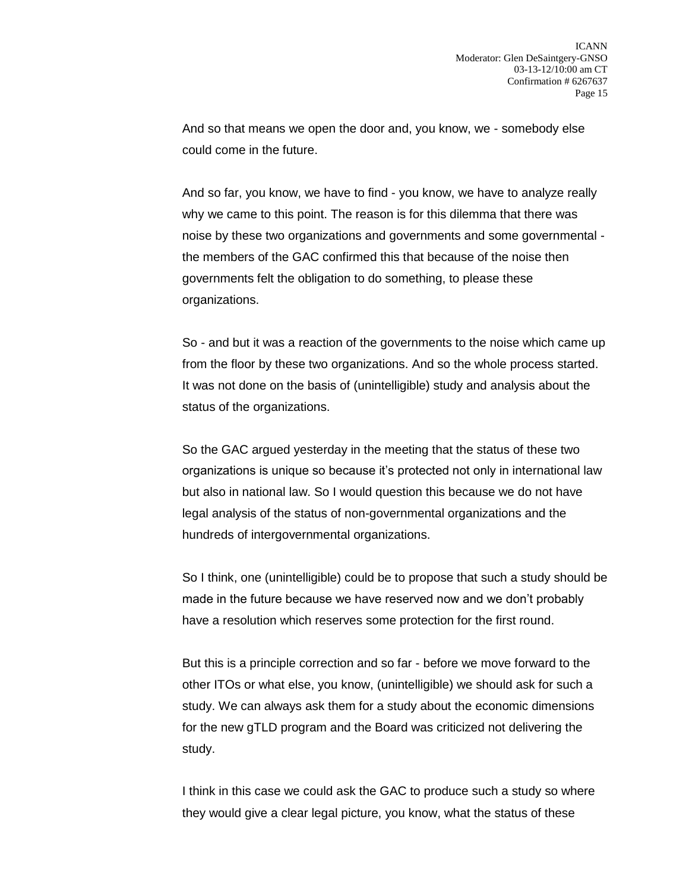And so that means we open the door and, you know, we - somebody else could come in the future.

And so far, you know, we have to find - you know, we have to analyze really why we came to this point. The reason is for this dilemma that there was noise by these two organizations and governments and some governmental - the members of the GAC confirmed this that because of the noise then governments felt the obligation to do something, to please these organizations.

So - and but it was a reaction of the governments to the noise which came up from the floor by these two organizations. And so the whole process started. It was not done on the basis of (unintelligible) study and analysis about the status of the organizations.

So the GAC argued yesterday in the meeting that the status of these two organizations is unique so because it's protected not only in international law but also in national law. So I would question this because we do not have legal analysis of the status of non-governmental organizations and the hundreds of intergovernmental organizations.

So I think, one (unintelligible) could be to propose that such a study should be made in the future because we have reserved now and we don't probably have a resolution which reserves some protection for the first round.

But this is a principle correction and so far - before we move forward to the other ITOs or what else, you know, (unintelligible) we should ask for such a study. We can always ask them for a study about the economic dimensions for the new gTLD program and the Board was criticized not delivering the study.

I think in this case we could ask the GAC to produce such a study so where they would give a clear legal picture, you know, what the status of these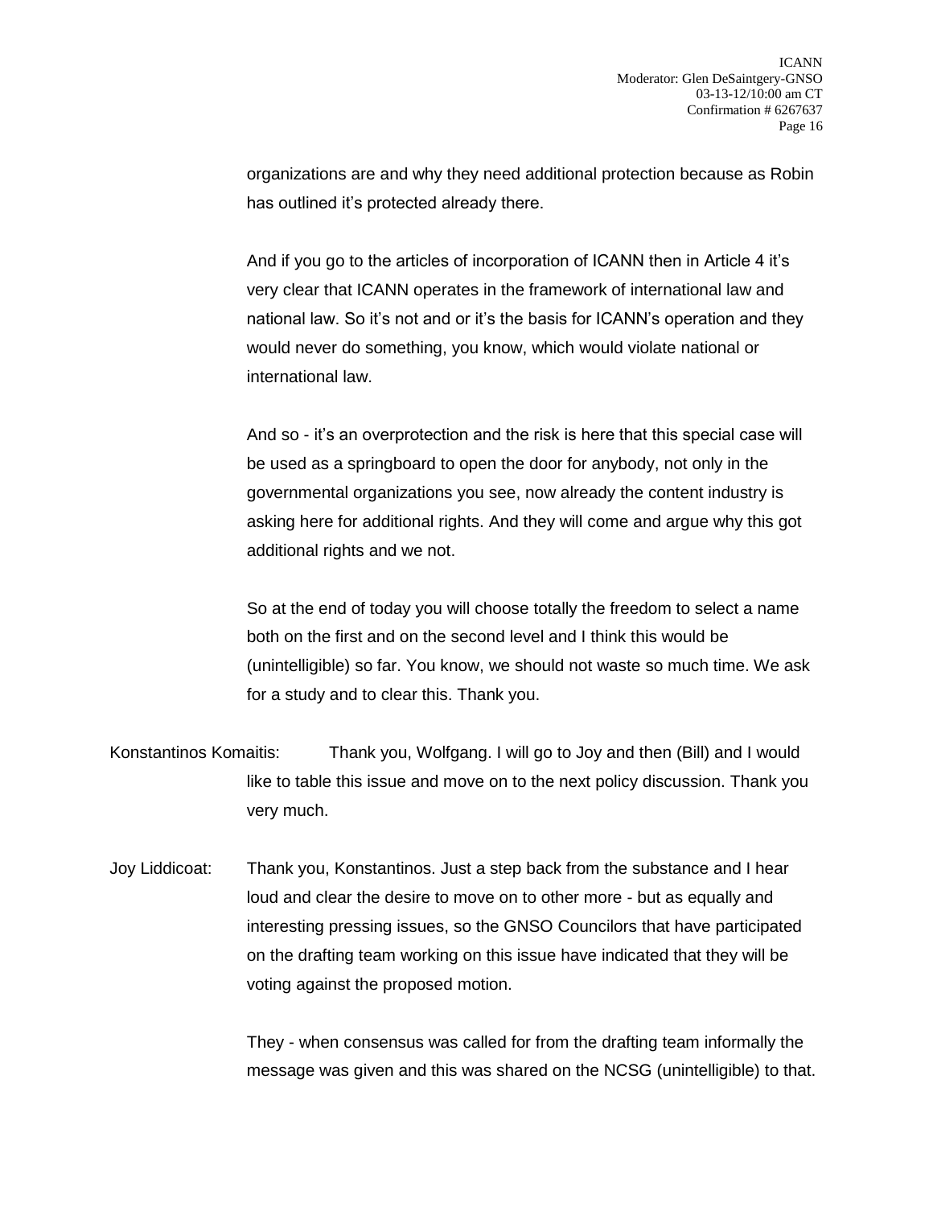organizations are and why they need additional protection because as Robin has outlined it's protected already there.

And if you go to the articles of incorporation of ICANN then in Article 4 it's very clear that ICANN operates in the framework of international law and national law. So it's not and or it's the basis for ICANN's operation and they would never do something, you know, which would violate national or international law.

And so - it's an overprotection and the risk is here that this special case will be used as a springboard to open the door for anybody, not only in the governmental organizations you see, now already the content industry is asking here for additional rights. And they will come and argue why this got additional rights and we not.

So at the end of today you will choose totally the freedom to select a name both on the first and on the second level and I think this would be (unintelligible) so far. You know, we should not waste so much time. We ask for a study and to clear this. Thank you.

Konstantinos Komaitis: Thank you, Wolfgang. I will go to Joy and then (Bill) and I would like to table this issue and move on to the next policy discussion. Thank you very much.

Joy Liddicoat: Thank you, Konstantinos. Just a step back from the substance and I hear loud and clear the desire to move on to other more - but as equally and interesting pressing issues, so the GNSO Councilors that have participated on the drafting team working on this issue have indicated that they will be voting against the proposed motion.

They - when consensus was called for from the drafting team informally the message was given and this was shared on the NCSG (unintelligible) to that.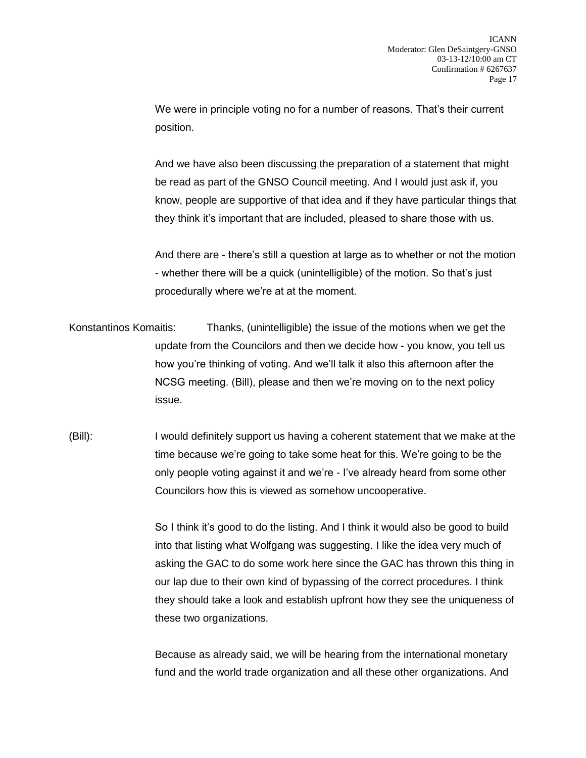We were in principle voting no for a number of reasons. That's their current position.

And we have also been discussing the preparation of a statement that might be read as part of the GNSO Council meeting. And I would just ask if, you know, people are supportive of that idea and if they have particular things that they think it's important that are included, pleased to share those with us.

And there are - there's still a question at large as to whether or not the motion - whether there will be a quick (unintelligible) of the motion. So that's just procedurally where we're at at the moment.

Konstantinos Komaitis: Thanks, (unintelligible) the issue of the motions when we get the update from the Councilors and then we decide how - you know, you tell us how you're thinking of voting. And we'll talk it also this afternoon after the NCSG meeting. (Bill), please and then we're moving on to the next policy issue.

(Bill): I would definitely support us having a coherent statement that we make at the time because we're going to take some heat for this. We're going to be the only people voting against it and we're - I've already heard from some other Councilors how this is viewed as somehow uncooperative.

So I think it's good to do the listing. And I think it would also be good to build into that listing what Wolfgang was suggesting. I like the idea very much of asking the GAC to do some work here since the GAC has thrown this thing in our lap due to their own kind of bypassing of the correct procedures. I think they should take a look and establish upfront how they see the uniqueness of these two organizations.

Because as already said, we will be hearing from the international monetary fund and the world trade organization and all these other organizations. And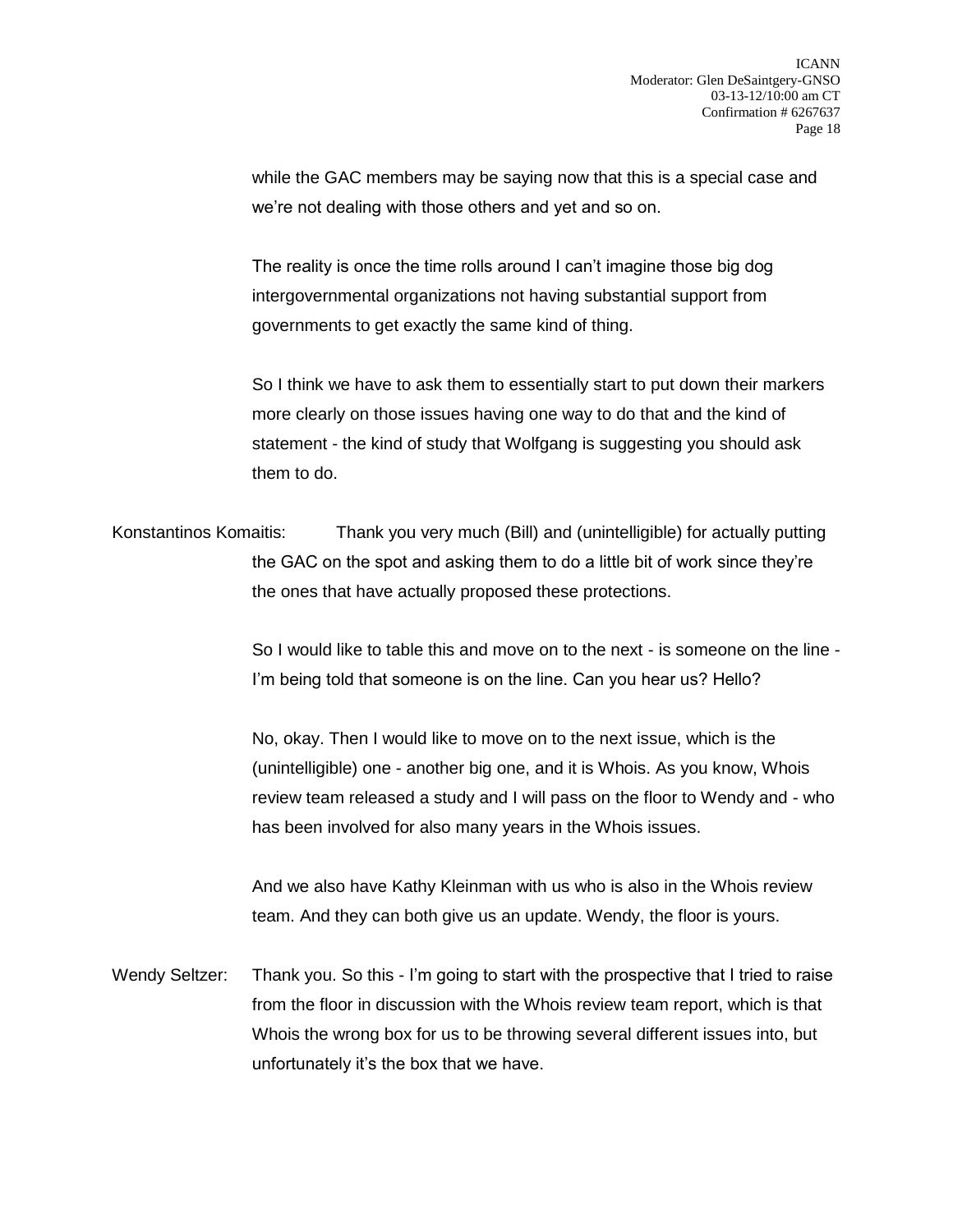while the GAC members may be saying now that this is a special case and we're not dealing with those others and yet and so on.

The reality is once the time rolls around I can't imagine those big dog intergovernmental organizations not having substantial support from governments to get exactly the same kind of thing.

So I think we have to ask them to essentially start to put down their markers more clearly on those issues having one way to do that and the kind of statement - the kind of study that Wolfgang is suggesting you should ask them to do.

Konstantinos Komaitis: Thank you very much (Bill) and (unintelligible) for actually putting the GAC on the spot and asking them to do a little bit of work since they're the ones that have actually proposed these protections.

So I would like to table this and move on to the next - is someone on the line - I'm being told that someone is on the line. Can you hear us? Hello?

No, okay. Then I would like to move on to the next issue, which is the (unintelligible) one - another big one, and it is Whois. As you know, Whois review team released a study and I will pass on the floor to Wendy and - who has been involved for also many years in the Whois issues.

And we also have Kathy Kleinman with us who is also in the Whois review team. And they can both give us an update. Wendy, the floor is yours.

Wendy Seltzer: Thank you. So this - I'm going to start with the prospective that I tried to raise from the floor in discussion with the Whois review team report, which is that Whois the wrong box for us to be throwing several different issues into, but unfortunately it's the box that we have.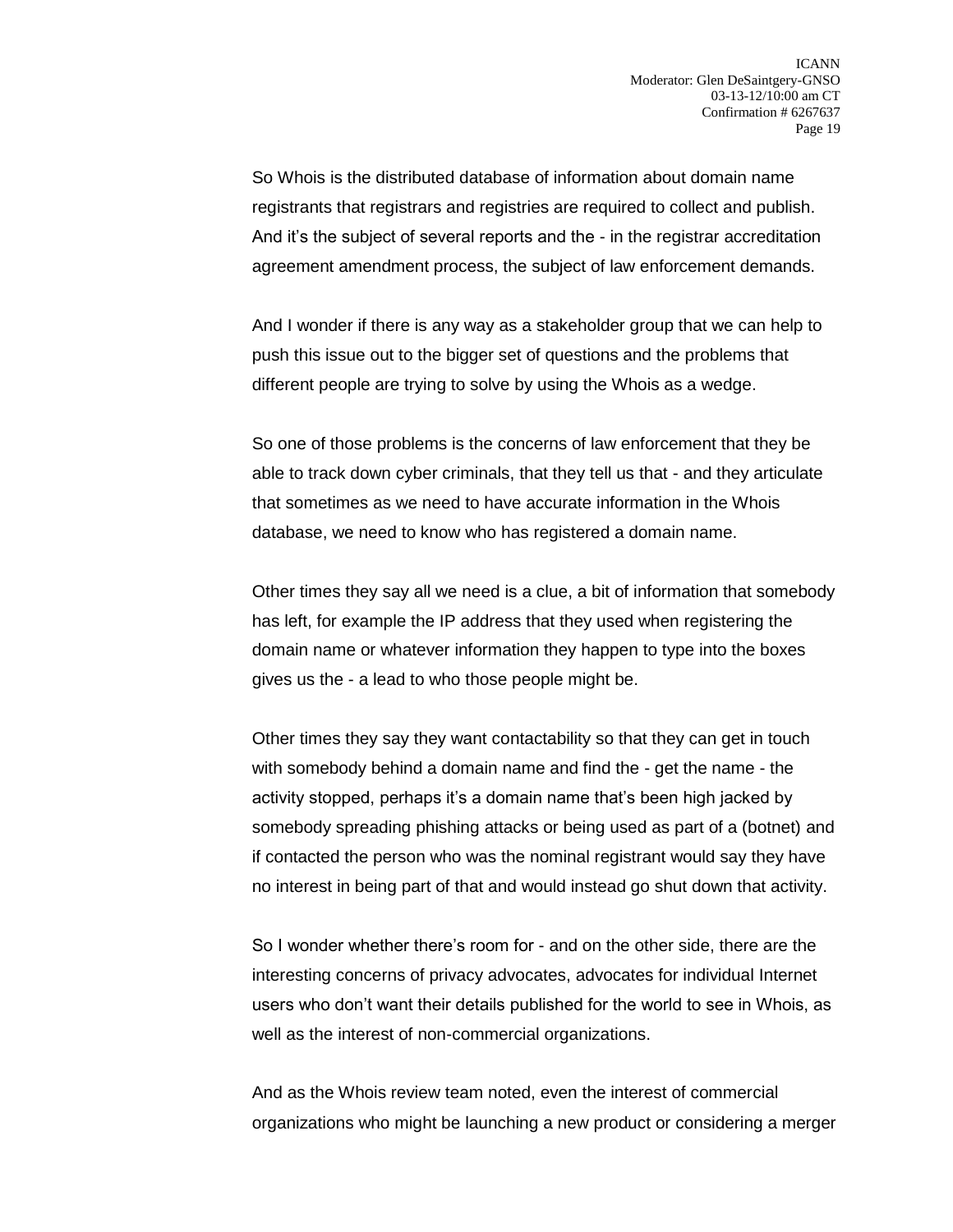So Whois is the distributed database of information about domain name registrants that registrars and registries are required to collect and publish. And it's the subject of several reports and the - in the registrar accreditation agreement amendment process, the subject of law enforcement demands.

And I wonder if there is any way as a stakeholder group that we can help to push this issue out to the bigger set of questions and the problems that different people are trying to solve by using the Whois as a wedge.

So one of those problems is the concerns of law enforcement that they be able to track down cyber criminals, that they tell us that - and they articulate that sometimes as we need to have accurate information in the Whois database, we need to know who has registered a domain name.

Other times they say all we need is a clue, a bit of information that somebody has left, for example the IP address that they used when registering the domain name or whatever information they happen to type into the boxes gives us the - a lead to who those people might be.

Other times they say they want contactability so that they can get in touch with somebody behind a domain name and find the - get the name - the activity stopped, perhaps it's a domain name that's been high jacked by somebody spreading phishing attacks or being used as part of a (botnet) and if contacted the person who was the nominal registrant would say they have no interest in being part of that and would instead go shut down that activity.

So I wonder whether there's room for - and on the other side, there are the interesting concerns of privacy advocates, advocates for individual Internet users who don't want their details published for the world to see in Whois, as well as the interest of non-commercial organizations.

And as the Whois review team noted, even the interest of commercial organizations who might be launching a new product or considering a merger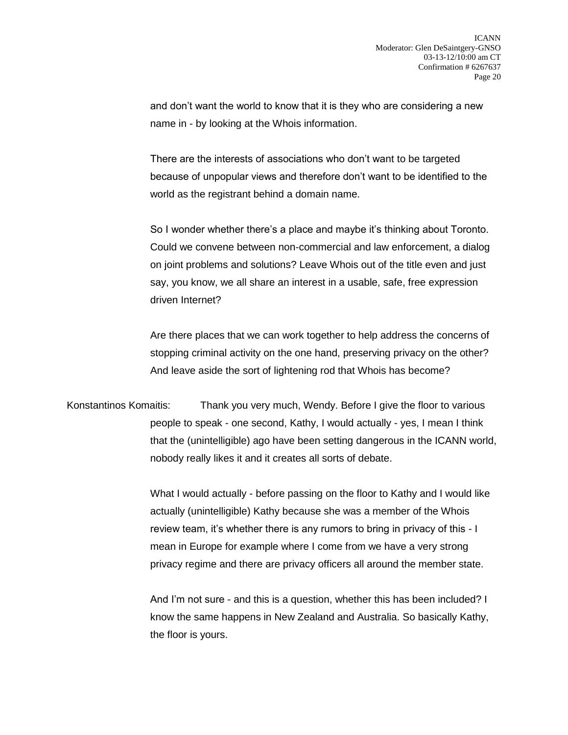and don't want the world to know that it is they who are considering a new name in - by looking at the Whois information.

There are the interests of associations who don't want to be targeted because of unpopular views and therefore don't want to be identified to the world as the registrant behind a domain name.

So I wonder whether there's a place and maybe it's thinking about Toronto. Could we convene between non-commercial and law enforcement, a dialog on joint problems and solutions? Leave Whois out of the title even and just say, you know, we all share an interest in a usable, safe, free expression driven Internet?

Are there places that we can work together to help address the concerns of stopping criminal activity on the one hand, preserving privacy on the other? And leave aside the sort of lightening rod that Whois has become?

Konstantinos Komaitis: Thank you very much, Wendy. Before I give the floor to various people to speak - one second, Kathy, I would actually - yes, I mean I think that the (unintelligible) ago have been setting dangerous in the ICANN world, nobody really likes it and it creates all sorts of debate.

What I would actually - before passing on the floor to Kathy and I would like actually (unintelligible) Kathy because she was a member of the Whois review team, it's whether there is any rumors to bring in privacy of this - I mean in Europe for example where I come from we have a very strong privacy regime and there are privacy officers all around the member state.

And I'm not sure - and this is a question, whether this has been included? I know the same happens in New Zealand and Australia. So basically Kathy, the floor is yours.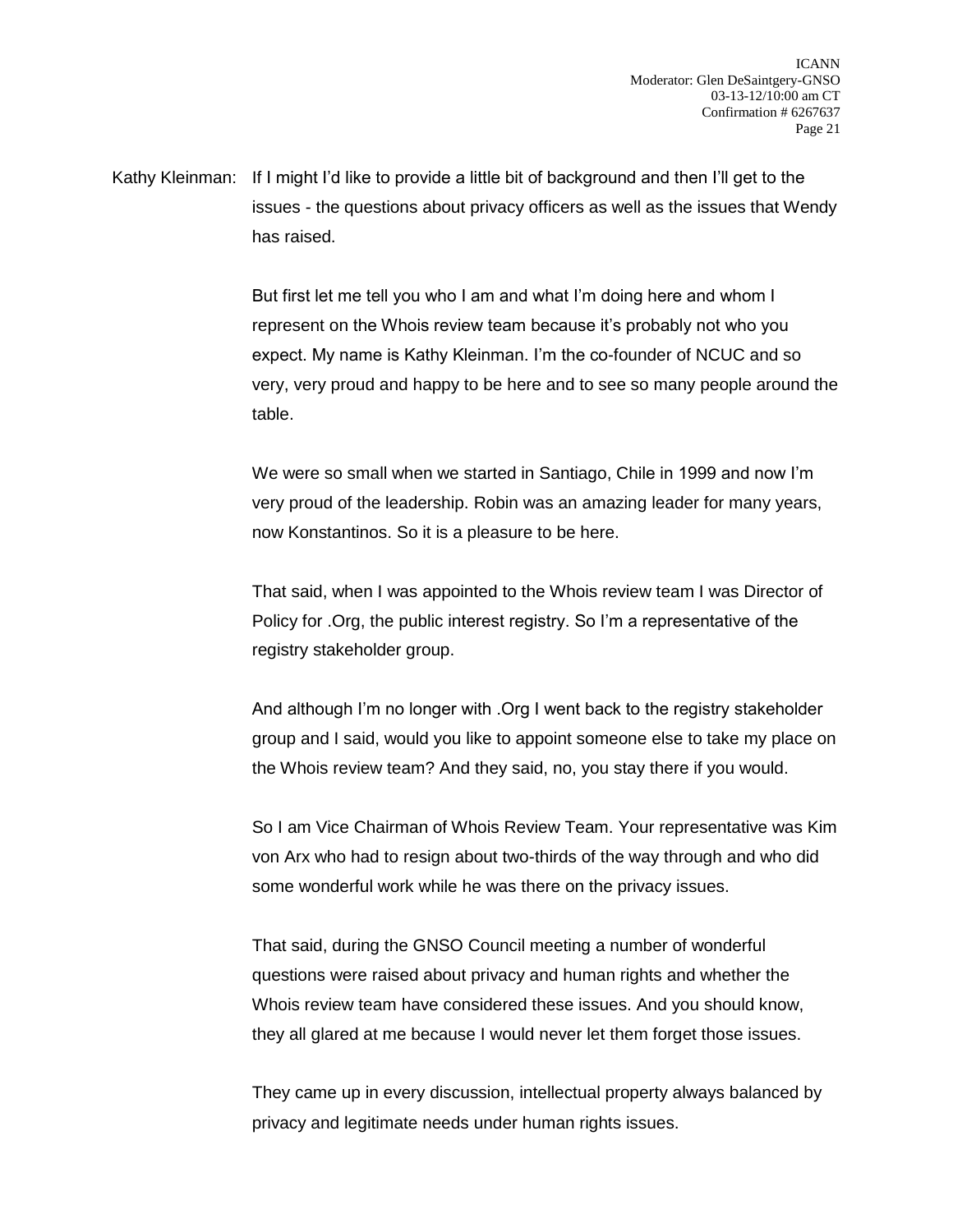Kathy Kleinman: If I might I'd like to provide a little bit of background and then I'll get to the issues - the questions about privacy officers as well as the issues that Wendy has raised.

But first let me tell you who I am and what I'm doing here and whom I represent on the Whois review team because it's probably not who you expect. My name is Kathy Kleinman. I'm the co-founder of NCUC and so very, very proud and happy to be here and to see so many people around the table.

We were so small when we started in Santiago, Chile in 1999 and now I'm very proud of the leadership. Robin was an amazing leader for many years, now Konstantinos. So it is a pleasure to be here.

That said, when I was appointed to the Whois review team I was Director of Policy for .Org, the public interest registry. So I'm a representative of the registry stakeholder group.

And although I'm no longer with .Org I went back to the registry stakeholder group and I said, would you like to appoint someone else to take my place on the Whois review team? And they said, no, you stay there if you would.

So I am Vice Chairman of Whois Review Team. Your representative was Kim von Arx who had to resign about two-thirds of the way through and who did some wonderful work while he was there on the privacy issues.

That said, during the GNSO Council meeting a number of wonderful questions were raised about privacy and human rights and whether the Whois review team have considered these issues. And you should know, they all glared at me because I would never let them forget those issues.

They came up in every discussion, intellectual property always balanced by privacy and legitimate needs under human rights issues.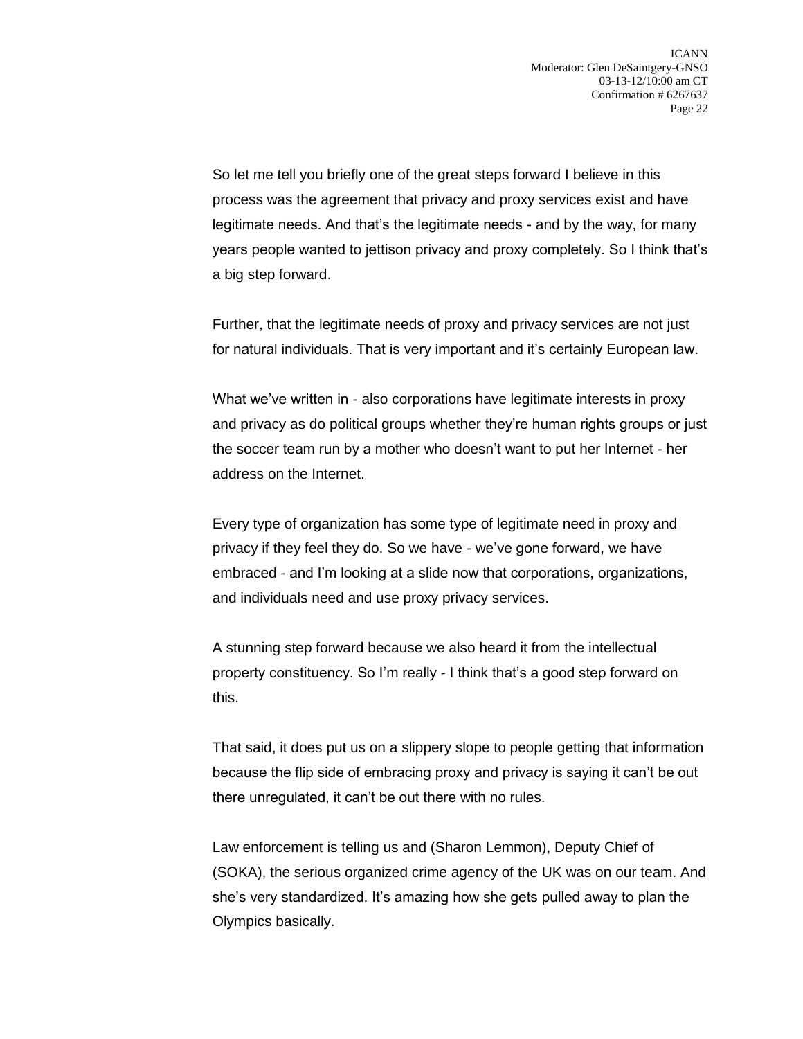So let me tell you briefly one of the great steps forward I believe in this process was the agreement that privacy and proxy services exist and have legitimate needs. And that's the legitimate needs - and by the way, for many years people wanted to jettison privacy and proxy completely. So I think that's a big step forward.

Further, that the legitimate needs of proxy and privacy services are not just for natural individuals. That is very important and it's certainly European law.

What we've written in - also corporations have legitimate interests in proxy and privacy as do political groups whether they're human rights groups or just the soccer team run by a mother who doesn't want to put her Internet - her address on the Internet.

Every type of organization has some type of legitimate need in proxy and privacy if they feel they do. So we have - we've gone forward, we have embraced - and I'm looking at a slide now that corporations, organizations, and individuals need and use proxy privacy services.

A stunning step forward because we also heard it from the intellectual property constituency. So I'm really - I think that's a good step forward on this.

That said, it does put us on a slippery slope to people getting that information because the flip side of embracing proxy and privacy is saying it can't be out there unregulated, it can't be out there with no rules.

Law enforcement is telling us and (Sharon Lemmon), Deputy Chief of (SOKA), the serious organized crime agency of the UK was on our team. And she's very standardized. It's amazing how she gets pulled away to plan the Olympics basically.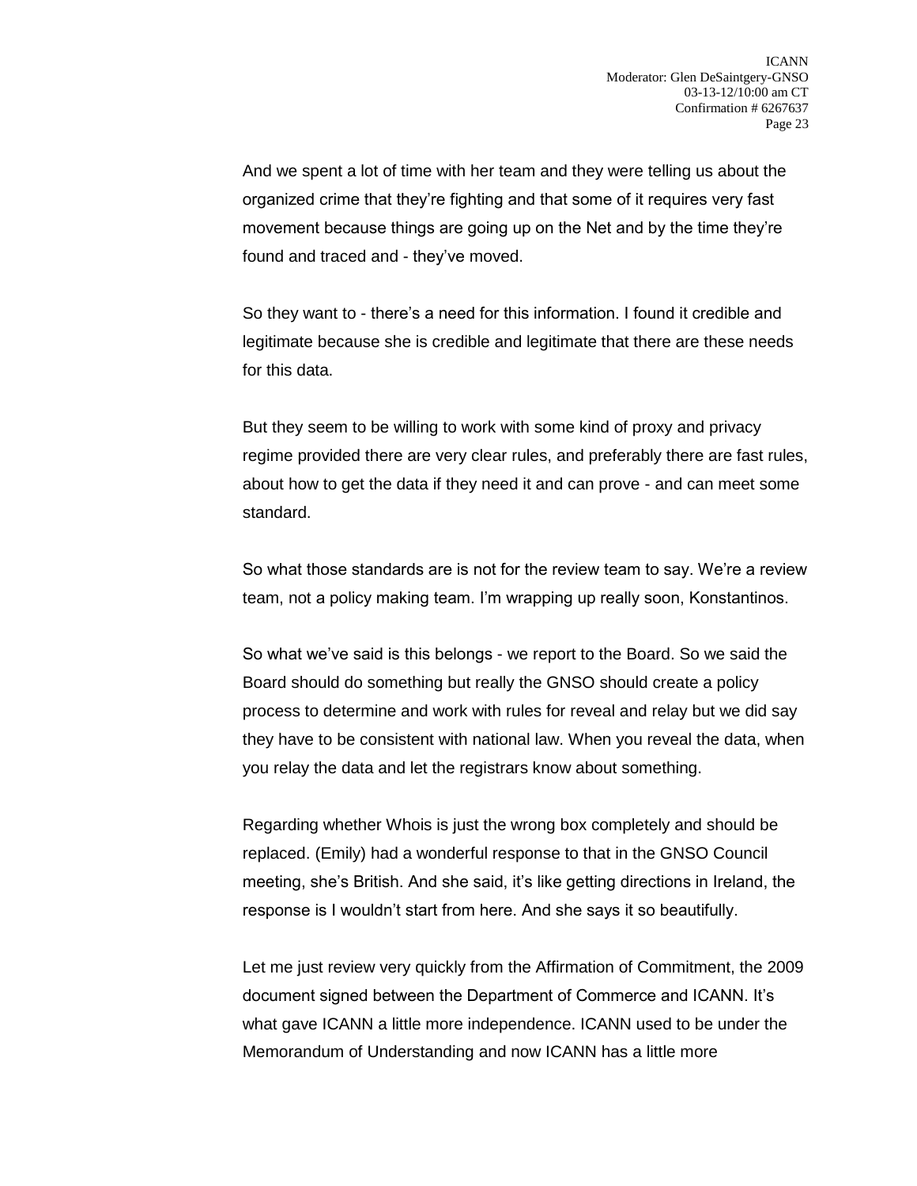And we spent a lot of time with her team and they were telling us about the organized crime that they're fighting and that some of it requires very fast movement because things are going up on the Net and by the time they're found and traced and - they've moved.

So they want to - there's a need for this information. I found it credible and legitimate because she is credible and legitimate that there are these needs for this data.

But they seem to be willing to work with some kind of proxy and privacy regime provided there are very clear rules, and preferably there are fast rules, about how to get the data if they need it and can prove - and can meet some standard.

So what those standards are is not for the review team to say. We're a review team, not a policy making team. I'm wrapping up really soon, Konstantinos.

So what we've said is this belongs - we report to the Board. So we said the Board should do something but really the GNSO should create a policy process to determine and work with rules for reveal and relay but we did say they have to be consistent with national law. When you reveal the data, when you relay the data and let the registrars know about something.

Regarding whether Whois is just the wrong box completely and should be replaced. (Emily) had a wonderful response to that in the GNSO Council meeting, she's British. And she said, it's like getting directions in Ireland, the response is I wouldn't start from here. And she says it so beautifully.

Let me just review very quickly from the Affirmation of Commitment, the 2009 document signed between the Department of Commerce and ICANN. It's what gave ICANN a little more independence. ICANN used to be under the Memorandum of Understanding and now ICANN has a little more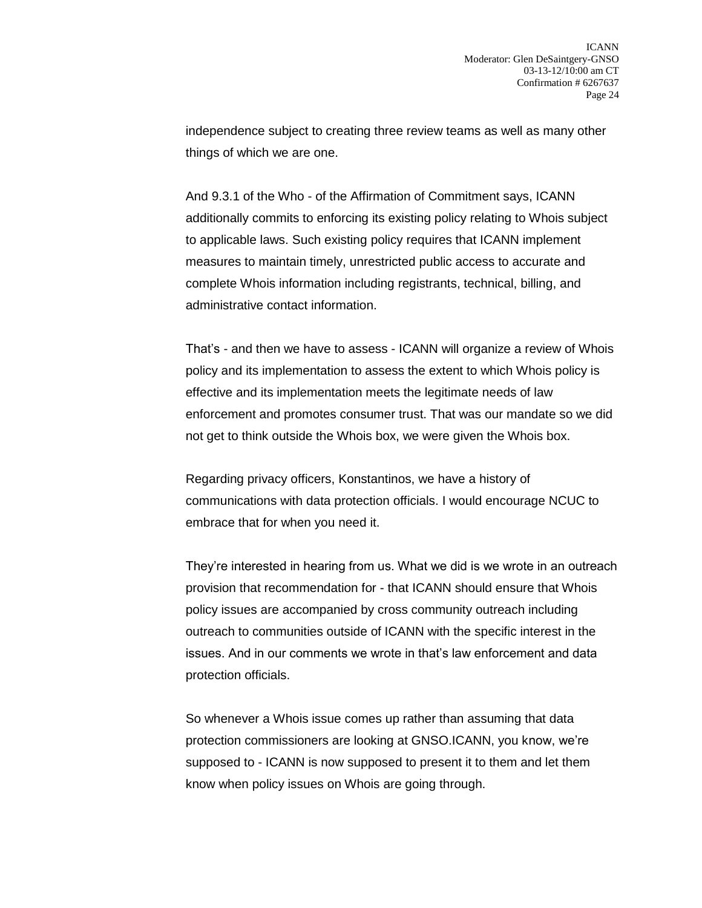independence subject to creating three review teams as well as many other things of which we are one.

And 9.3.1 of the Who - of the Affirmation of Commitment says, ICANN additionally commits to enforcing its existing policy relating to Whois subject to applicable laws. Such existing policy requires that ICANN implement measures to maintain timely, unrestricted public access to accurate and complete Whois information including registrants, technical, billing, and administrative contact information.

That's - and then we have to assess - ICANN will organize a review of Whois policy and its implementation to assess the extent to which Whois policy is effective and its implementation meets the legitimate needs of law enforcement and promotes consumer trust. That was our mandate so we did not get to think outside the Whois box, we were given the Whois box.

Regarding privacy officers, Konstantinos, we have a history of communications with data protection officials. I would encourage NCUC to embrace that for when you need it.

They're interested in hearing from us. What we did is we wrote in an outreach provision that recommendation for - that ICANN should ensure that Whois policy issues are accompanied by cross community outreach including outreach to communities outside of ICANN with the specific interest in the issues. And in our comments we wrote in that's law enforcement and data protection officials.

So whenever a Whois issue comes up rather than assuming that data protection commissioners are looking at GNSO.ICANN, you know, we're supposed to - ICANN is now supposed to present it to them and let them know when policy issues on Whois are going through.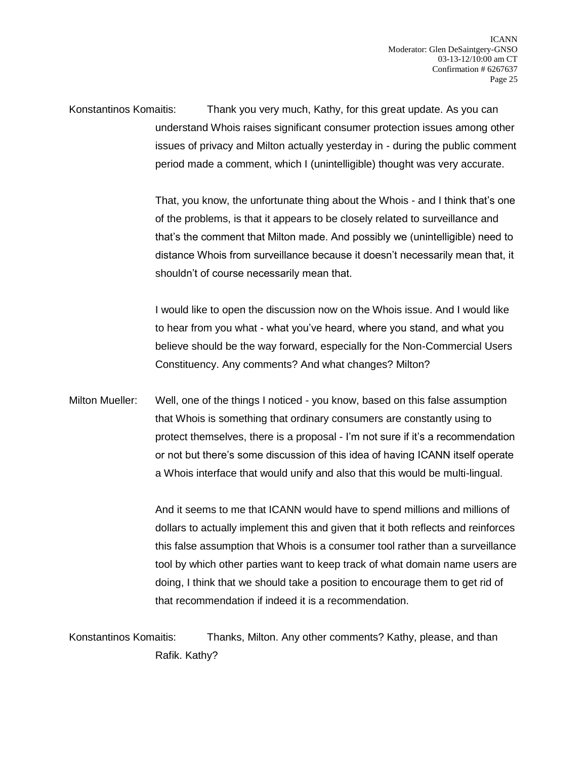Konstantinos Komaitis: Thank you very much, Kathy, for this great update. As you can understand Whois raises significant consumer protection issues among other issues of privacy and Milton actually yesterday in - during the public comment period made a comment, which I (unintelligible) thought was very accurate.

That, you know, the unfortunate thing about the Whois - and I think that's one of the problems, is that it appears to be closely related to surveillance and that's the comment that Milton made. And possibly we (unintelligible) need to distance Whois from surveillance because it doesn't necessarily mean that, it shouldn't of course necessarily mean that.

I would like to open the discussion now on the Whois issue. And I would like to hear from you what - what you've heard, where you stand, and what you believe should be the way forward, especially for the Non-Commercial Users Constituency. Any comments? And what changes? Milton?

Milton Mueller: Well, one of the things I noticed - you know, based on this false assumption that Whois is something that ordinary consumers are constantly using to protect themselves, there is a proposal - I'm not sure if it's a recommendation or not but there's some discussion of this idea of having ICANN itself operate a Whois interface that would unify and also that this would be multi-lingual.

And it seems to me that ICANN would have to spend millions and millions of dollars to actually implement this and given that it both reflects and reinforces this false assumption that Whois is a consumer tool rather than a surveillance tool by which other parties want to keep track of what domain name users are doing, I think that we should take a position to encourage them to get rid of that recommendation if indeed it is a recommendation.

Konstantinos Komaitis: Thanks, Milton. Any other comments? Kathy, please, and than Rafik. Kathy?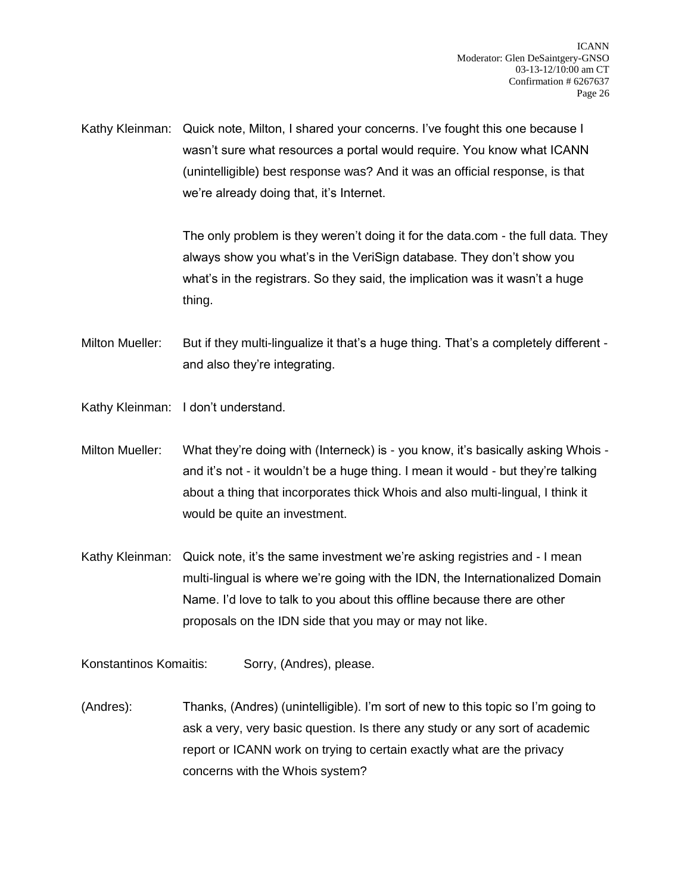Kathy Kleinman: Quick note, Milton, I shared your concerns. I've fought this one because I wasn't sure what resources a portal would require. You know what ICANN (unintelligible) best response was? And it was an official response, is that we're already doing that, it's Internet.

The only problem is they weren't doing it for the data.com - the full data. They always show you what's in the VeriSign database. They don't show you what's in the registrars. So they said, the implication was it wasn't a huge thing.

Milton Mueller: But if they multi-lingualize it that's a huge thing. That's a completely different - and also they're integrating.

Kathy Kleinman: I don't understand.

Milton Mueller: What they're doing with (Interneck) is - you know, it's basically asking Whois - and it's not - it wouldn't be a huge thing. I mean it would - but they're talking about a thing that incorporates thick Whois and also multi-lingual, I think it would be quite an investment.

Kathy Kleinman: Quick note, it's the same investment we're asking registries and - I mean multi-lingual is where we're going with the IDN, the Internationalized Domain Name. I'd love to talk to you about this offline because there are other proposals on the IDN side that you may or may not like.

Konstantinos Komaitis: Sorry, (Andres), please.

(Andres): Thanks, (Andres) (unintelligible). I'm sort of new to this topic so I'm going to ask a very, very basic question. Is there any study or any sort of academic report or ICANN work on trying to certain exactly what are the privacy concerns with the Whois system?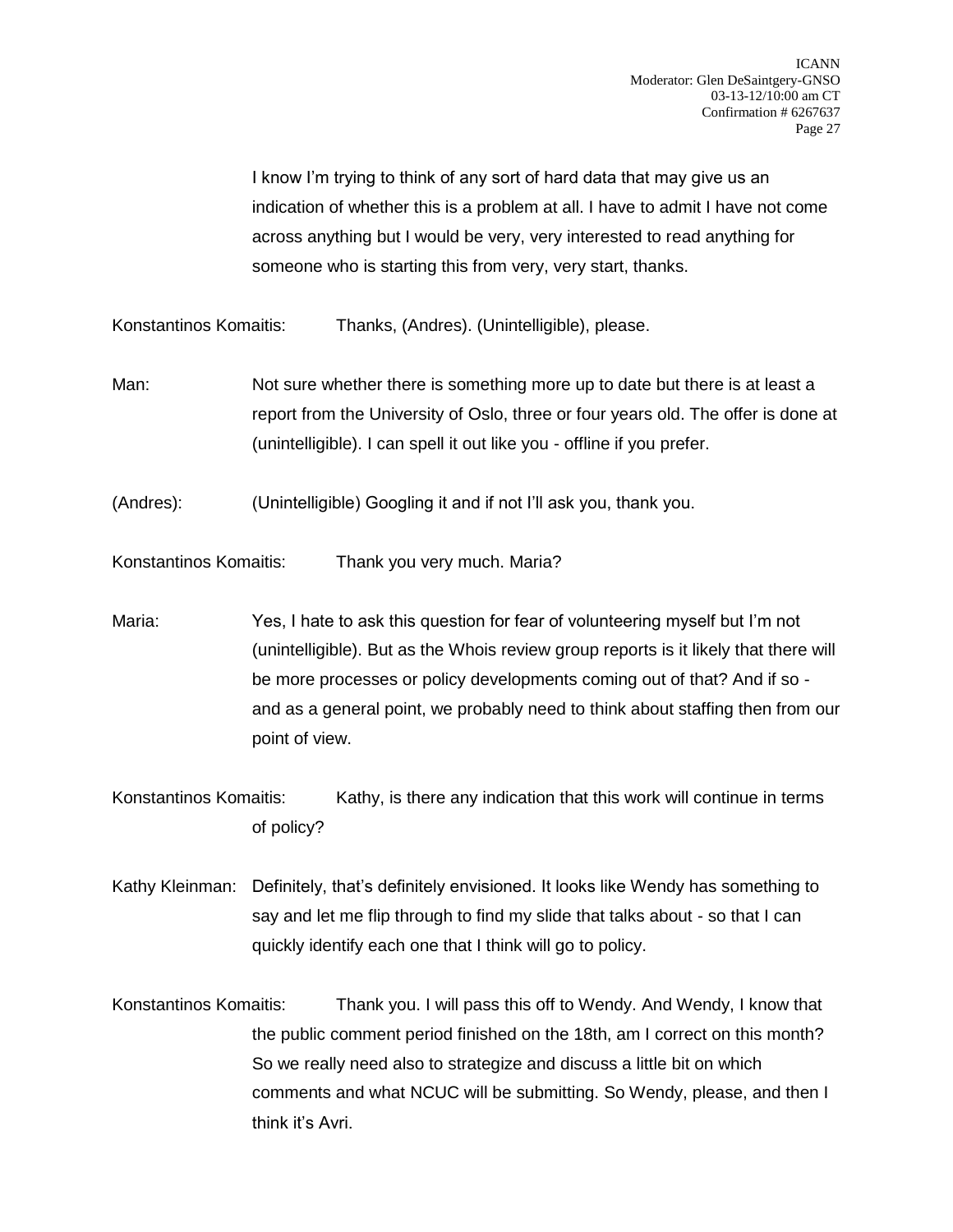I know I'm trying to think of any sort of hard data that may give us an indication of whether this is a problem at all. I have to admit I have not come across anything but I would be very, very interested to read anything for someone who is starting this from very, very start, thanks.

Konstantinos Komaitis: Thanks, (Andres). (Unintelligible), please.

Man: Not sure whether there is something more up to date but there is at least a report from the University of Oslo, three or four years old. The offer is done at (unintelligible). I can spell it out like you - offline if you prefer.

(Andres): (Unintelligible) Googling it and if not I'll ask you, thank you.

Konstantinos Komaitis: Thank you very much. Maria?

Maria: Yes, I hate to ask this question for fear of volunteering myself but I'm not (unintelligible). But as the Whois review group reports is it likely that there will be more processes or policy developments coming out of that? And if so - and as a general point, we probably need to think about staffing then from our point of view.

Konstantinos Komaitis: Kathy, is there any indication that this work will continue in terms of policy?

Kathy Kleinman: Definitely, that's definitely envisioned. It looks like Wendy has something to say and let me flip through to find my slide that talks about - so that I can quickly identify each one that I think will go to policy.

Konstantinos Komaitis: Thank you. I will pass this off to Wendy. And Wendy, I know that the public comment period finished on the 18th, am I correct on this month? So we really need also to strategize and discuss a little bit on which comments and what NCUC will be submitting. So Wendy, please, and then I think it's Avri.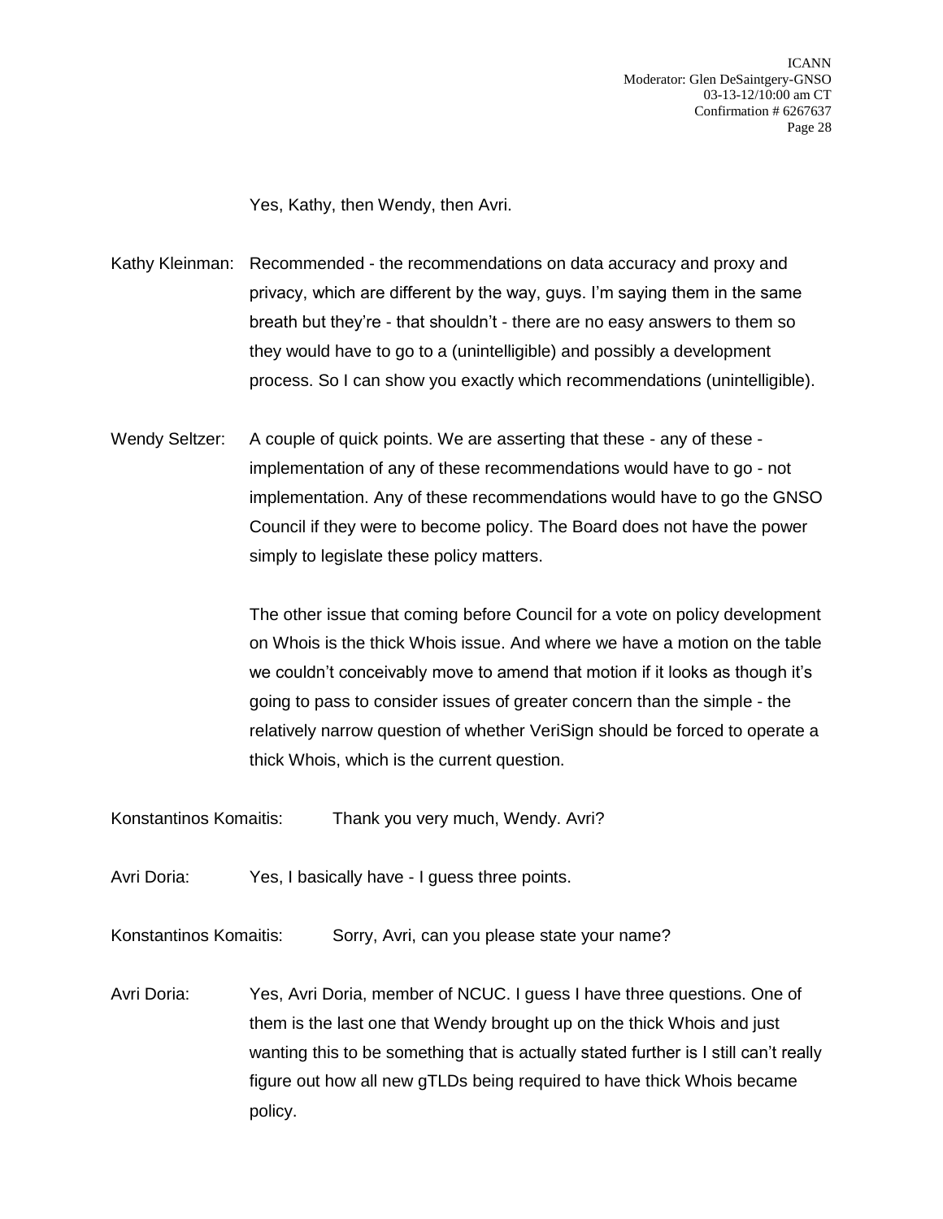Yes, Kathy, then Wendy, then Avri.

Kathy Kleinman: Recommended - the recommendations on data accuracy and proxy and privacy, which are different by the way, guys. I'm saying them in the same breath but they're - that shouldn't - there are no easy answers to them so they would have to go to a (unintelligible) and possibly a development process. So I can show you exactly which recommendations (unintelligible).

Wendy Seltzer: A couple of quick points. We are asserting that these - any of these - implementation of any of these recommendations would have to go - not implementation. Any of these recommendations would have to go the GNSO Council if they were to become policy. The Board does not have the power simply to legislate these policy matters.

The other issue that coming before Council for a vote on policy development on Whois is the thick Whois issue. And where we have a motion on the table we couldn't conceivably move to amend that motion if it looks as though it's going to pass to consider issues of greater concern than the simple - the relatively narrow question of whether VeriSign should be forced to operate a thick Whois, which is the current question.

Konstantinos Komaitis: Thank you very much, Wendy. Avri?

Avri Doria: Yes, I basically have - I guess three points.

Konstantinos Komaitis: Sorry, Avri, can you please state your name?

Avri Doria: Yes, Avri Doria, member of NCUC. I guess I have three questions. One of them is the last one that Wendy brought up on the thick Whois and just wanting this to be something that is actually stated further is I still can't really figure out how all new gTLDs being required to have thick Whois became policy.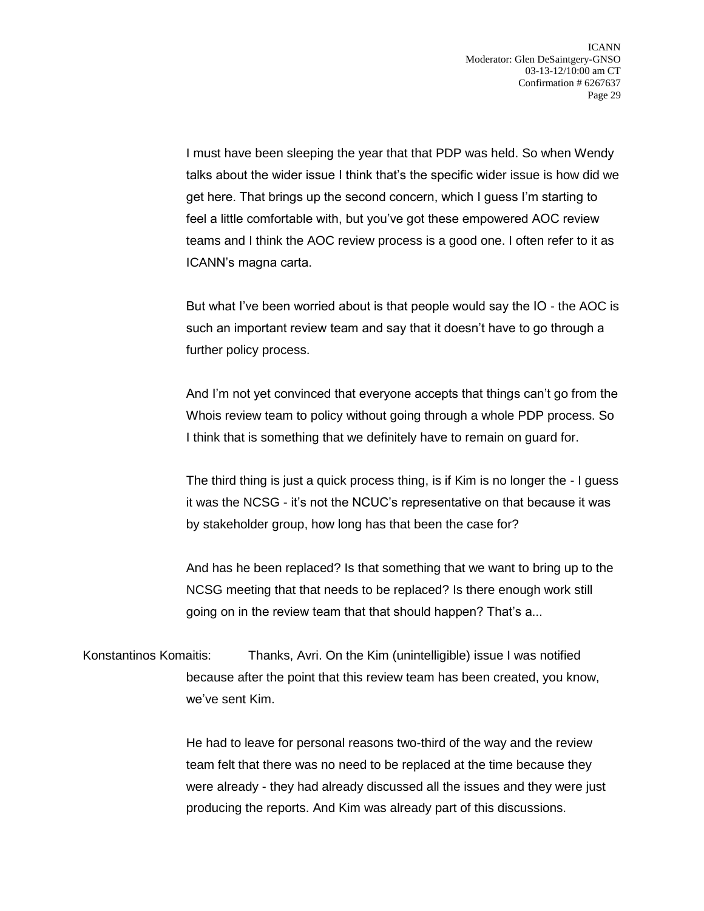I must have been sleeping the year that that PDP was held. So when Wendy talks about the wider issue I think that's the specific wider issue is how did we get here. That brings up the second concern, which I guess I'm starting to feel a little comfortable with, but you've got these empowered AOC review teams and I think the AOC review process is a good one. I often refer to it as ICANN's magna carta.

But what I've been worried about is that people would say the IO - the AOC is such an important review team and say that it doesn't have to go through a further policy process.

And I'm not yet convinced that everyone accepts that things can't go from the Whois review team to policy without going through a whole PDP process. So I think that is something that we definitely have to remain on guard for.

The third thing is just a quick process thing, is if Kim is no longer the - I guess it was the NCSG - it's not the NCUC's representative on that because it was by stakeholder group, how long has that been the case for?

And has he been replaced? Is that something that we want to bring up to the NCSG meeting that that needs to be replaced? Is there enough work still going on in the review team that that should happen? That's a...

Konstantinos Komaitis: Thanks, Avri. On the Kim (unintelligible) issue I was notified because after the point that this review team has been created, you know, we've sent Kim.

He had to leave for personal reasons two-third of the way and the review team felt that there was no need to be replaced at the time because they were already - they had already discussed all the issues and they were just producing the reports. And Kim was already part of this discussions.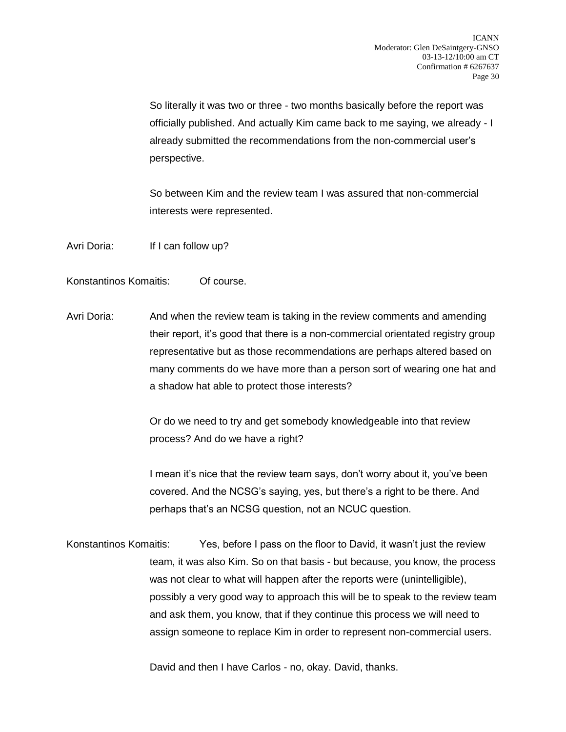So literally it was two or three - two months basically before the report was officially published. And actually Kim came back to me saying, we already - I already submitted the recommendations from the non-commercial user's perspective.

So between Kim and the review team I was assured that non-commercial interests were represented.

Avri Doria: If I can follow up?

Konstantinos Komaitis: Of course.

Avri Doria: And when the review team is taking in the review comments and amending their report, it's good that there is a non-commercial orientated registry group representative but as those recommendations are perhaps altered based on many comments do we have more than a person sort of wearing one hat and a shadow hat able to protect those interests?

Or do we need to try and get somebody knowledgeable into that review process? And do we have a right?

I mean it's nice that the review team says, don't worry about it, you've been covered. And the NCSG's saying, yes, but there's a right to be there. And perhaps that's an NCSG question, not an NCUC question.

Konstantinos Komaitis: Yes, before I pass on the floor to David, it wasn't just the review team, it was also Kim. So on that basis - but because, you know, the process was not clear to what will happen after the reports were (unintelligible), possibly a very good way to approach this will be to speak to the review team and ask them, you know, that if they continue this process we will need to assign someone to replace Kim in order to represent non-commercial users.

David and then I have Carlos - no, okay. David, thanks.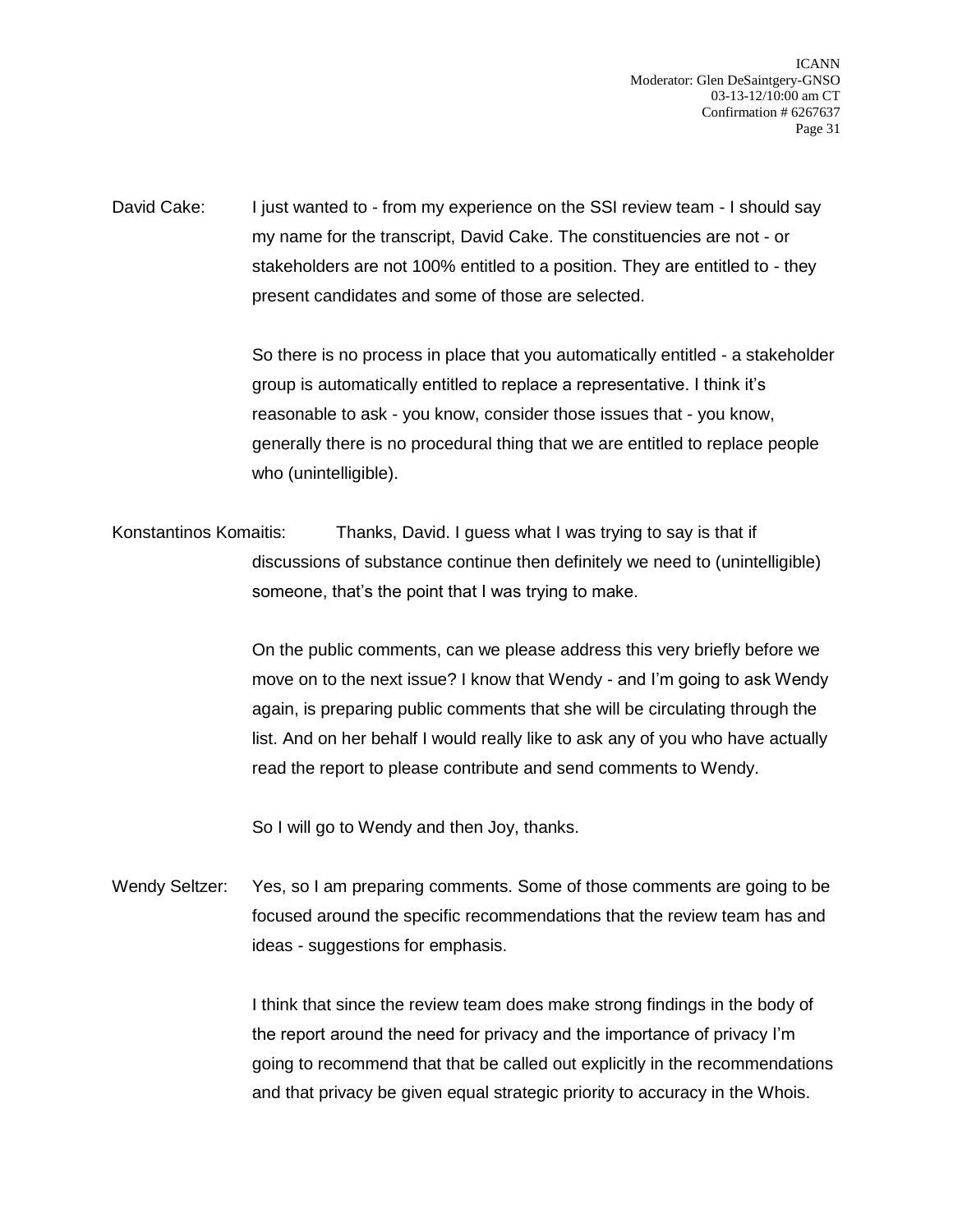David Cake: I just wanted to - from my experience on the SSI review team - I should say my name for the transcript, David Cake. The constituencies are not - or stakeholders are not 100% entitled to a position. They are entitled to - they present candidates and some of those are selected.

So there is no process in place that you automatically entitled - a stakeholder group is automatically entitled to replace a representative. I think it's reasonable to ask - you know, consider those issues that - you know, generally there is no procedural thing that we are entitled to replace people who (unintelligible).

Konstantinos Komaitis: Thanks, David. I guess what I was trying to say is that if discussions of substance continue then definitely we need to (unintelligible) someone, that's the point that I was trying to make.

On the public comments, can we please address this very briefly before we move on to the next issue? I know that Wendy - and I'm going to ask Wendy again, is preparing public comments that she will be circulating through the list. And on her behalf I would really like to ask any of you who have actually read the report to please contribute and send comments to Wendy.

So I will go to Wendy and then Joy, thanks.

Wendy Seltzer: Yes, so I am preparing comments. Some of those comments are going to be focused around the specific recommendations that the review team has and ideas - suggestions for emphasis.

I think that since the review team does make strong findings in the body of the report around the need for privacy and the importance of privacy I'm going to recommend that that be called out explicitly in the recommendations and that privacy be given equal strategic priority to accuracy in the Whois.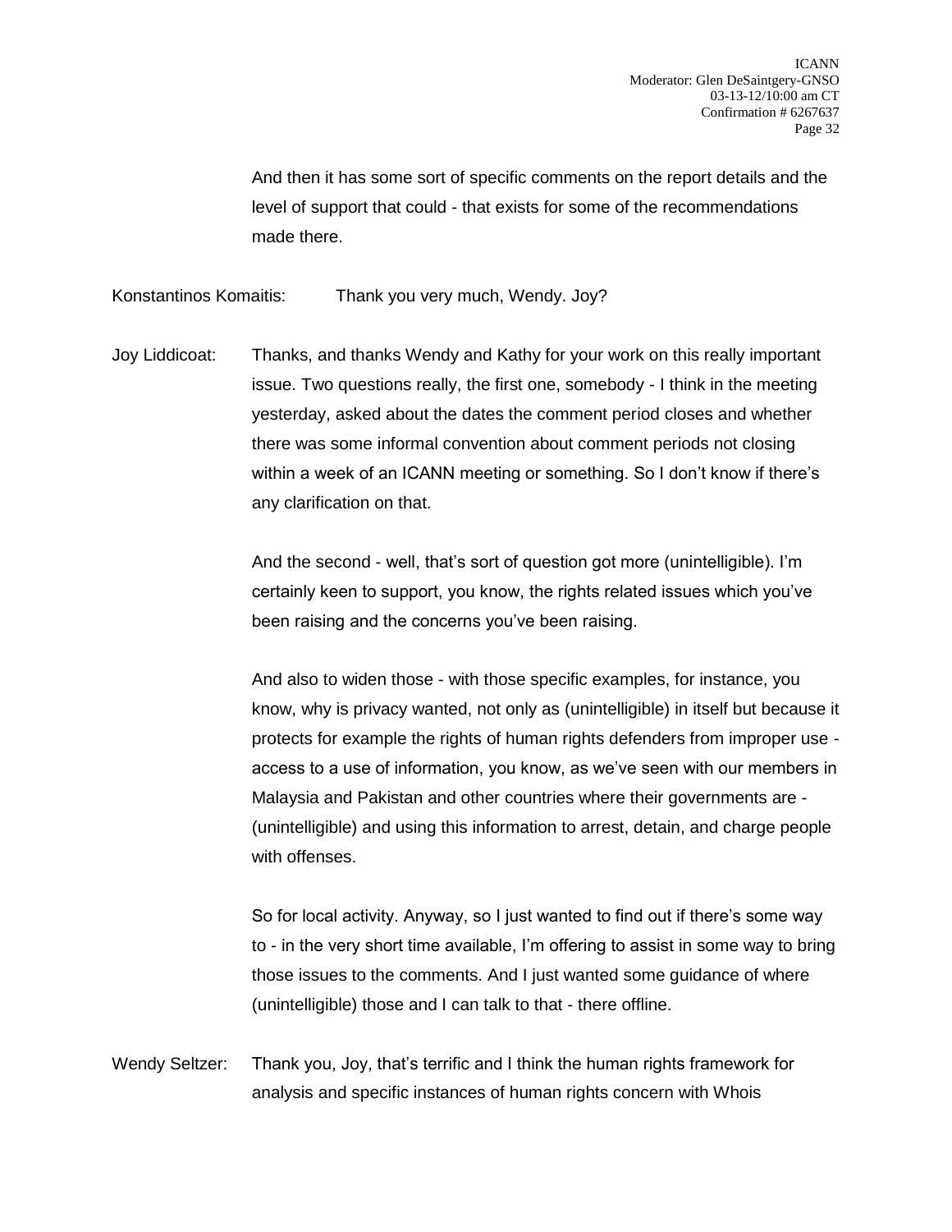And then it has some sort of specific comments on the report details and the level of support that could - that exists for some of the recommendations made there.

Konstantinos Komaitis: Thank you very much, Wendy. Joy?

Joy Liddicoat: Thanks, and thanks Wendy and Kathy for your work on this really important issue. Two questions really, the first one, somebody - I think in the meeting yesterday, asked about the dates the comment period closes and whether there was some informal convention about comment periods not closing within a week of an ICANN meeting or something. So I don't know if there's any clarification on that.

And the second - well, that's sort of question got more (unintelligible). I'm certainly keen to support, you know, the rights related issues which you've been raising and the concerns you've been raising.

And also to widen those - with those specific examples, for instance, you know, why is privacy wanted, not only as (unintelligible) in itself but because it protects for example the rights of human rights defenders from improper use - access to a use of information, you know, as we've seen with our members in Malaysia and Pakistan and other countries where their governments are - (unintelligible) and using this information to arrest, detain, and charge people with offenses.

So for local activity. Anyway, so I just wanted to find out if there's some way to - in the very short time available, I'm offering to assist in some way to bring those issues to the comments. And I just wanted some guidance of where (unintelligible) those and I can talk to that - there offline.

Wendy Seltzer: Thank you, Joy, that's terrific and I think the human rights framework for analysis and specific instances of human rights concern with Whois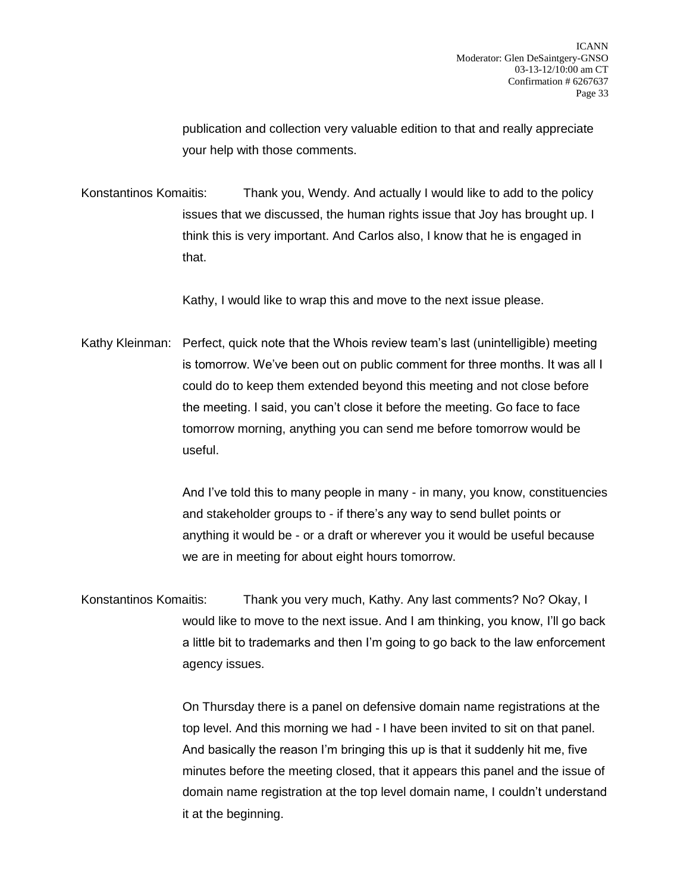publication and collection very valuable edition to that and really appreciate your help with those comments.

Konstantinos Komaitis: Thank you, Wendy. And actually I would like to add to the policy issues that we discussed, the human rights issue that Joy has brought up. I think this is very important. And Carlos also, I know that he is engaged in that.

Kathy, I would like to wrap this and move to the next issue please.

Kathy Kleinman: Perfect, quick note that the Whois review team's last (unintelligible) meeting is tomorrow. We've been out on public comment for three months. It was all I could do to keep them extended beyond this meeting and not close before the meeting. I said, you can't close it before the meeting. Go face to face tomorrow morning, anything you can send me before tomorrow would be useful.

And I've told this to many people in many - in many, you know, constituencies and stakeholder groups to - if there's any way to send bullet points or anything it would be - or a draft or wherever you it would be useful because we are in meeting for about eight hours tomorrow.

Konstantinos Komaitis: Thank you very much, Kathy. Any last comments? No? Okay, I would like to move to the next issue. And I am thinking, you know, I'll go back a little bit to trademarks and then I'm going to go back to the law enforcement agency issues.

On Thursday there is a panel on defensive domain name registrations at the top level. And this morning we had - I have been invited to sit on that panel. And basically the reason I'm bringing this up is that it suddenly hit me, five minutes before the meeting closed, that it appears this panel and the issue of domain name registration at the top level domain name, I couldn't understand it at the beginning.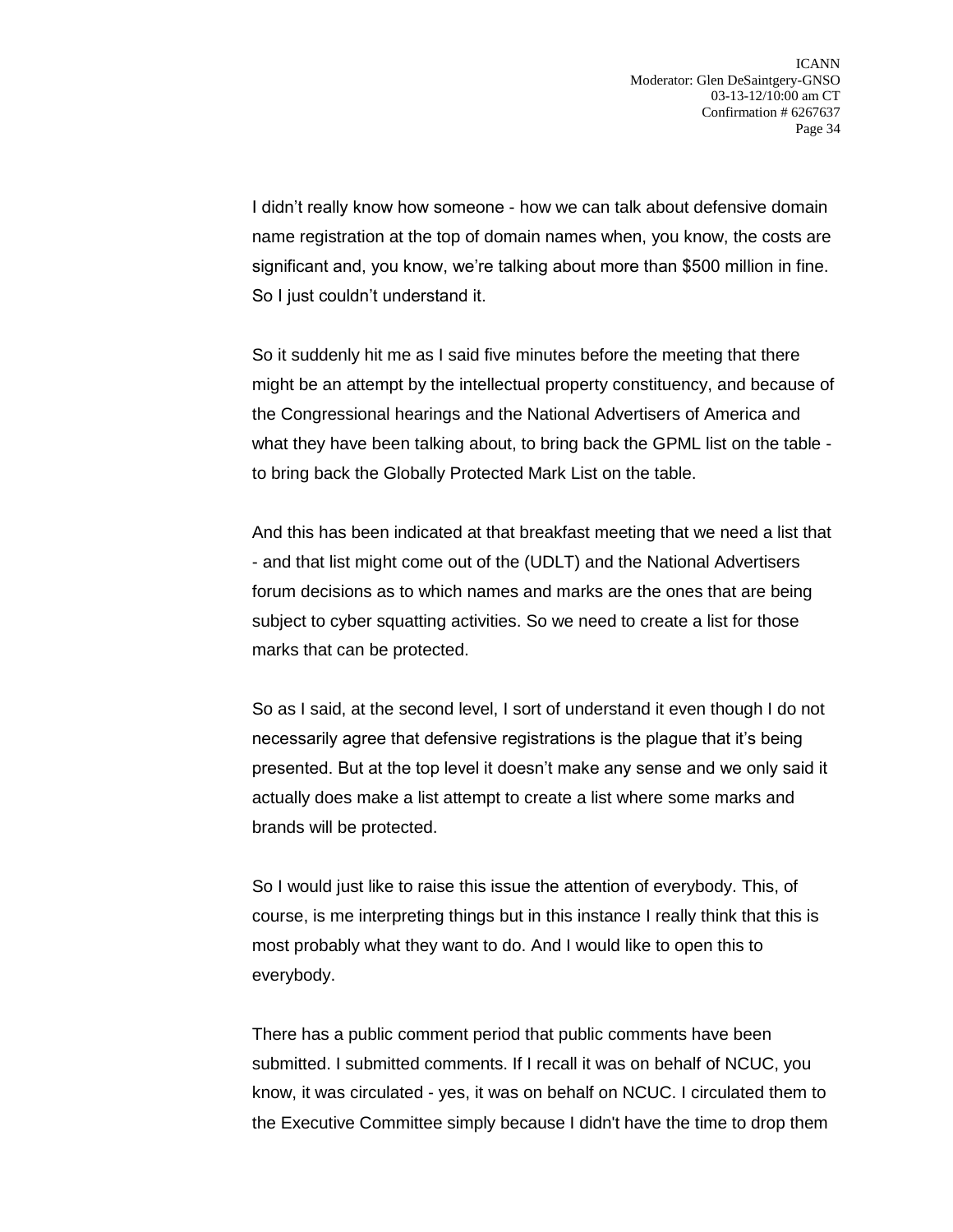I didn't really know how someone - how we can talk about defensive domain name registration at the top of domain names when, you know, the costs are significant and, you know, we're talking about more than $500 million in fine. So I just couldn't understand it.

So it suddenly hit me as I said five minutes before the meeting that there might be an attempt by the intellectual property constituency, and because of the Congressional hearings and the National Advertisers of America and what they have been talking about, to bring back the GPML list on the table - to bring back the Globally Protected Mark List on the table.

And this has been indicated at that breakfast meeting that we need a list that - and that list might come out of the (UDLT) and the National Advertisers forum decisions as to which names and marks are the ones that are being subject to cyber squatting activities. So we need to create a list for those marks that can be protected.

So as I said, at the second level, I sort of understand it even though I do not necessarily agree that defensive registrations is the plague that it's being presented. But at the top level it doesn't make any sense and we only said it actually does make a list attempt to create a list where some marks and brands will be protected.

So I would just like to raise this issue the attention of everybody. This, of course, is me interpreting things but in this instance I really think that this is most probably what they want to do. And I would like to open this to everybody.

There has a public comment period that public comments have been submitted. I submitted comments. If I recall it was on behalf of NCUC, you know, it was circulated - yes, it was on behalf on NCUC. I circulated them to the Executive Committee simply because I didn't have the time to drop them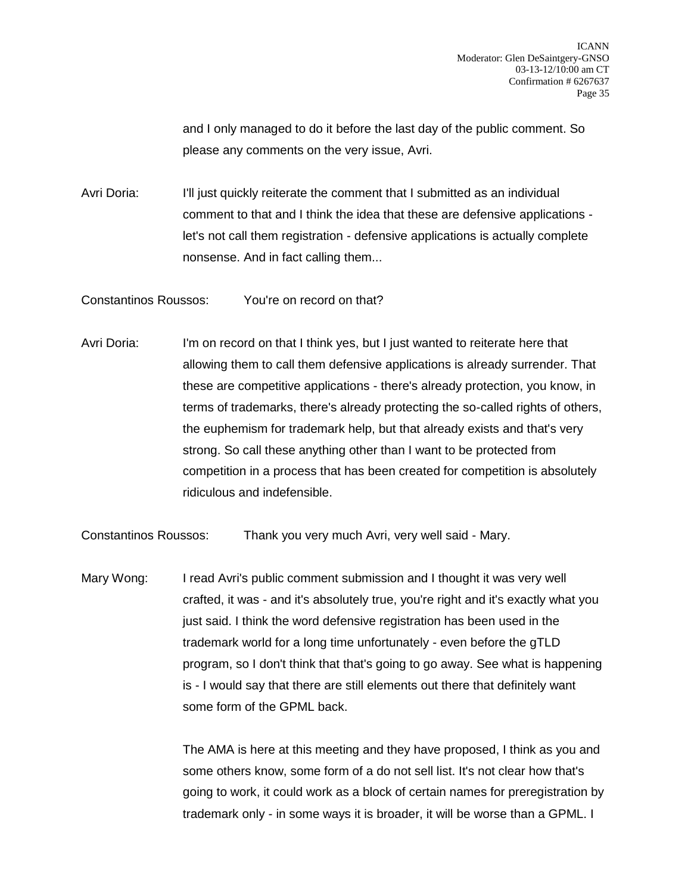and I only managed to do it before the last day of the public comment. So please any comments on the very issue, Avri.

Avri Doria: I'll just quickly reiterate the comment that I submitted as an individual comment to that and I think the idea that these are defensive applications - let's not call them registration - defensive applications is actually complete nonsense. And in fact calling them...

Constantinos Roussos: You're on record on that?

Avri Doria: I'm on record on that I think yes, but I just wanted to reiterate here that allowing them to call them defensive applications is already surrender. That these are competitive applications - there's already protection, you know, in terms of trademarks, there's already protecting the so-called rights of others, the euphemism for trademark help, but that already exists and that's very strong. So call these anything other than I want to be protected from competition in a process that has been created for competition is absolutely ridiculous and indefensible.

Constantinos Roussos: Thank you very much Avri, very well said - Mary.

Mary Wong: I read Avri's public comment submission and I thought it was very well crafted, it was - and it's absolutely true, you're right and it's exactly what you just said. I think the word defensive registration has been used in the trademark world for a long time unfortunately - even before the gTLD program, so I don't think that that's going to go away. See what is happening is - I would say that there are still elements out there that definitely want some form of the GPML back.

The AMA is here at this meeting and they have proposed, I think as you and some others know, some form of a do not sell list. It's not clear how that's going to work, it could work as a block of certain names for preregistration by trademark only - in some ways it is broader, it will be worse than a GPML. I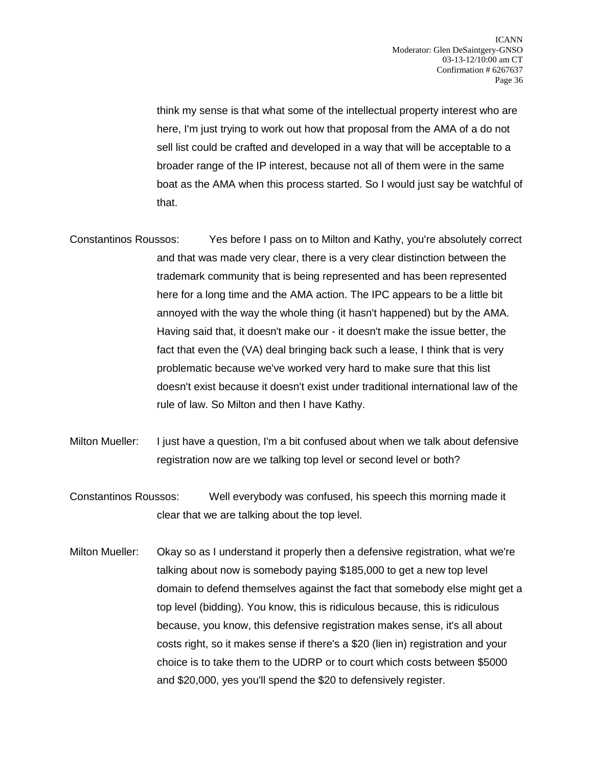think my sense is that what some of the intellectual property interest who are here, I'm just trying to work out how that proposal from the AMA of a do not sell list could be crafted and developed in a way that will be acceptable to a broader range of the IP interest, because not all of them were in the same boat as the AMA when this process started. So I would just say be watchful of that.

Constantinos Roussos: Yes before I pass on to Milton and Kathy, you're absolutely correct and that was made very clear, there is a very clear distinction between the trademark community that is being represented and has been represented here for a long time and the AMA action. The IPC appears to be a little bit annoyed with the way the whole thing (it hasn't happened) but by the AMA. Having said that, it doesn't make our - it doesn't make the issue better, the fact that even the (VA) deal bringing back such a lease, I think that is very problematic because we've worked very hard to make sure that this list doesn't exist because it doesn't exist under traditional international law of the rule of law. So Milton and then I have Kathy.

Milton Mueller: I just have a question, I'm a bit confused about when we talk about defensive registration now are we talking top level or second level or both?

Constantinos Roussos: Well everybody was confused, his speech this morning made it clear that we are talking about the top level.

Milton Mueller: Okay so as I understand it properly then a defensive registration, what we're talking about now is somebody paying $185,000 to get a new top level domain to defend themselves against the fact that somebody else might get a top level (bidding). You know, this is ridiculous because, this is ridiculous because, you know, this defensive registration makes sense, it's all about costs right, so it makes sense if there's a $20 (lien in) registration and your choice is to take them to the UDRP or to court which costs between $5000 and $20,000, yes you'll spend the $20 to defensively register.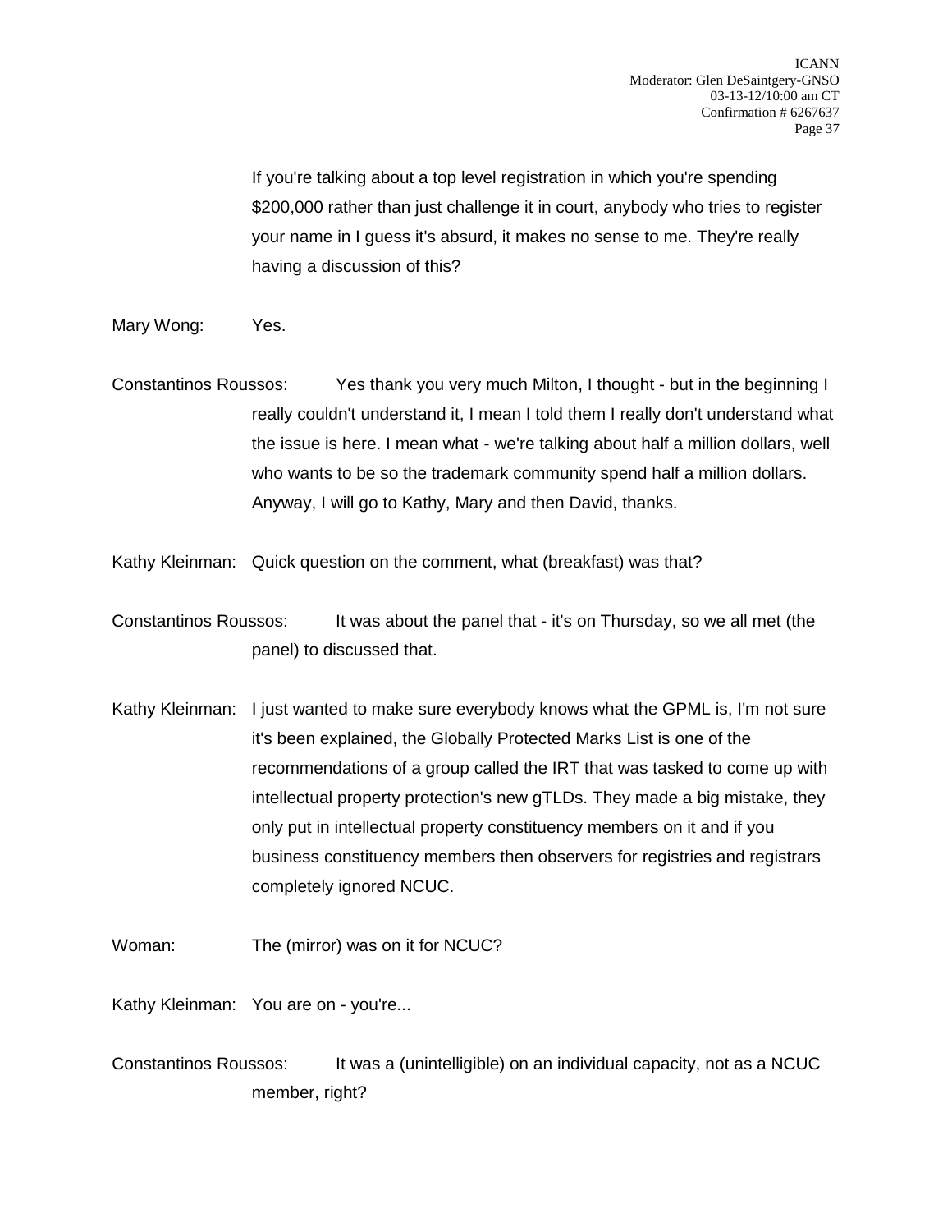If you're talking about a top level registration in which you're spending $200,000 rather than just challenge it in court, anybody who tries to register your name in I guess it's absurd, it makes no sense to me. They're really having a discussion of this?

Mary Wong: Yes.

Constantinos Roussos: Yes thank you very much Milton, I thought - but in the beginning I really couldn't understand it, I mean I told them I really don't understand what the issue is here. I mean what - we're talking about half a million dollars, well who wants to be so the trademark community spend half a million dollars. Anyway, I will go to Kathy, Mary and then David, thanks.

Kathy Kleinman: Quick question on the comment, what (breakfast) was that?

Constantinos Roussos: It was about the panel that - it's on Thursday, so we all met (the panel) to discussed that.

Kathy Kleinman: I just wanted to make sure everybody knows what the GPML is, I'm not sure it's been explained, the Globally Protected Marks List is one of the recommendations of a group called the IRT that was tasked to come up with intellectual property protection's new gTLDs. They made a big mistake, they only put in intellectual property constituency members on it and if you business constituency members then observers for registries and registrars completely ignored NCUC.

Woman: The (mirror) was on it for NCUC?

Kathy Kleinman: You are on - you're...

Constantinos Roussos: It was a (unintelligible) on an individual capacity, not as a NCUC member, right?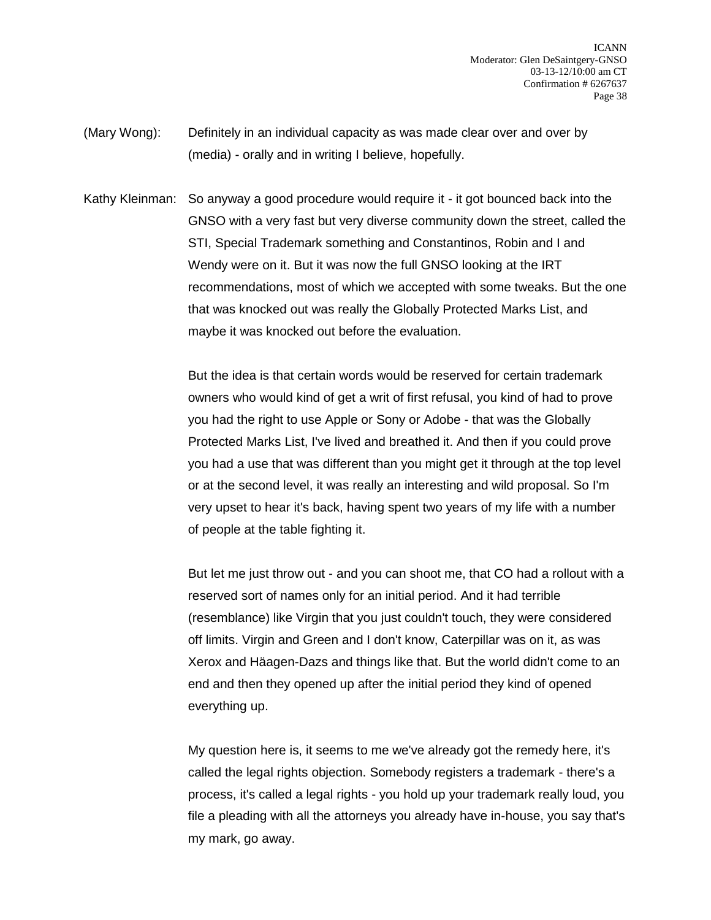(Mary Wong): Definitely in an individual capacity as was made clear over and over by (media) - orally and in writing I believe, hopefully.

Kathy Kleinman: So anyway a good procedure would require it - it got bounced back into the GNSO with a very fast but very diverse community down the street, called the STI, Special Trademark something and Constantinos, Robin and I and Wendy were on it. But it was now the full GNSO looking at the IRT recommendations, most of which we accepted with some tweaks. But the one that was knocked out was really the Globally Protected Marks List, and maybe it was knocked out before the evaluation.

But the idea is that certain words would be reserved for certain trademark owners who would kind of get a writ of first refusal, you kind of had to prove you had the right to use Apple or Sony or Adobe - that was the Globally Protected Marks List, I've lived and breathed it. And then if you could prove you had a use that was different than you might get it through at the top level or at the second level, it was really an interesting and wild proposal. So I'm very upset to hear it's back, having spent two years of my life with a number of people at the table fighting it.

But let me just throw out - and you can shoot me, that CO had a rollout with a reserved sort of names only for an initial period. And it had terrible (resemblance) like Virgin that you just couldn't touch, they were considered off limits. Virgin and Green and I don't know, Caterpillar was on it, as was Xerox and Häagen-Dazs and things like that. But the world didn't come to an end and then they opened up after the initial period they kind of opened everything up.

My question here is, it seems to me we've already got the remedy here, it's called the legal rights objection. Somebody registers a trademark - there's a process, it's called a legal rights - you hold up your trademark really loud, you file a pleading with all the attorneys you already have in-house, you say that's my mark, go away.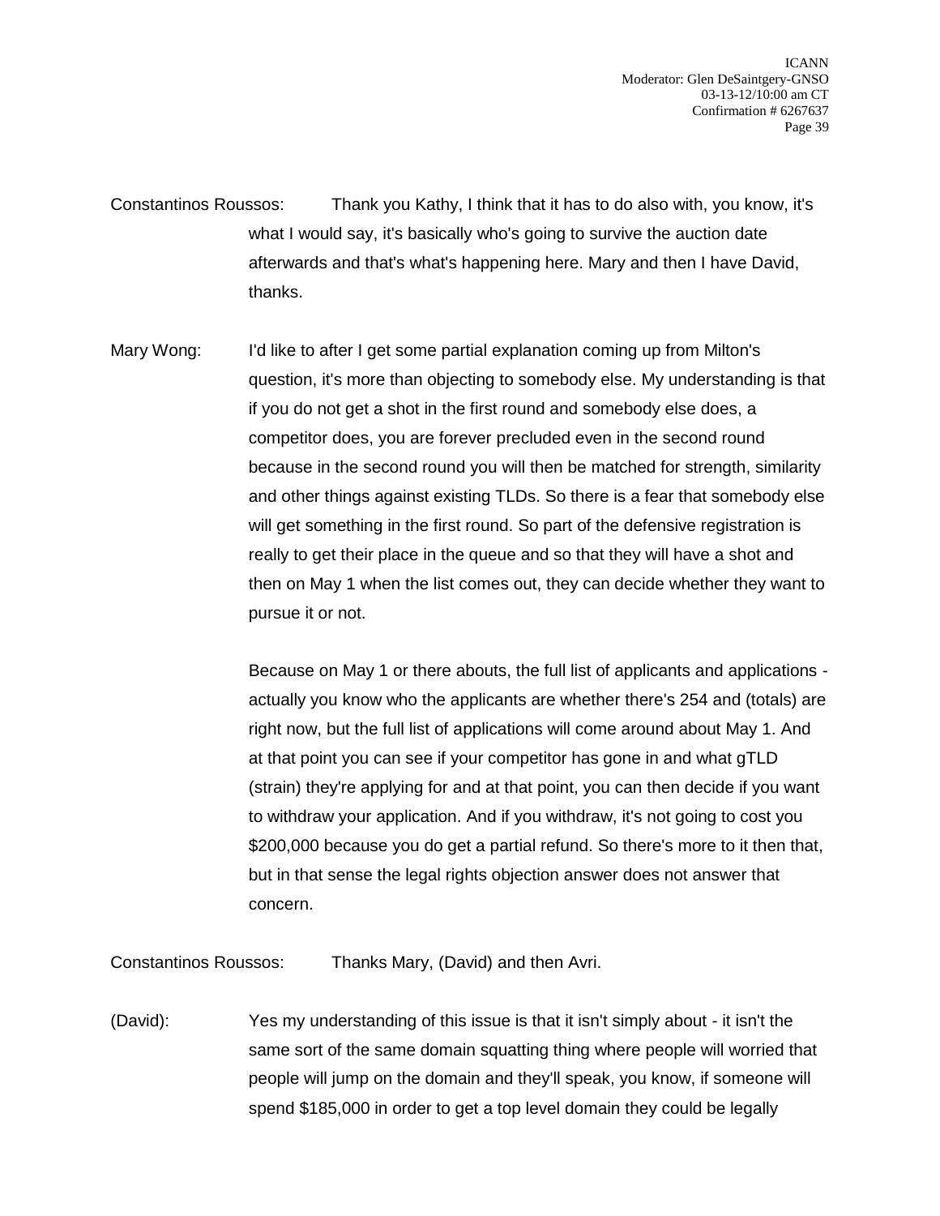Constantinos Roussos: Thank you Kathy, I think that it has to do also with, you know, it's what I would say, it's basically who's going to survive the auction date afterwards and that's what's happening here. Mary and then I have David, thanks.

Mary Wong: I'd like to after I get some partial explanation coming up from Milton's question, it's more than objecting to somebody else. My understanding is that if you do not get a shot in the first round and somebody else does, a competitor does, you are forever precluded even in the second round because in the second round you will then be matched for strength, similarity and other things against existing TLDs. So there is a fear that somebody else will get something in the first round. So part of the defensive registration is really to get their place in the queue and so that they will have a shot and then on May 1 when the list comes out, they can decide whether they want to pursue it or not.

Because on May 1 or there abouts, the full list of applicants and applications - actually you know who the applicants are whether there's 254 and (totals) are right now, but the full list of applications will come around about May 1. And at that point you can see if your competitor has gone in and what gTLD (strain) they're applying for and at that point, you can then decide if you want to withdraw your application. And if you withdraw, it's not going to cost you $200,000 because you do get a partial refund. So there's more to it then that, but in that sense the legal rights objection answer does not answer that concern.

Constantinos Roussos: Thanks Mary, (David) and then Avri.

(David): Yes my understanding of this issue is that it isn't simply about - it isn't the same sort of the same domain squatting thing where people will worried that people will jump on the domain and they'll speak, you know, if someone will spend $185,000 in order to get a top level domain they could be legally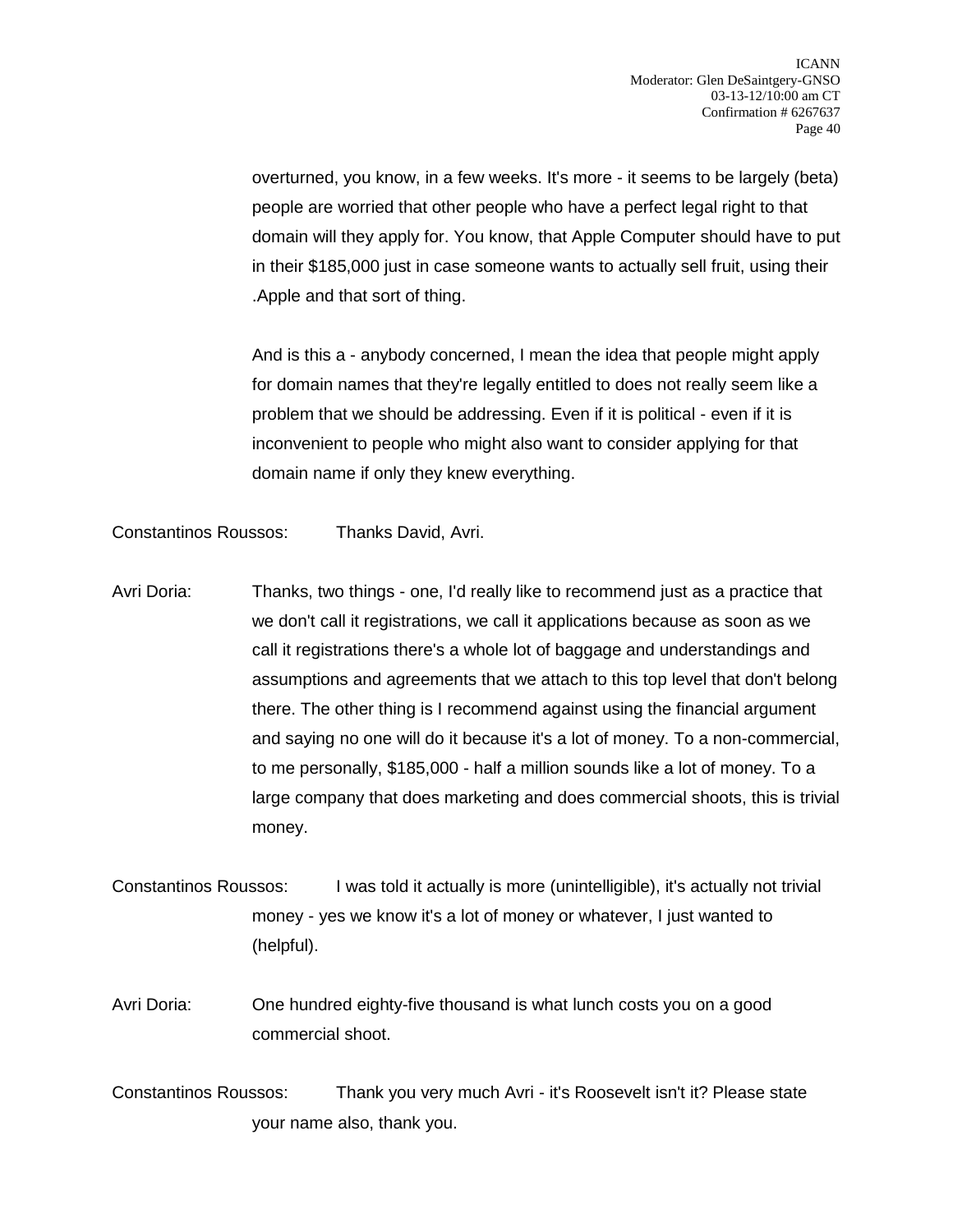overturned, you know, in a few weeks. It's more - it seems to be largely (beta) people are worried that other people who have a perfect legal right to that domain will they apply for. You know, that Apple Computer should have to put in their $185,000 just in case someone wants to actually sell fruit, using their .Apple and that sort of thing.

And is this a - anybody concerned, I mean the idea that people might apply for domain names that they're legally entitled to does not really seem like a problem that we should be addressing. Even if it is political - even if it is inconvenient to people who might also want to consider applying for that domain name if only they knew everything.

Constantinos Roussos: Thanks David, Avri.

Avri Doria: Thanks, two things - one, I'd really like to recommend just as a practice that we don't call it registrations, we call it applications because as soon as we call it registrations there's a whole lot of baggage and understandings and assumptions and agreements that we attach to this top level that don't belong there. The other thing is I recommend against using the financial argument and saying no one will do it because it's a lot of money. To a non-commercial, to me personally, $185,000 - half a million sounds like a lot of money. To a large company that does marketing and does commercial shoots, this is trivial money.

Constantinos Roussos: I was told it actually is more (unintelligible), it's actually not trivial money - yes we know it's a lot of money or whatever, I just wanted to (helpful).

Avri Doria: One hundred eighty-five thousand is what lunch costs you on a good commercial shoot.

Constantinos Roussos: Thank you very much Avri - it's Roosevelt isn't it? Please state your name also, thank you.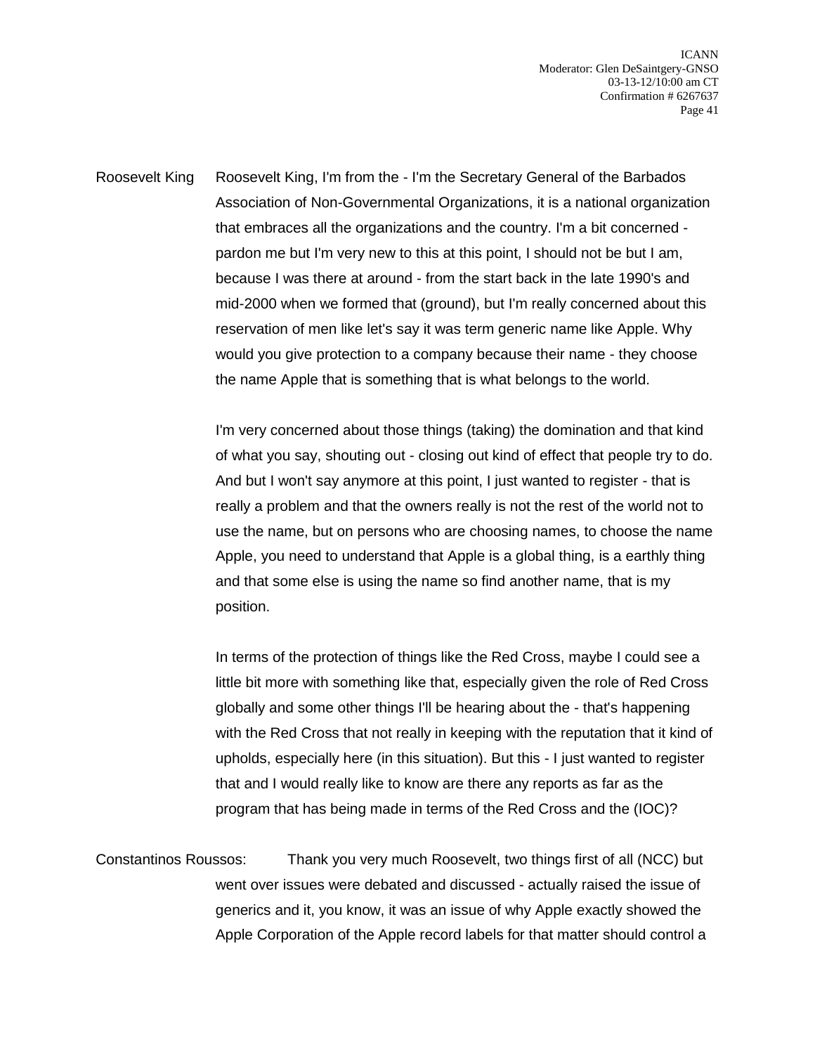Roosevelt King Roosevelt King, I'm from the - I'm the Secretary General of the Barbados Association of Non-Governmental Organizations, it is a national organization that embraces all the organizations and the country. I'm a bit concerned - pardon me but I'm very new to this at this point, I should not be but I am, because I was there at around - from the start back in the late 1990's and mid-2000 when we formed that (ground), but I'm really concerned about this reservation of men like let's say it was term generic name like Apple. Why would you give protection to a company because their name - they choose the name Apple that is something that is what belongs to the world.

I'm very concerned about those things (taking) the domination and that kind of what you say, shouting out - closing out kind of effect that people try to do. And but I won't say anymore at this point, I just wanted to register - that is really a problem and that the owners really is not the rest of the world not to use the name, but on persons who are choosing names, to choose the name Apple, you need to understand that Apple is a global thing, is a earthly thing and that some else is using the name so find another name, that is my position.

In terms of the protection of things like the Red Cross, maybe I could see a little bit more with something like that, especially given the role of Red Cross globally and some other things I'll be hearing about the - that's happening with the Red Cross that not really in keeping with the reputation that it kind of upholds, especially here (in this situation). But this - I just wanted to register that and I would really like to know are there any reports as far as the program that has being made in terms of the Red Cross and the (IOC)?

Constantinos Roussos: Thank you very much Roosevelt, two things first of all (NCC) but went over issues were debated and discussed - actually raised the issue of generics and it, you know, it was an issue of why Apple exactly showed the Apple Corporation of the Apple record labels for that matter should control a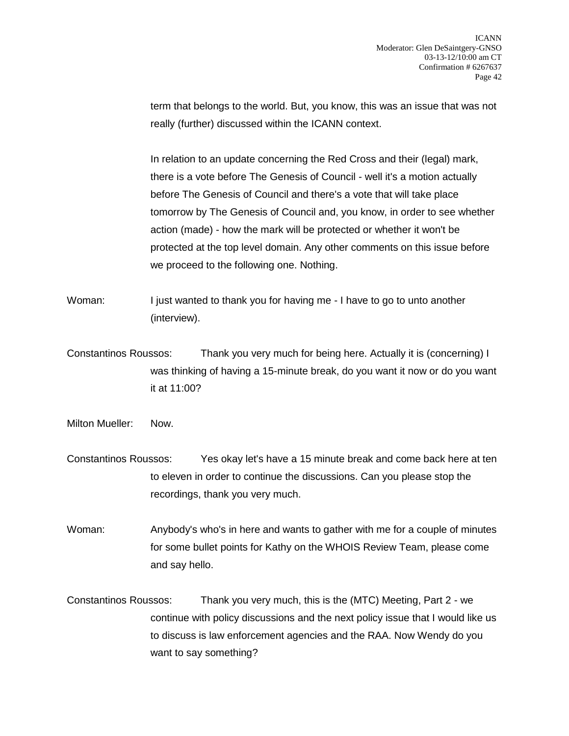term that belongs to the world. But, you know, this was an issue that was not really (further) discussed within the ICANN context.

In relation to an update concerning the Red Cross and their (legal) mark, there is a vote before The Genesis of Council - well it's a motion actually before The Genesis of Council and there's a vote that will take place tomorrow by The Genesis of Council and, you know, in order to see whether action (made) - how the mark will be protected or whether it won't be protected at the top level domain. Any other comments on this issue before we proceed to the following one. Nothing.

Woman: I just wanted to thank you for having me - I have to go to unto another (interview).

Constantinos Roussos: Thank you very much for being here. Actually it is (concerning) I was thinking of having a 15-minute break, do you want it now or do you want it at 11:00?

Milton Mueller: Now.

Constantinos Roussos: Yes okay let's have a 15 minute break and come back here at ten to eleven in order to continue the discussions. Can you please stop the recordings, thank you very much.

Woman: Anybody's who's in here and wants to gather with me for a couple of minutes for some bullet points for Kathy on the WHOIS Review Team, please come and say hello.

Constantinos Roussos: Thank you very much, this is the (MTC) Meeting, Part 2 - we continue with policy discussions and the next policy issue that I would like us to discuss is law enforcement agencies and the RAA. Now Wendy do you want to say something?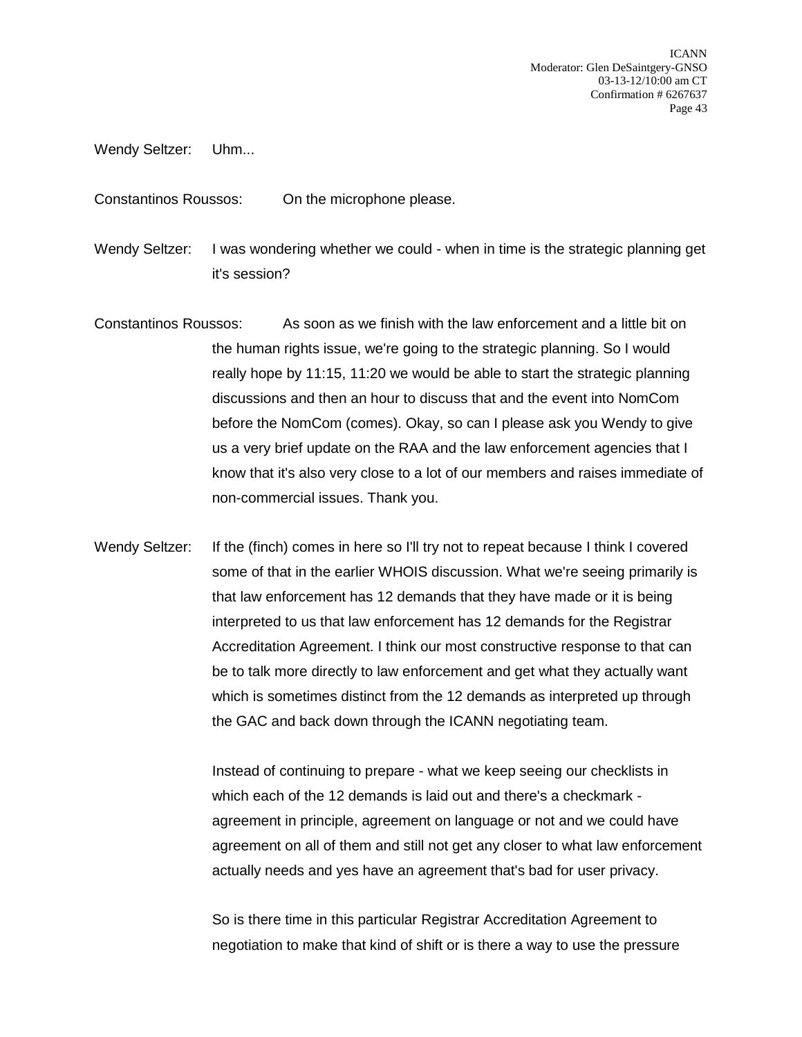Wendy Seltzer: Uhm...

Constantinos Roussos: On the microphone please.

Wendy Seltzer: I was wondering whether we could - when in time is the strategic planning get it's session?

Constantinos Roussos: As soon as we finish with the law enforcement and a little bit on the human rights issue, we're going to the strategic planning. So I would really hope by 11:15, 11:20 we would be able to start the strategic planning discussions and then an hour to discuss that and the event into NomCom before the NomCom (comes). Okay, so can I please ask you Wendy to give us a very brief update on the RAA and the law enforcement agencies that I know that it's also very close to a lot of our members and raises immediate of non-commercial issues. Thank you.

Wendy Seltzer: If the (finch) comes in here so I'll try not to repeat because I think I covered some of that in the earlier WHOIS discussion. What we're seeing primarily is that law enforcement has 12 demands that they have made or it is being interpreted to us that law enforcement has 12 demands for the Registrar Accreditation Agreement. I think our most constructive response to that can be to talk more directly to law enforcement and get what they actually want which is sometimes distinct from the 12 demands as interpreted up through the GAC and back down through the ICANN negotiating team.

Instead of continuing to prepare - what we keep seeing our checklists in which each of the 12 demands is laid out and there's a checkmark - agreement in principle, agreement on language or not and we could have agreement on all of them and still not get any closer to what law enforcement actually needs and yes have an agreement that's bad for user privacy.

So is there time in this particular Registrar Accreditation Agreement to negotiation to make that kind of shift or is there a way to use the pressure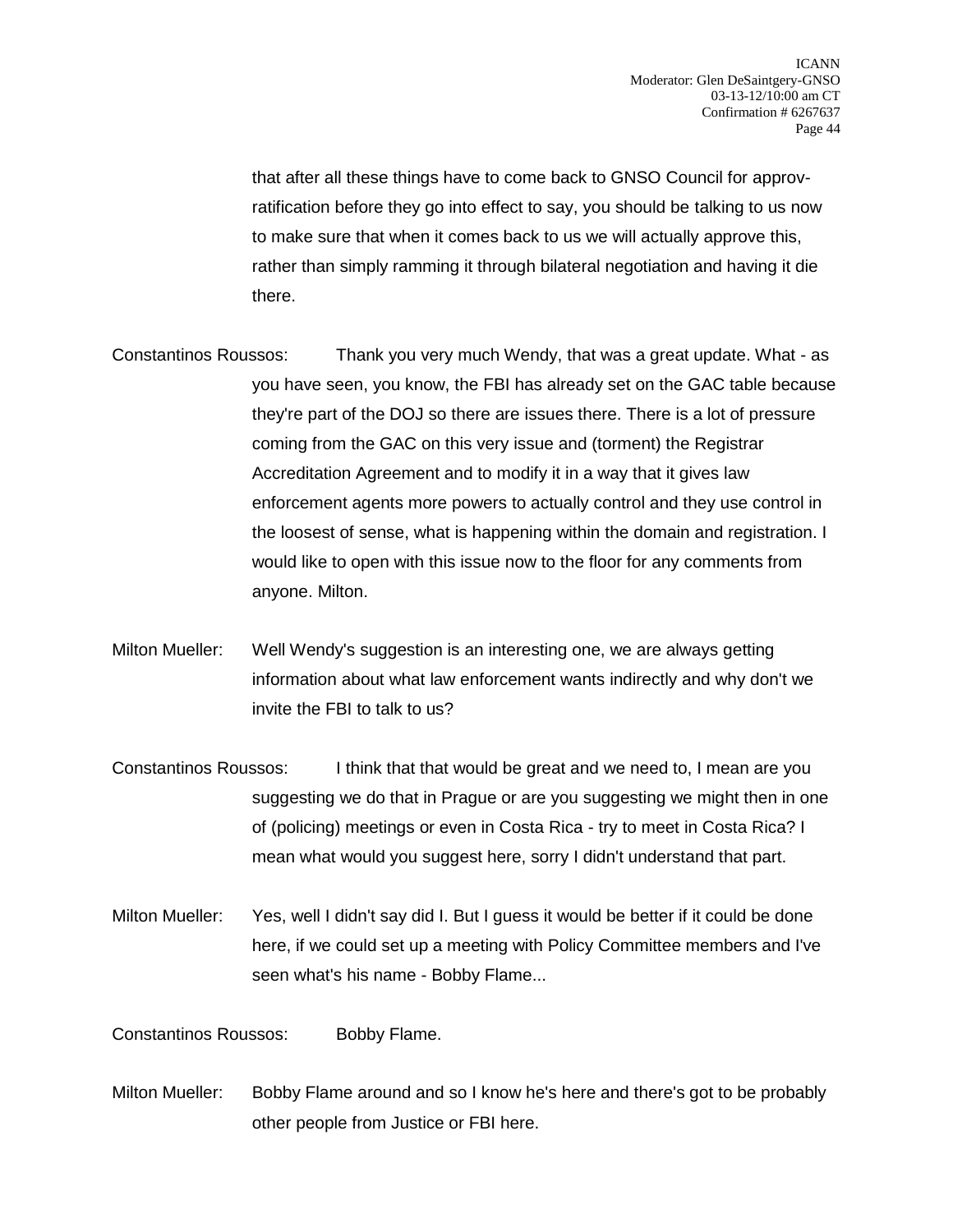that after all these things have to come back to GNSO Council for approv- ratification before they go into effect to say, you should be talking to us now to make sure that when it comes back to us we will actually approve this, rather than simply ramming it through bilateral negotiation and having it die there.

Constantinos Roussos: Thank you very much Wendy, that was a great update. What - as you have seen, you know, the FBI has already set on the GAC table because they're part of the DOJ so there are issues there. There is a lot of pressure coming from the GAC on this very issue and (torment) the Registrar Accreditation Agreement and to modify it in a way that it gives law enforcement agents more powers to actually control and they use control in the loosest of sense, what is happening within the domain and registration. I would like to open with this issue now to the floor for any comments from anyone. Milton.

Milton Mueller: Well Wendy's suggestion is an interesting one, we are always getting information about what law enforcement wants indirectly and why don't we invite the FBI to talk to us?

Constantinos Roussos: I think that that would be great and we need to, I mean are you suggesting we do that in Prague or are you suggesting we might then in one of (policing) meetings or even in Costa Rica - try to meet in Costa Rica? I mean what would you suggest here, sorry I didn't understand that part.

Milton Mueller: Yes, well I didn't say did I. But I guess it would be better if it could be done here, if we could set up a meeting with Policy Committee members and I've seen what's his name - Bobby Flame...

Constantinos Roussos: Bobby Flame.

Milton Mueller: Bobby Flame around and so I know he's here and there's got to be probably other people from Justice or FBI here.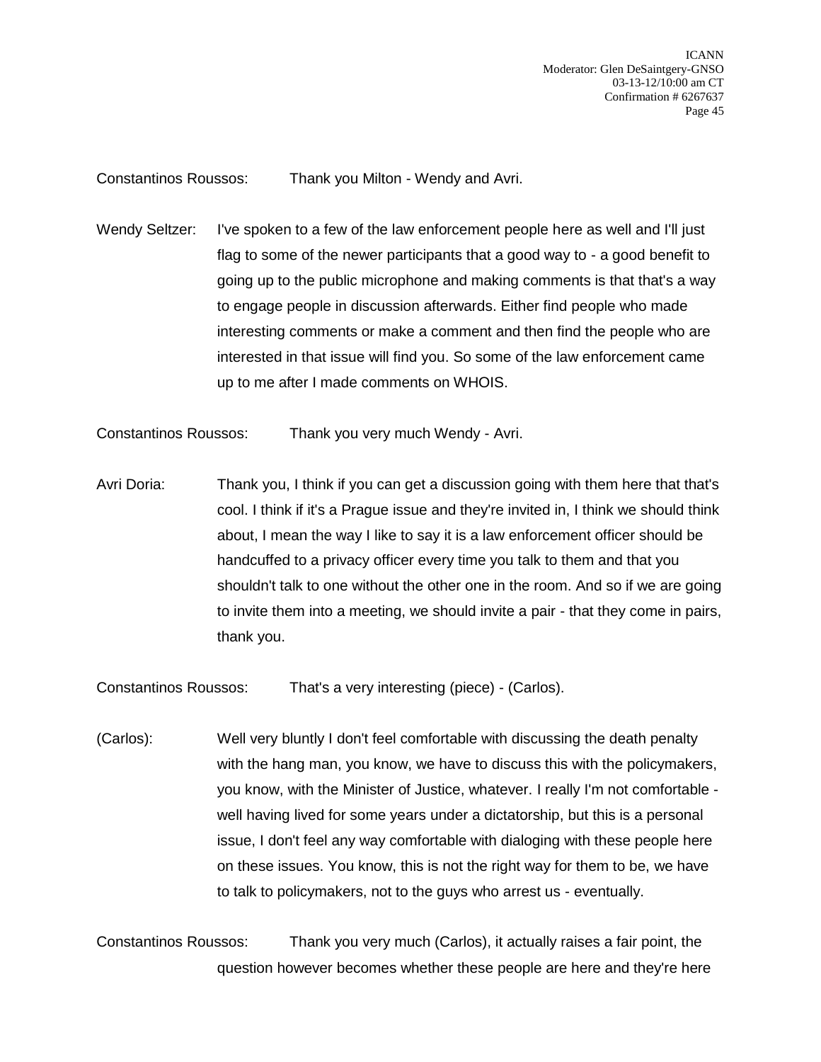Constantinos Roussos: Thank you Milton - Wendy and Avri.

Wendy Seltzer: I've spoken to a few of the law enforcement people here as well and I'll just flag to some of the newer participants that a good way to - a good benefit to going up to the public microphone and making comments is that that's a way to engage people in discussion afterwards. Either find people who made interesting comments or make a comment and then find the people who are interested in that issue will find you. So some of the law enforcement came up to me after I made comments on WHOIS.

Constantinos Roussos: Thank you very much Wendy - Avri.

Avri Doria: Thank you, I think if you can get a discussion going with them here that that's cool. I think if it's a Prague issue and they're invited in, I think we should think about, I mean the way I like to say it is a law enforcement officer should be handcuffed to a privacy officer every time you talk to them and that you shouldn't talk to one without the other one in the room. And so if we are going to invite them into a meeting, we should invite a pair - that they come in pairs, thank you.

Constantinos Roussos: That's a very interesting (piece) - (Carlos).

(Carlos): Well very bluntly I don't feel comfortable with discussing the death penalty with the hang man, you know, we have to discuss this with the policymakers, you know, with the Minister of Justice, whatever. I really I'm not comfortable - well having lived for some years under a dictatorship, but this is a personal issue, I don't feel any way comfortable with dialoging with these people here on these issues. You know, this is not the right way for them to be, we have to talk to policymakers, not to the guys who arrest us - eventually.

Constantinos Roussos: Thank you very much (Carlos), it actually raises a fair point, the question however becomes whether these people are here and they're here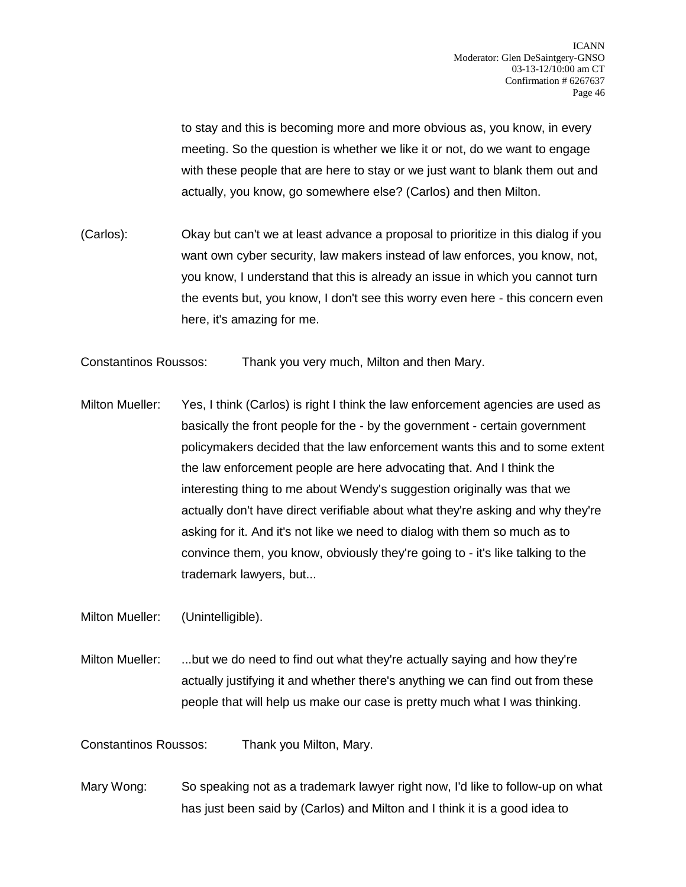to stay and this is becoming more and more obvious as, you know, in every meeting. So the question is whether we like it or not, do we want to engage with these people that are here to stay or we just want to blank them out and actually, you know, go somewhere else? (Carlos) and then Milton.

(Carlos): Okay but can't we at least advance a proposal to prioritize in this dialog if you want own cyber security, law makers instead of law enforces, you know, not, you know, I understand that this is already an issue in which you cannot turn the events but, you know, I don't see this worry even here - this concern even here, it's amazing for me.

Constantinos Roussos: Thank you very much, Milton and then Mary.

Milton Mueller: Yes, I think (Carlos) is right I think the law enforcement agencies are used as basically the front people for the - by the government - certain government policymakers decided that the law enforcement wants this and to some extent the law enforcement people are here advocating that. And I think the interesting thing to me about Wendy's suggestion originally was that we actually don't have direct verifiable about what they're asking and why they're asking for it. And it's not like we need to dialog with them so much as to convince them, you know, obviously they're going to - it's like talking to the trademark lawyers, but...

Milton Mueller: (Unintelligible).

Milton Mueller: ...but we do need to find out what they're actually saying and how they're actually justifying it and whether there's anything we can find out from these people that will help us make our case is pretty much what I was thinking.

Constantinos Roussos: Thank you Milton, Mary.

Mary Wong: So speaking not as a trademark lawyer right now, I'd like to follow-up on what has just been said by (Carlos) and Milton and I think it is a good idea to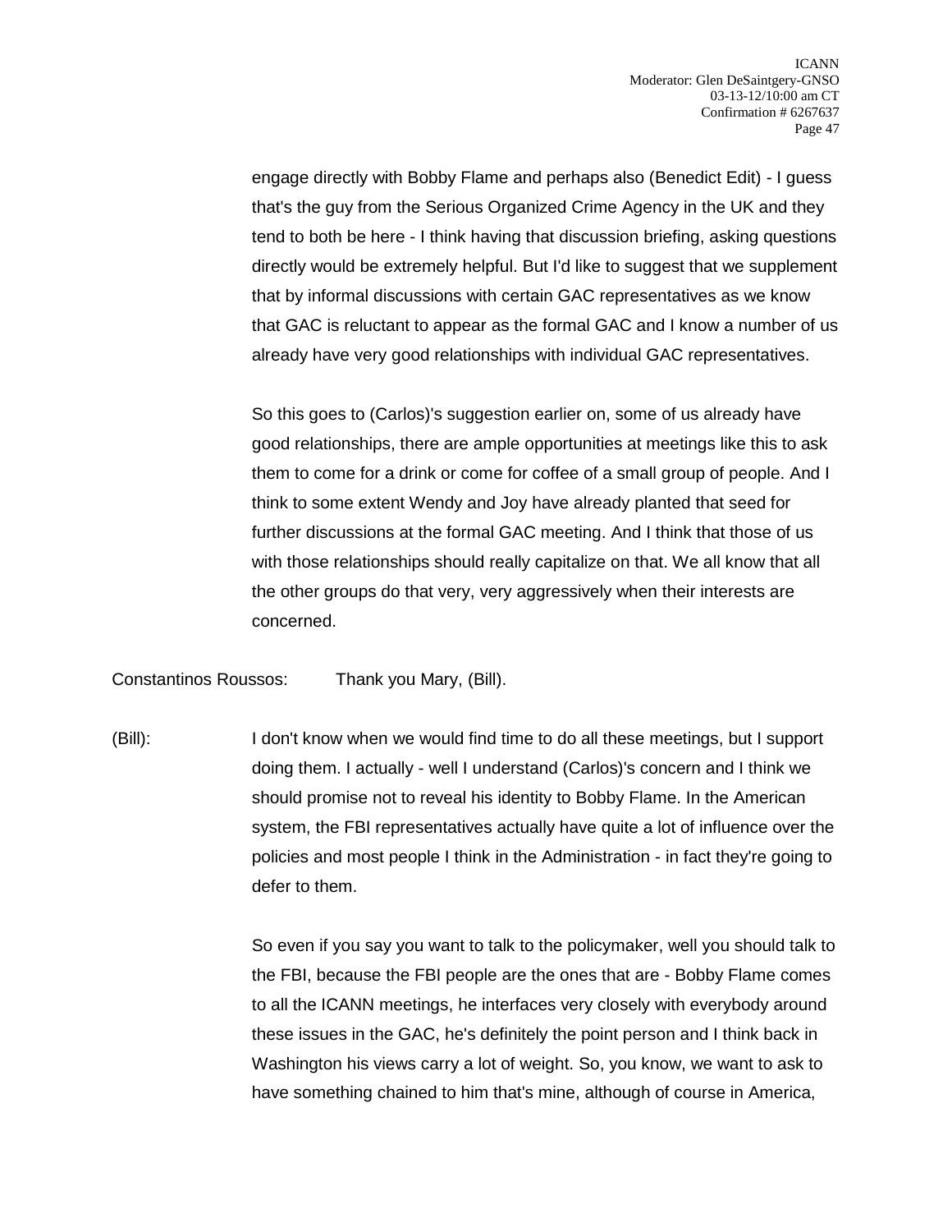engage directly with Bobby Flame and perhaps also (Benedict Edit) - I guess that's the guy from the Serious Organized Crime Agency in the UK and they tend to both be here - I think having that discussion briefing, asking questions directly would be extremely helpful. But I'd like to suggest that we supplement that by informal discussions with certain GAC representatives as we know that GAC is reluctant to appear as the formal GAC and I know a number of us already have very good relationships with individual GAC representatives.

So this goes to (Carlos)'s suggestion earlier on, some of us already have good relationships, there are ample opportunities at meetings like this to ask them to come for a drink or come for coffee of a small group of people. And I think to some extent Wendy and Joy have already planted that seed for further discussions at the formal GAC meeting. And I think that those of us with those relationships should really capitalize on that. We all know that all the other groups do that very, very aggressively when their interests are concerned.

Constantinos Roussos: Thank you Mary, (Bill).

(Bill): I don't know when we would find time to do all these meetings, but I support doing them. I actually - well I understand (Carlos)'s concern and I think we should promise not to reveal his identity to Bobby Flame. In the American system, the FBI representatives actually have quite a lot of influence over the policies and most people I think in the Administration - in fact they're going to defer to them.

So even if you say you want to talk to the policymaker, well you should talk to the FBI, because the FBI people are the ones that are - Bobby Flame comes to all the ICANN meetings, he interfaces very closely with everybody around these issues in the GAC, he's definitely the point person and I think back in Washington his views carry a lot of weight. So, you know, we want to ask to have something chained to him that's mine, although of course in America,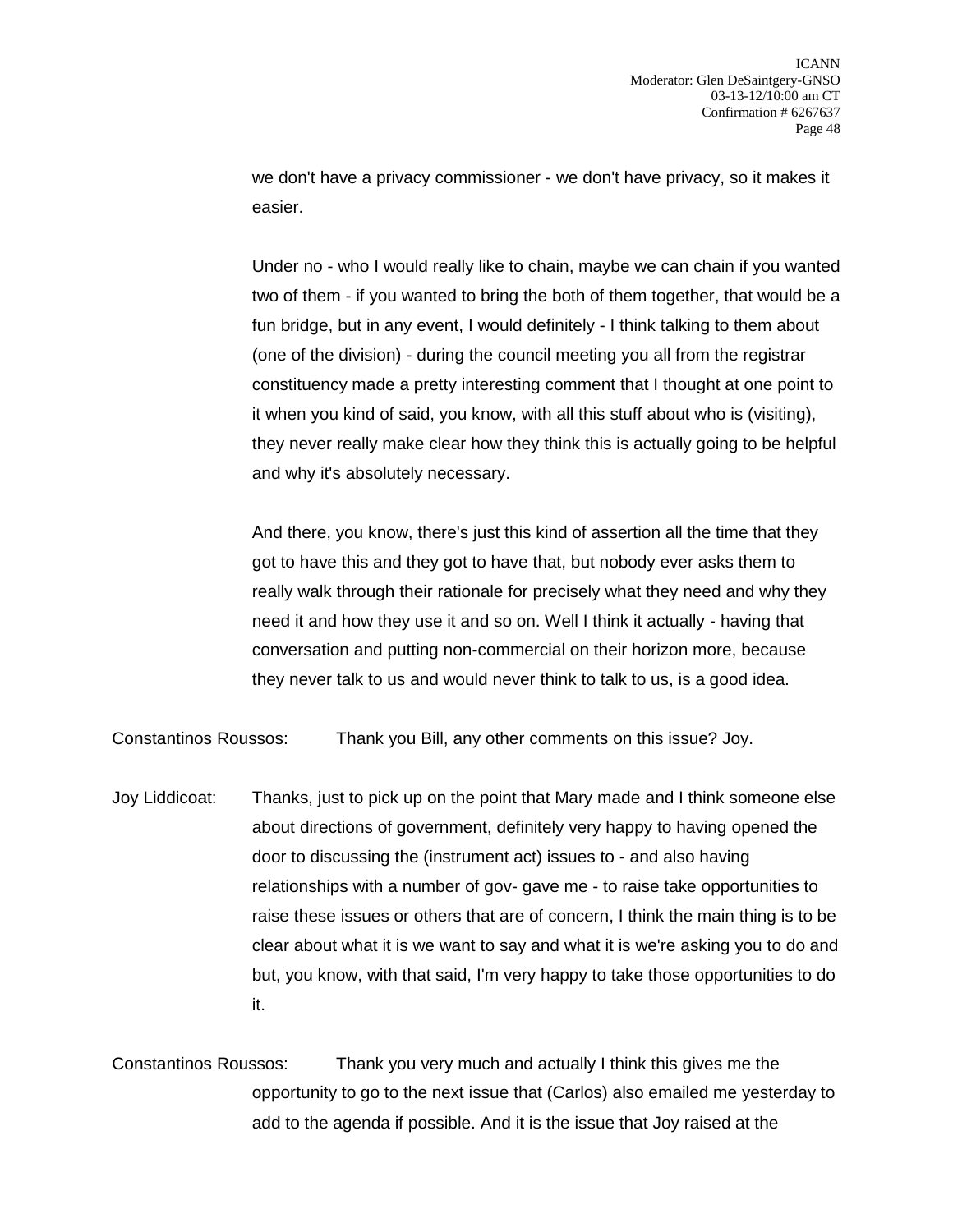we don't have a privacy commissioner - we don't have privacy, so it makes it easier.

Under no - who I would really like to chain, maybe we can chain if you wanted two of them - if you wanted to bring the both of them together, that would be a fun bridge, but in any event, I would definitely - I think talking to them about (one of the division) - during the council meeting you all from the registrar constituency made a pretty interesting comment that I thought at one point to it when you kind of said, you know, with all this stuff about who is (visiting), they never really make clear how they think this is actually going to be helpful and why it's absolutely necessary.

And there, you know, there's just this kind of assertion all the time that they got to have this and they got to have that, but nobody ever asks them to really walk through their rationale for precisely what they need and why they need it and how they use it and so on. Well I think it actually - having that conversation and putting non-commercial on their horizon more, because they never talk to us and would never think to talk to us, is a good idea.

Constantinos Roussos: Thank you Bill, any other comments on this issue? Joy.

Joy Liddicoat: Thanks, just to pick up on the point that Mary made and I think someone else about directions of government, definitely very happy to having opened the door to discussing the (instrument act) issues to - and also having relationships with a number of gov- gave me - to raise take opportunities to raise these issues or others that are of concern, I think the main thing is to be clear about what it is we want to say and what it is we're asking you to do and but, you know, with that said, I'm very happy to take those opportunities to do it.

Constantinos Roussos: Thank you very much and actually I think this gives me the opportunity to go to the next issue that (Carlos) also emailed me yesterday to add to the agenda if possible. And it is the issue that Joy raised at the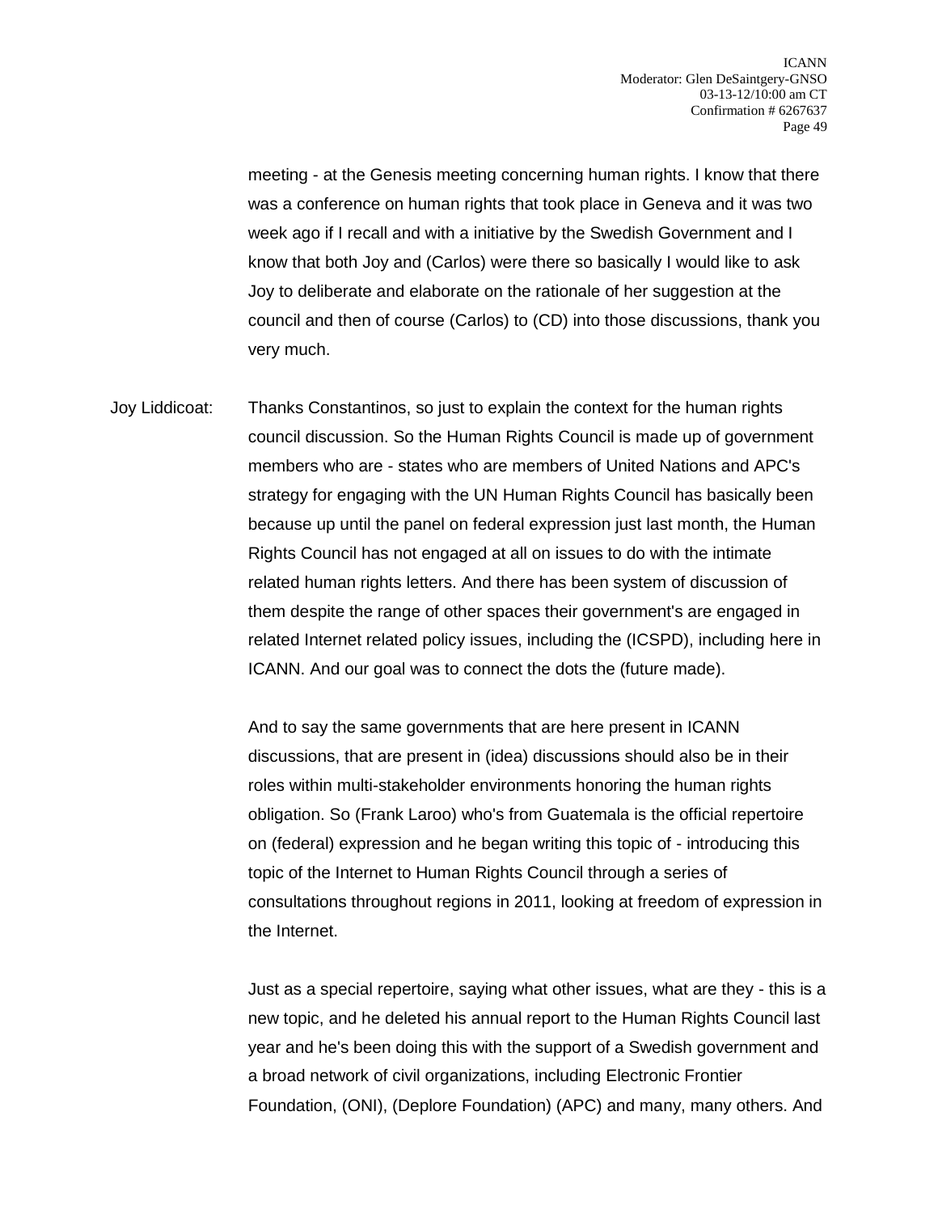meeting - at the Genesis meeting concerning human rights. I know that there was a conference on human rights that took place in Geneva and it was two week ago if I recall and with a initiative by the Swedish Government and I know that both Joy and (Carlos) were there so basically I would like to ask Joy to deliberate and elaborate on the rationale of her suggestion at the council and then of course (Carlos) to (CD) into those discussions, thank you very much.

Joy Liddicoat: Thanks Constantinos, so just to explain the context for the human rights council discussion. So the Human Rights Council is made up of government members who are - states who are members of United Nations and APC's strategy for engaging with the UN Human Rights Council has basically been because up until the panel on federal expression just last month, the Human Rights Council has not engaged at all on issues to do with the intimate related human rights letters. And there has been system of discussion of them despite the range of other spaces their government's are engaged in related Internet related policy issues, including the (ICSPD), including here in ICANN. And our goal was to connect the dots the (future made).

And to say the same governments that are here present in ICANN discussions, that are present in (idea) discussions should also be in their roles within multi-stakeholder environments honoring the human rights obligation. So (Frank Laroo) who's from Guatemala is the official repertoire on (federal) expression and he began writing this topic of - introducing this topic of the Internet to Human Rights Council through a series of consultations throughout regions in 2011, looking at freedom of expression in the Internet.

Just as a special repertoire, saying what other issues, what are they - this is a new topic, and he deleted his annual report to the Human Rights Council last year and he's been doing this with the support of a Swedish government and a broad network of civil organizations, including Electronic Frontier Foundation, (ONI), (Deplore Foundation) (APC) and many, many others. And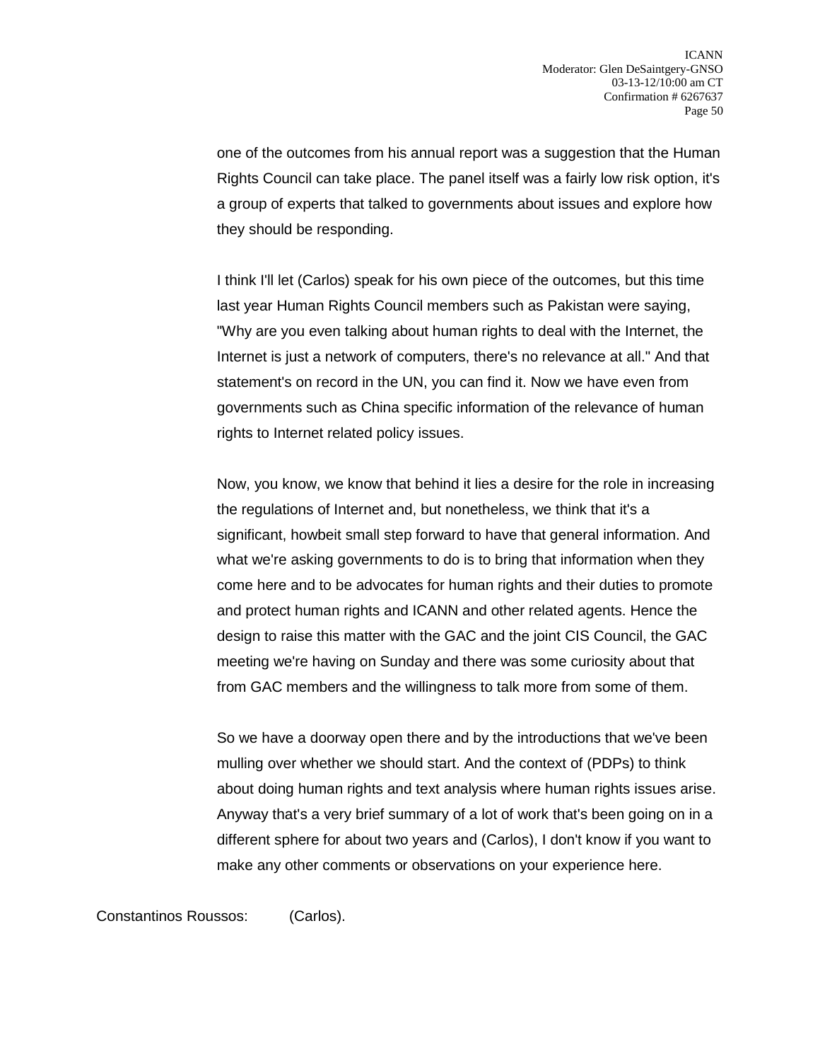one of the outcomes from his annual report was a suggestion that the Human Rights Council can take place. The panel itself was a fairly low risk option, it's a group of experts that talked to governments about issues and explore how they should be responding.

I think I'll let (Carlos) speak for his own piece of the outcomes, but this time last year Human Rights Council members such as Pakistan were saying, "Why are you even talking about human rights to deal with the Internet, the Internet is just a network of computers, there's no relevance at all." And that statement's on record in the UN, you can find it. Now we have even from governments such as China specific information of the relevance of human rights to Internet related policy issues.

Now, you know, we know that behind it lies a desire for the role in increasing the regulations of Internet and, but nonetheless, we think that it's a significant, howbeit small step forward to have that general information. And what we're asking governments to do is to bring that information when they come here and to be advocates for human rights and their duties to promote and protect human rights and ICANN and other related agents. Hence the design to raise this matter with the GAC and the joint CIS Council, the GAC meeting we're having on Sunday and there was some curiosity about that from GAC members and the willingness to talk more from some of them.

So we have a doorway open there and by the introductions that we've been mulling over whether we should start. And the context of (PDPs) to think about doing human rights and text analysis where human rights issues arise. Anyway that's a very brief summary of a lot of work that's been going on in a different sphere for about two years and (Carlos), I don't know if you want to make any other comments or observations on your experience here.

Constantinos Roussos: (Carlos).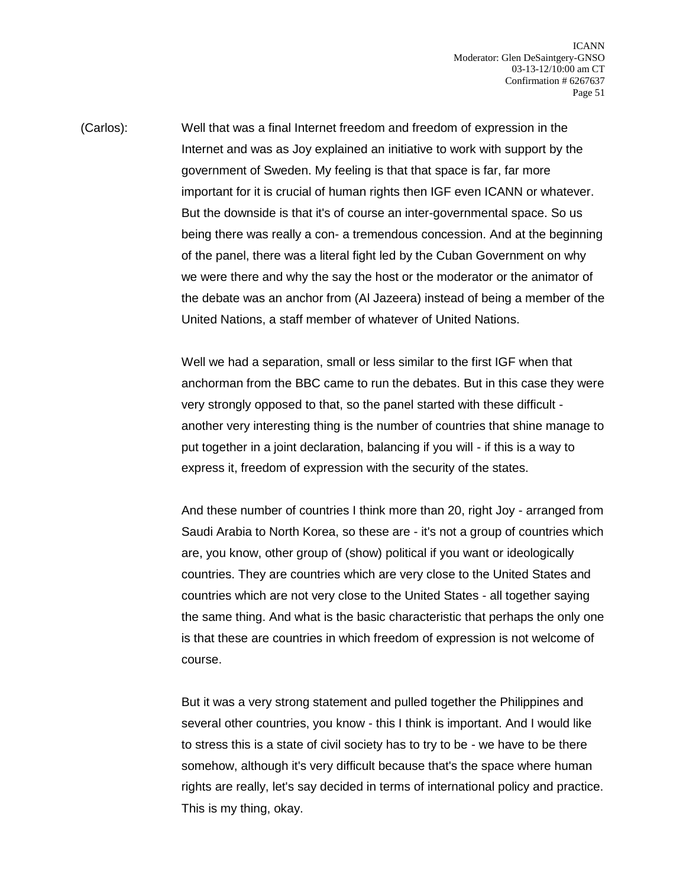(Carlos): Well that was a final Internet freedom and freedom of expression in the Internet and was as Joy explained an initiative to work with support by the government of Sweden. My feeling is that that space is far, far more important for it is crucial of human rights then IGF even ICANN or whatever. But the downside is that it's of course an inter-governmental space. So us being there was really a con- a tremendous concession. And at the beginning of the panel, there was a literal fight led by the Cuban Government on why we were there and why the say the host or the moderator or the animator of the debate was an anchor from (Al Jazeera) instead of being a member of the United Nations, a staff member of whatever of United Nations.

Well we had a separation, small or less similar to the first IGF when that anchorman from the BBC came to run the debates. But in this case they were very strongly opposed to that, so the panel started with these difficult - another very interesting thing is the number of countries that shine manage to put together in a joint declaration, balancing if you will - if this is a way to express it, freedom of expression with the security of the states.

And these number of countries I think more than 20, right Joy - arranged from Saudi Arabia to North Korea, so these are - it's not a group of countries which are, you know, other group of (show) political if you want or ideologically countries. They are countries which are very close to the United States and countries which are not very close to the United States - all together saying the same thing. And what is the basic characteristic that perhaps the only one is that these are countries in which freedom of expression is not welcome of course.

But it was a very strong statement and pulled together the Philippines and several other countries, you know - this I think is important. And I would like to stress this is a state of civil society has to try to be - we have to be there somehow, although it's very difficult because that's the space where human rights are really, let's say decided in terms of international policy and practice. This is my thing, okay.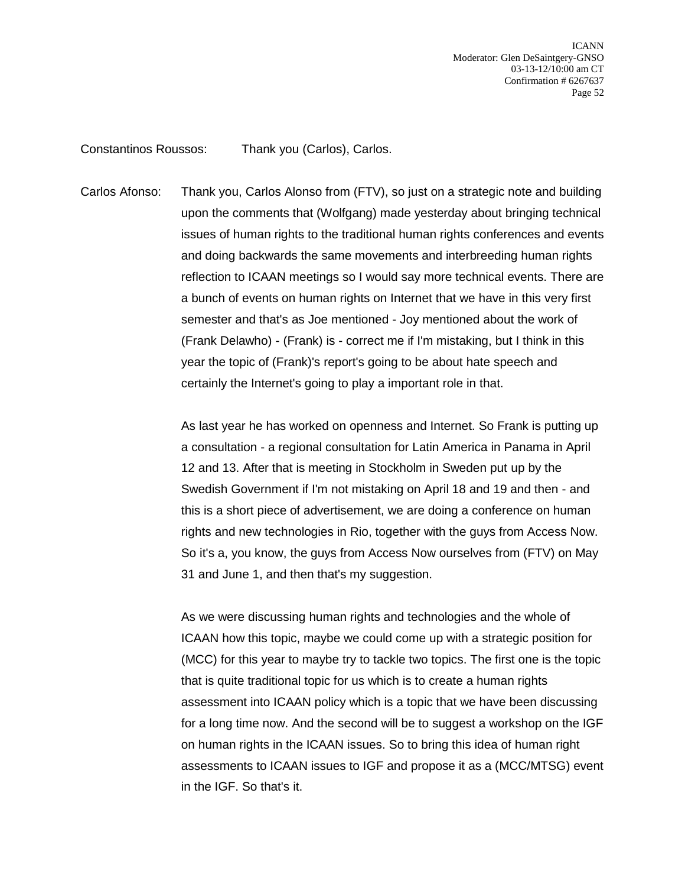Constantinos Roussos: Thank you (Carlos), Carlos.

Carlos Afonso: Thank you, Carlos Alonso from (FTV), so just on a strategic note and building upon the comments that (Wolfgang) made yesterday about bringing technical issues of human rights to the traditional human rights conferences and events and doing backwards the same movements and interbreeding human rights reflection to ICAAN meetings so I would say more technical events. There are a bunch of events on human rights on Internet that we have in this very first semester and that's as Joe mentioned - Joy mentioned about the work of (Frank Delawho) - (Frank) is - correct me if I'm mistaking, but I think in this year the topic of (Frank)'s report's going to be about hate speech and certainly the Internet's going to play a important role in that.

As last year he has worked on openness and Internet. So Frank is putting up a consultation - a regional consultation for Latin America in Panama in April 12 and 13. After that is meeting in Stockholm in Sweden put up by the Swedish Government if I'm not mistaking on April 18 and 19 and then - and this is a short piece of advertisement, we are doing a conference on human rights and new technologies in Rio, together with the guys from Access Now. So it's a, you know, the guys from Access Now ourselves from (FTV) on May 31 and June 1, and then that's my suggestion.

As we were discussing human rights and technologies and the whole of ICAAN how this topic, maybe we could come up with a strategic position for (MCC) for this year to maybe try to tackle two topics. The first one is the topic that is quite traditional topic for us which is to create a human rights assessment into ICAAN policy which is a topic that we have been discussing for a long time now. And the second will be to suggest a workshop on the IGF on human rights in the ICAAN issues. So to bring this idea of human right assessments to ICAAN issues to IGF and propose it as a (MCC/MTSG) event in the IGF. So that's it.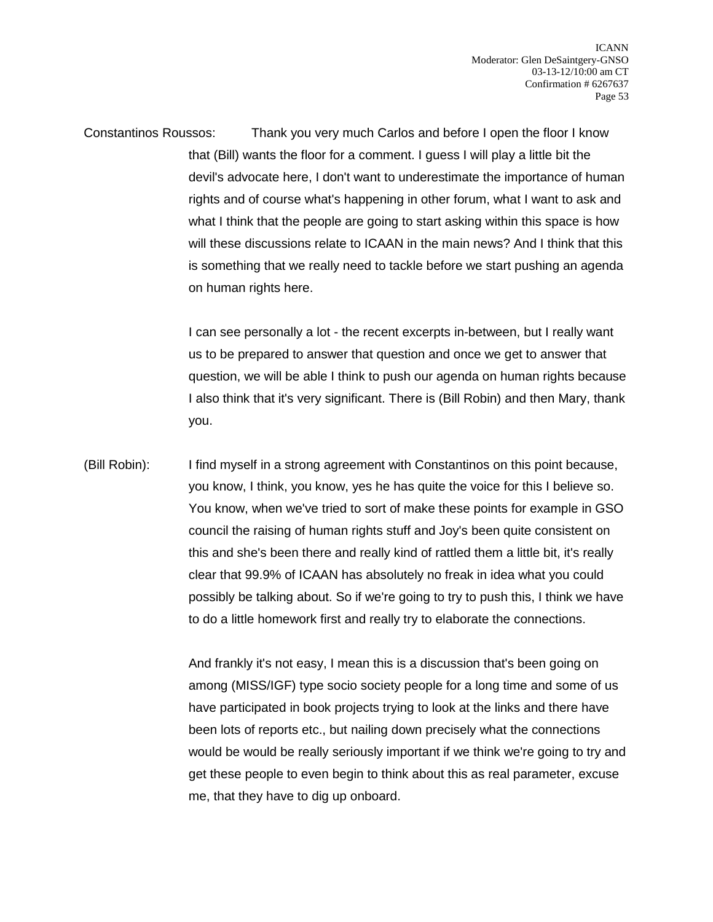Constantinos Roussos: Thank you very much Carlos and before I open the floor I know that (Bill) wants the floor for a comment. I guess I will play a little bit the devil's advocate here, I don't want to underestimate the importance of human rights and of course what's happening in other forum, what I want to ask and what I think that the people are going to start asking within this space is how will these discussions relate to ICAAN in the main news? And I think that this is something that we really need to tackle before we start pushing an agenda on human rights here.

I can see personally a lot - the recent excerpts in-between, but I really want us to be prepared to answer that question and once we get to answer that question, we will be able I think to push our agenda on human rights because I also think that it's very significant. There is (Bill Robin) and then Mary, thank you.

(Bill Robin): I find myself in a strong agreement with Constantinos on this point because, you know, I think, you know, yes he has quite the voice for this I believe so. You know, when we've tried to sort of make these points for example in GSO council the raising of human rights stuff and Joy's been quite consistent on this and she's been there and really kind of rattled them a little bit, it's really clear that 99.9% of ICAAN has absolutely no freak in idea what you could possibly be talking about. So if we're going to try to push this, I think we have to do a little homework first and really try to elaborate the connections.

And frankly it's not easy, I mean this is a discussion that's been going on among (MISS/IGF) type socio society people for a long time and some of us have participated in book projects trying to look at the links and there have been lots of reports etc., but nailing down precisely what the connections would be would be really seriously important if we think we're going to try and get these people to even begin to think about this as real parameter, excuse me, that they have to dig up onboard.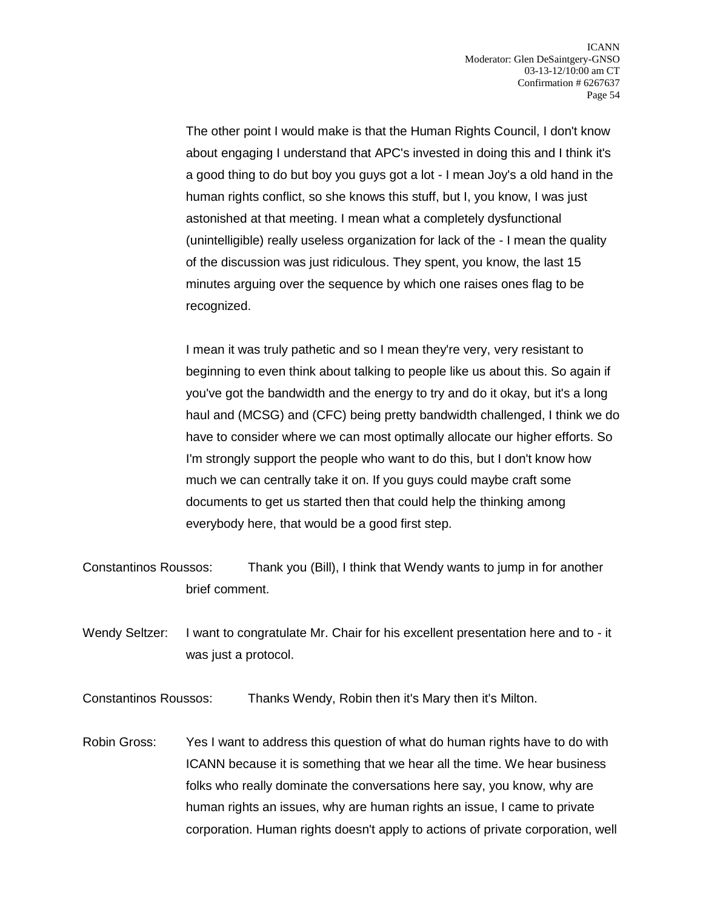The other point I would make is that the Human Rights Council, I don't know about engaging I understand that APC's invested in doing this and I think it's a good thing to do but boy you guys got a lot - I mean Joy's a old hand in the human rights conflict, so she knows this stuff, but I, you know, I was just astonished at that meeting. I mean what a completely dysfunctional (unintelligible) really useless organization for lack of the - I mean the quality of the discussion was just ridiculous. They spent, you know, the last 15 minutes arguing over the sequence by which one raises ones flag to be recognized.

I mean it was truly pathetic and so I mean they're very, very resistant to beginning to even think about talking to people like us about this. So again if you've got the bandwidth and the energy to try and do it okay, but it's a long haul and (MCSG) and (CFC) being pretty bandwidth challenged, I think we do have to consider where we can most optimally allocate our higher efforts. So I'm strongly support the people who want to do this, but I don't know how much we can centrally take it on. If you guys could maybe craft some documents to get us started then that could help the thinking among everybody here, that would be a good first step.

Constantinos Roussos: Thank you (Bill), I think that Wendy wants to jump in for another brief comment.

Wendy Seltzer: I want to congratulate Mr. Chair for his excellent presentation here and to - it was just a protocol.

Constantinos Roussos: Thanks Wendy, Robin then it's Mary then it's Milton.

Robin Gross: Yes I want to address this question of what do human rights have to do with ICANN because it is something that we hear all the time. We hear business folks who really dominate the conversations here say, you know, why are human rights an issues, why are human rights an issue, I came to private corporation. Human rights doesn't apply to actions of private corporation, well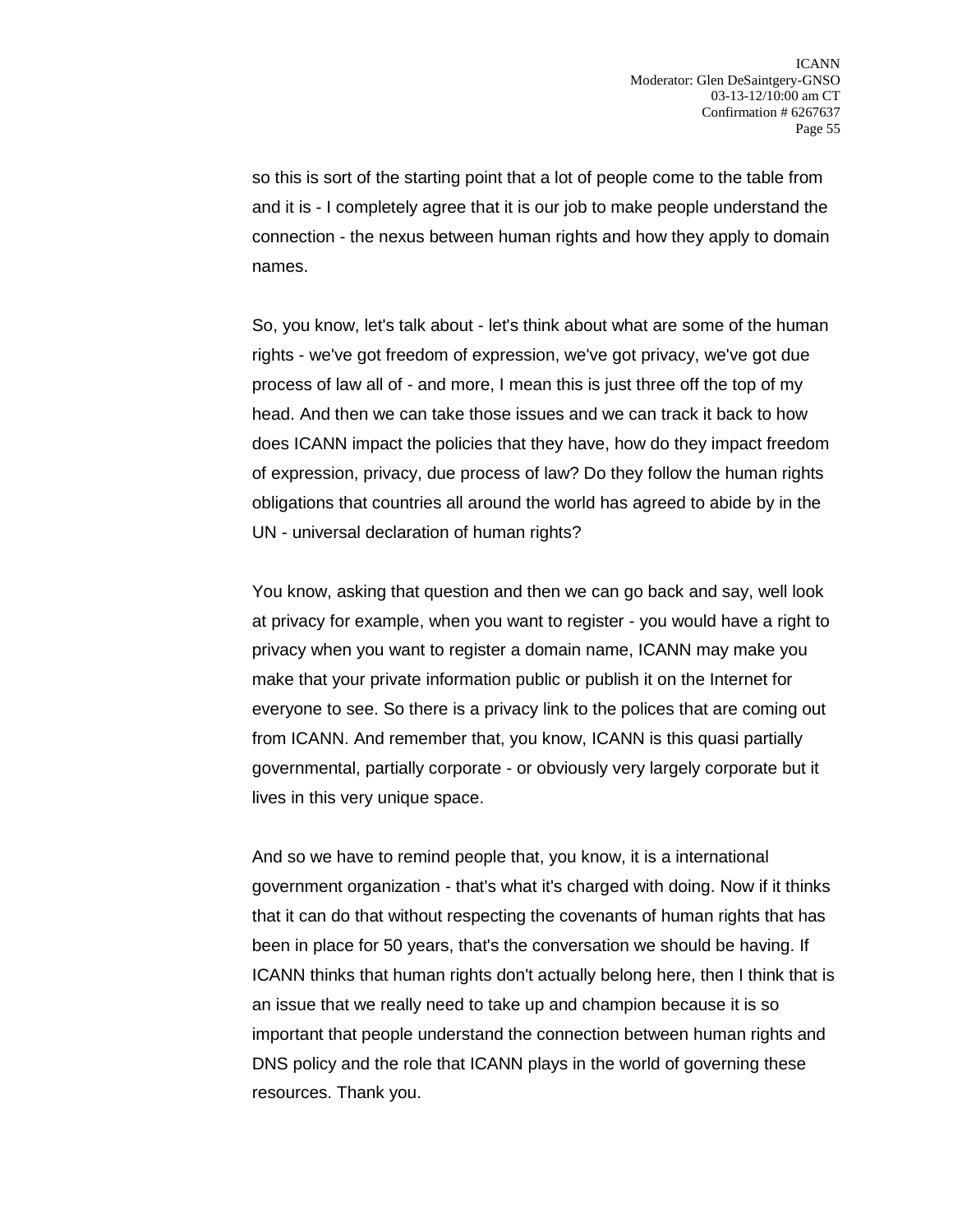so this is sort of the starting point that a lot of people come to the table from and it is - I completely agree that it is our job to make people understand the connection - the nexus between human rights and how they apply to domain names.

So, you know, let's talk about - let's think about what are some of the human rights - we've got freedom of expression, we've got privacy, we've got due process of law all of - and more, I mean this is just three off the top of my head. And then we can take those issues and we can track it back to how does ICANN impact the policies that they have, how do they impact freedom of expression, privacy, due process of law? Do they follow the human rights obligations that countries all around the world has agreed to abide by in the UN - universal declaration of human rights?

You know, asking that question and then we can go back and say, well look at privacy for example, when you want to register - you would have a right to privacy when you want to register a domain name, ICANN may make you make that your private information public or publish it on the Internet for everyone to see. So there is a privacy link to the polices that are coming out from ICANN. And remember that, you know, ICANN is this quasi partially governmental, partially corporate - or obviously very largely corporate but it lives in this very unique space.

And so we have to remind people that, you know, it is a international government organization - that's what it's charged with doing. Now if it thinks that it can do that without respecting the covenants of human rights that has been in place for 50 years, that's the conversation we should be having. If ICANN thinks that human rights don't actually belong here, then I think that is an issue that we really need to take up and champion because it is so important that people understand the connection between human rights and DNS policy and the role that ICANN plays in the world of governing these resources. Thank you.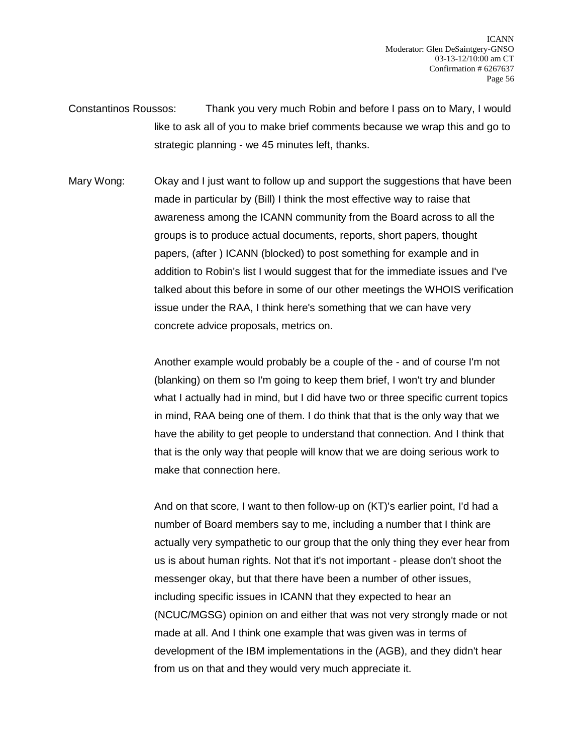Constantinos Roussos: Thank you very much Robin and before I pass on to Mary, I would like to ask all of you to make brief comments because we wrap this and go to strategic planning - we 45 minutes left, thanks.

Mary Wong: Okay and I just want to follow up and support the suggestions that have been made in particular by (Bill) I think the most effective way to raise that awareness among the ICANN community from the Board across to all the groups is to produce actual documents, reports, short papers, thought papers, (after ) ICANN (blocked) to post something for example and in addition to Robin's list I would suggest that for the immediate issues and I've talked about this before in some of our other meetings the WHOIS verification issue under the RAA, I think here's something that we can have very concrete advice proposals, metrics on.

Another example would probably be a couple of the - and of course I'm not (blanking) on them so I'm going to keep them brief, I won't try and blunder what I actually had in mind, but I did have two or three specific current topics in mind, RAA being one of them. I do think that that is the only way that we have the ability to get people to understand that connection. And I think that that is the only way that people will know that we are doing serious work to make that connection here.

And on that score, I want to then follow-up on (KT)'s earlier point, I'd had a number of Board members say to me, including a number that I think are actually very sympathetic to our group that the only thing they ever hear from us is about human rights. Not that it's not important - please don't shoot the messenger okay, but that there have been a number of other issues, including specific issues in ICANN that they expected to hear an (NCUC/MGSG) opinion on and either that was not very strongly made or not made at all. And I think one example that was given was in terms of development of the IBM implementations in the (AGB), and they didn't hear from us on that and they would very much appreciate it.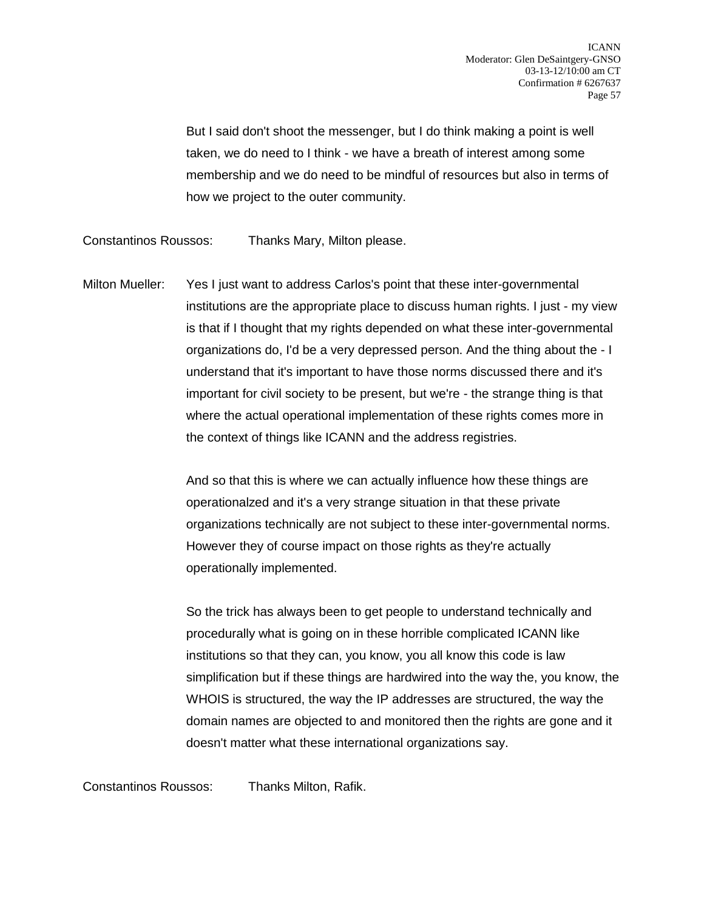But I said don't shoot the messenger, but I do think making a point is well taken, we do need to I think - we have a breath of interest among some membership and we do need to be mindful of resources but also in terms of how we project to the outer community.

Constantinos Roussos: Thanks Mary, Milton please.

Milton Mueller: Yes I just want to address Carlos's point that these inter-governmental institutions are the appropriate place to discuss human rights. I just - my view is that if I thought that my rights depended on what these inter-governmental organizations do, I'd be a very depressed person. And the thing about the - I understand that it's important to have those norms discussed there and it's important for civil society to be present, but we're - the strange thing is that where the actual operational implementation of these rights comes more in the context of things like ICANN and the address registries.

And so that this is where we can actually influence how these things are operationalzed and it's a very strange situation in that these private organizations technically are not subject to these inter-governmental norms. However they of course impact on those rights as they're actually operationally implemented.

So the trick has always been to get people to understand technically and procedurally what is going on in these horrible complicated ICANN like institutions so that they can, you know, you all know this code is law simplification but if these things are hardwired into the way the, you know, the WHOIS is structured, the way the IP addresses are structured, the way the domain names are objected to and monitored then the rights are gone and it doesn't matter what these international organizations say.

Constantinos Roussos: Thanks Milton, Rafik.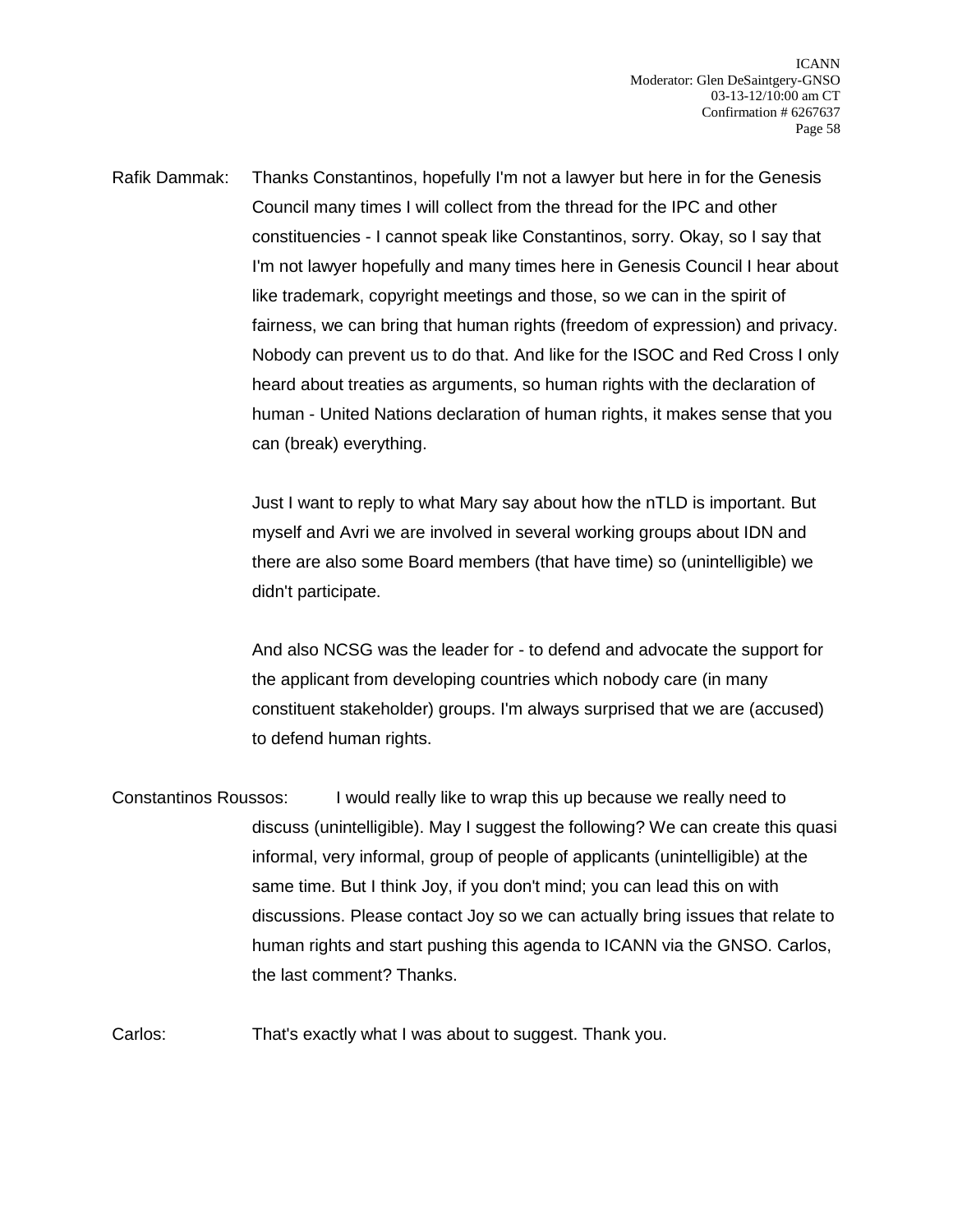Rafik Dammak: Thanks Constantinos, hopefully I'm not a lawyer but here in for the Genesis Council many times I will collect from the thread for the IPC and other constituencies - I cannot speak like Constantinos, sorry. Okay, so I say that I'm not lawyer hopefully and many times here in Genesis Council I hear about like trademark, copyright meetings and those, so we can in the spirit of fairness, we can bring that human rights (freedom of expression) and privacy. Nobody can prevent us to do that. And like for the ISOC and Red Cross I only heard about treaties as arguments, so human rights with the declaration of human - United Nations declaration of human rights, it makes sense that you can (break) everything.

Just I want to reply to what Mary say about how the nTLD is important. But myself and Avri we are involved in several working groups about IDN and there are also some Board members (that have time) so (unintelligible) we didn't participate.

And also NCSG was the leader for - to defend and advocate the support for the applicant from developing countries which nobody care (in many constituent stakeholder) groups. I'm always surprised that we are (accused) to defend human rights.

Constantinos Roussos: I would really like to wrap this up because we really need to discuss (unintelligible). May I suggest the following? We can create this quasi informal, very informal, group of people of applicants (unintelligible) at the same time. But I think Joy, if you don't mind; you can lead this on with discussions. Please contact Joy so we can actually bring issues that relate to human rights and start pushing this agenda to ICANN via the GNSO. Carlos, the last comment? Thanks.

Carlos: That's exactly what I was about to suggest. Thank you.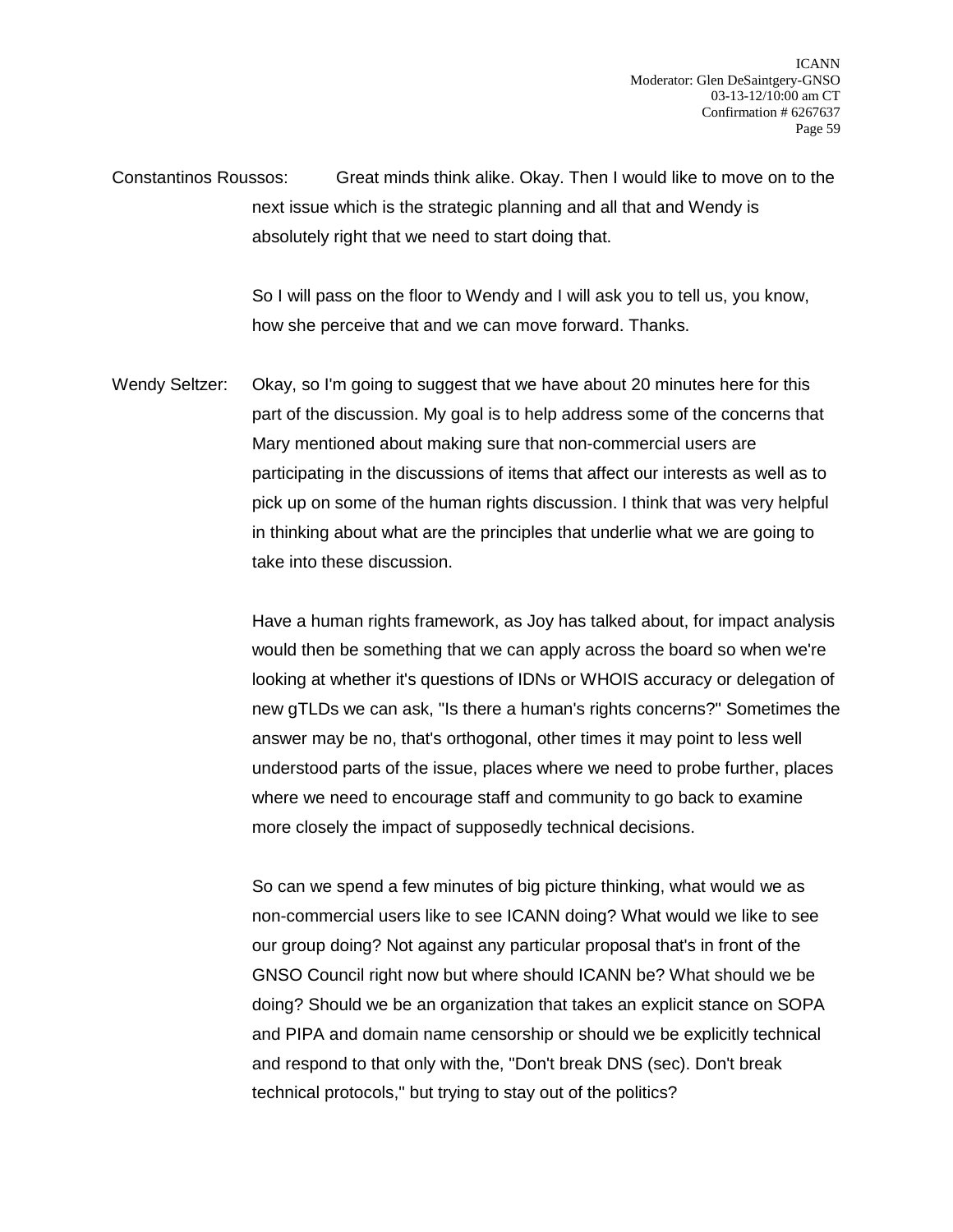Constantinos Roussos: Great minds think alike. Okay. Then I would like to move on to the next issue which is the strategic planning and all that and Wendy is absolutely right that we need to start doing that.

So I will pass on the floor to Wendy and I will ask you to tell us, you know, how she perceive that and we can move forward. Thanks.

Wendy Seltzer: Okay, so I'm going to suggest that we have about 20 minutes here for this part of the discussion. My goal is to help address some of the concerns that Mary mentioned about making sure that non-commercial users are participating in the discussions of items that affect our interests as well as to pick up on some of the human rights discussion. I think that was very helpful in thinking about what are the principles that underlie what we are going to take into these discussion.

Have a human rights framework, as Joy has talked about, for impact analysis would then be something that we can apply across the board so when we're looking at whether it's questions of IDNs or WHOIS accuracy or delegation of new gTLDs we can ask, "Is there a human's rights concerns?" Sometimes the answer may be no, that's orthogonal, other times it may point to less well understood parts of the issue, places where we need to probe further, places where we need to encourage staff and community to go back to examine more closely the impact of supposedly technical decisions.

So can we spend a few minutes of big picture thinking, what would we as non-commercial users like to see ICANN doing? What would we like to see our group doing? Not against any particular proposal that's in front of the GNSO Council right now but where should ICANN be? What should we be doing? Should we be an organization that takes an explicit stance on SOPA and PIPA and domain name censorship or should we be explicitly technical and respond to that only with the, "Don't break DNS (sec). Don't break technical protocols," but trying to stay out of the politics?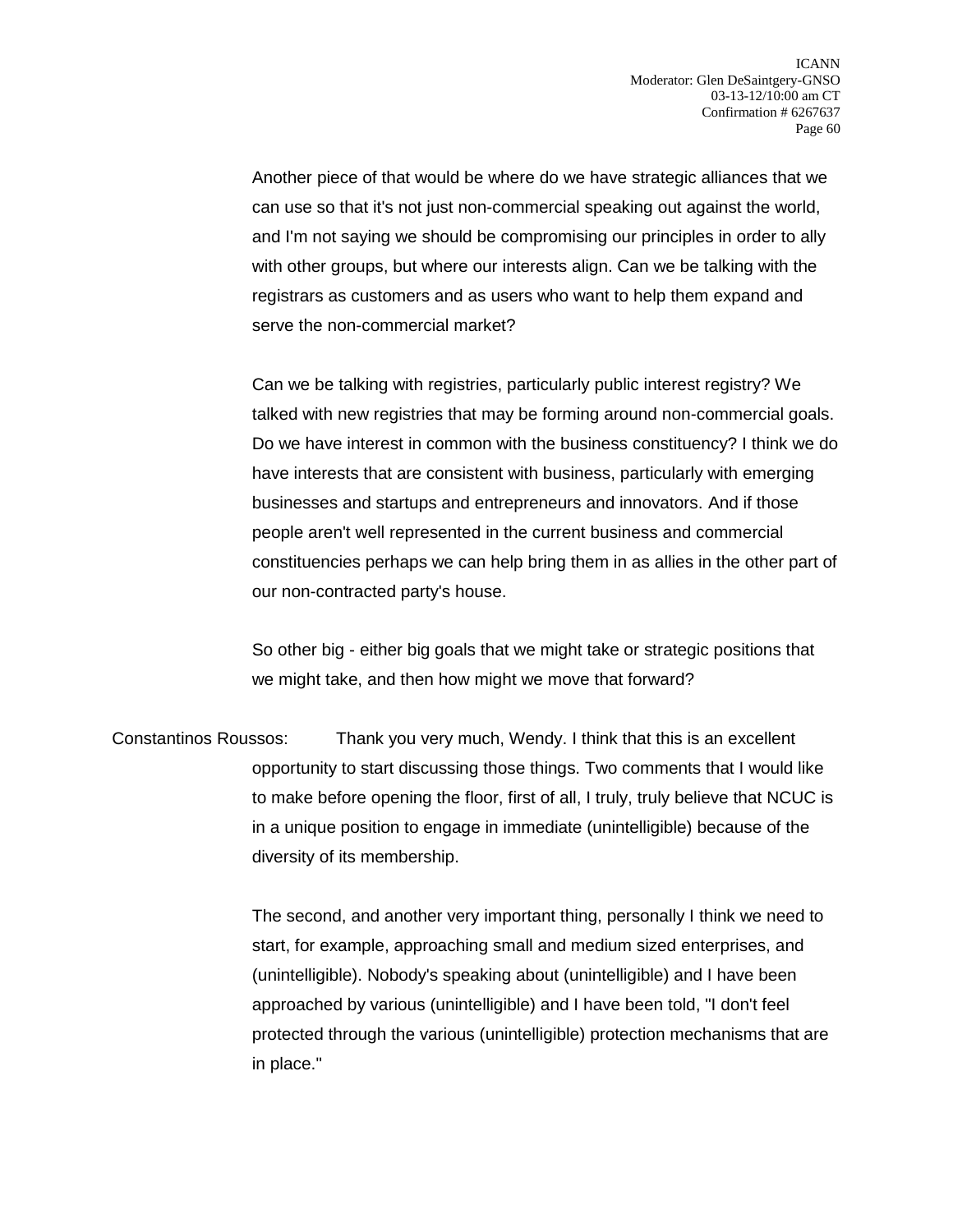Another piece of that would be where do we have strategic alliances that we can use so that it's not just non-commercial speaking out against the world, and I'm not saying we should be compromising our principles in order to ally with other groups, but where our interests align. Can we be talking with the registrars as customers and as users who want to help them expand and serve the non-commercial market?

Can we be talking with registries, particularly public interest registry? We talked with new registries that may be forming around non-commercial goals. Do we have interest in common with the business constituency? I think we do have interests that are consistent with business, particularly with emerging businesses and startups and entrepreneurs and innovators. And if those people aren't well represented in the current business and commercial constituencies perhaps we can help bring them in as allies in the other part of our non-contracted party's house.

So other big - either big goals that we might take or strategic positions that we might take, and then how might we move that forward?

Constantinos Roussos: Thank you very much, Wendy. I think that this is an excellent opportunity to start discussing those things. Two comments that I would like to make before opening the floor, first of all, I truly, truly believe that NCUC is in a unique position to engage in immediate (unintelligible) because of the diversity of its membership.

The second, and another very important thing, personally I think we need to start, for example, approaching small and medium sized enterprises, and (unintelligible). Nobody's speaking about (unintelligible) and I have been approached by various (unintelligible) and I have been told, "I don't feel protected through the various (unintelligible) protection mechanisms that are in place."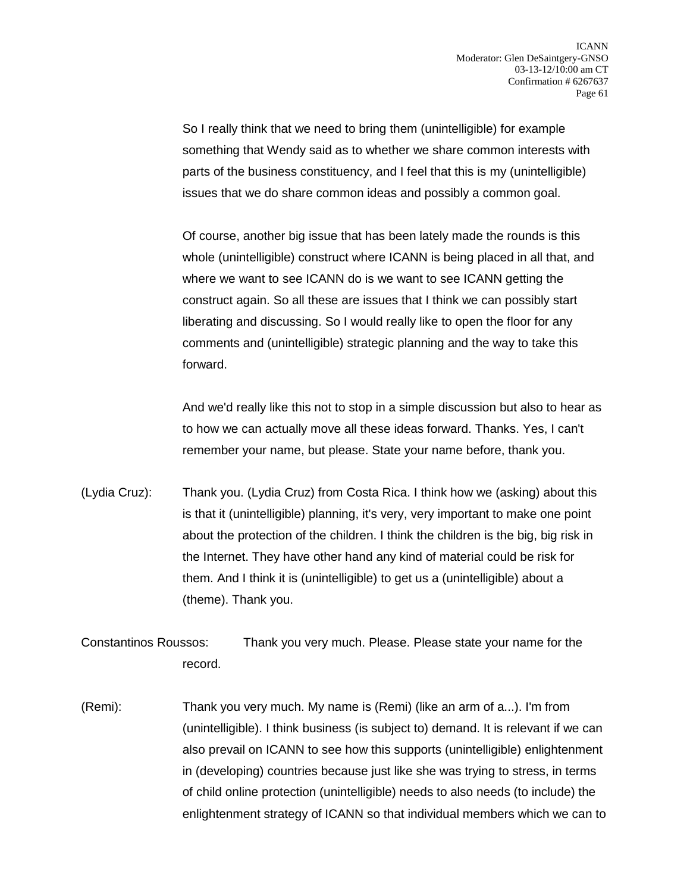So I really think that we need to bring them (unintelligible) for example something that Wendy said as to whether we share common interests with parts of the business constituency, and I feel that this is my (unintelligible) issues that we do share common ideas and possibly a common goal.

Of course, another big issue that has been lately made the rounds is this whole (unintelligible) construct where ICANN is being placed in all that, and where we want to see ICANN do is we want to see ICANN getting the construct again. So all these are issues that I think we can possibly start liberating and discussing. So I would really like to open the floor for any comments and (unintelligible) strategic planning and the way to take this forward.

And we'd really like this not to stop in a simple discussion but also to hear as to how we can actually move all these ideas forward. Thanks. Yes, I can't remember your name, but please. State your name before, thank you.

(Lydia Cruz): Thank you. (Lydia Cruz) from Costa Rica. I think how we (asking) about this is that it (unintelligible) planning, it's very, very important to make one point about the protection of the children. I think the children is the big, big risk in the Internet. They have other hand any kind of material could be risk for them. And I think it is (unintelligible) to get us a (unintelligible) about a (theme). Thank you.

Constantinos Roussos: Thank you very much. Please. Please state your name for the record.

(Remi): Thank you very much. My name is (Remi) (like an arm of a...). I'm from (unintelligible). I think business (is subject to) demand. It is relevant if we can also prevail on ICANN to see how this supports (unintelligible) enlightenment in (developing) countries because just like she was trying to stress, in terms of child online protection (unintelligible) needs to also needs (to include) the enlightenment strategy of ICANN so that individual members which we can to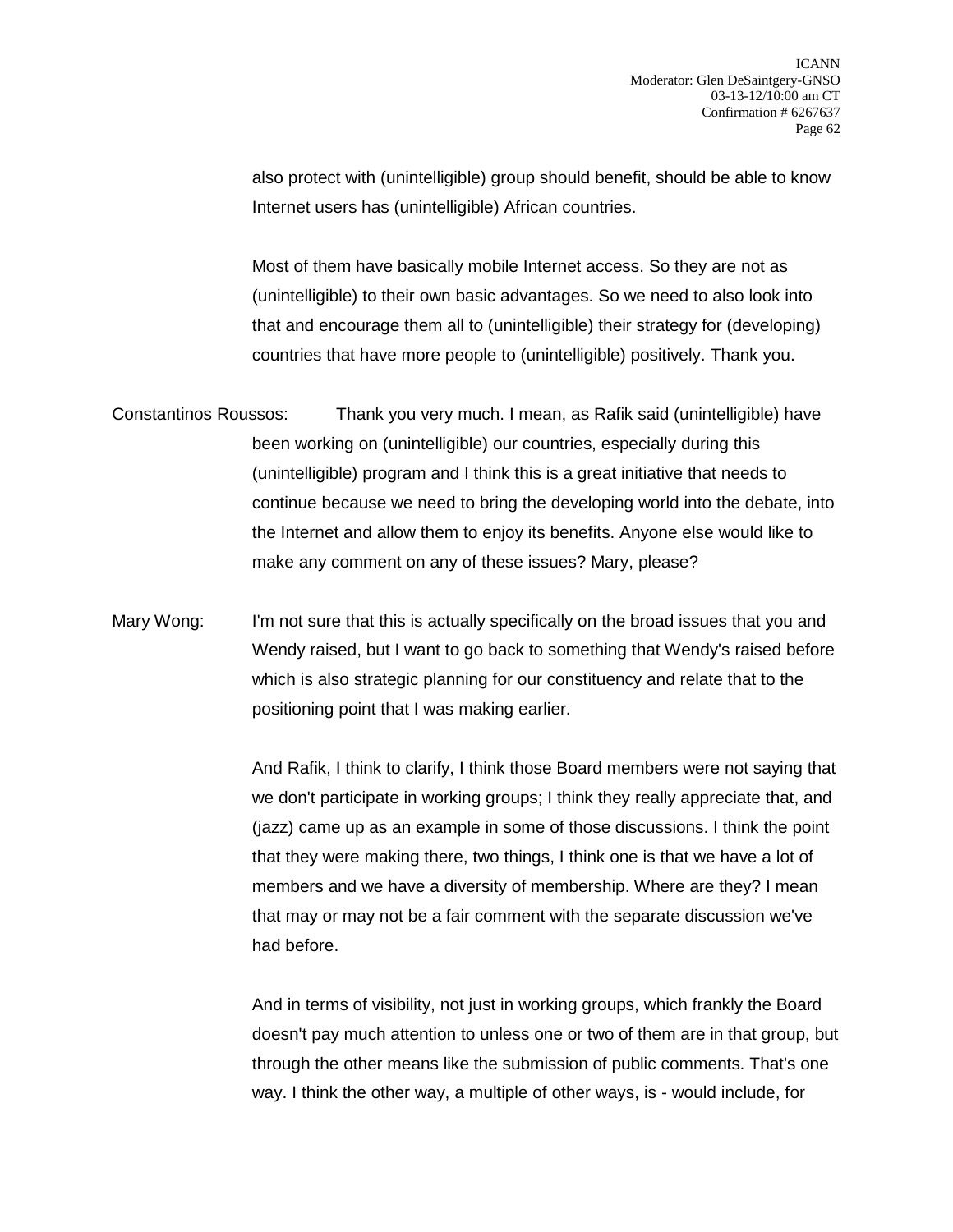also protect with (unintelligible) group should benefit, should be able to know Internet users has (unintelligible) African countries.

Most of them have basically mobile Internet access. So they are not as (unintelligible) to their own basic advantages. So we need to also look into that and encourage them all to (unintelligible) their strategy for (developing) countries that have more people to (unintelligible) positively. Thank you.

Constantinos Roussos: Thank you very much. I mean, as Rafik said (unintelligible) have been working on (unintelligible) our countries, especially during this (unintelligible) program and I think this is a great initiative that needs to continue because we need to bring the developing world into the debate, into the Internet and allow them to enjoy its benefits. Anyone else would like to make any comment on any of these issues? Mary, please?

Mary Wong: I'm not sure that this is actually specifically on the broad issues that you and Wendy raised, but I want to go back to something that Wendy's raised before which is also strategic planning for our constituency and relate that to the positioning point that I was making earlier.

And Rafik, I think to clarify, I think those Board members were not saying that we don't participate in working groups; I think they really appreciate that, and (jazz) came up as an example in some of those discussions. I think the point that they were making there, two things, I think one is that we have a lot of members and we have a diversity of membership. Where are they? I mean that may or may not be a fair comment with the separate discussion we've had before.

And in terms of visibility, not just in working groups, which frankly the Board doesn't pay much attention to unless one or two of them are in that group, but through the other means like the submission of public comments. That's one way. I think the other way, a multiple of other ways, is - would include, for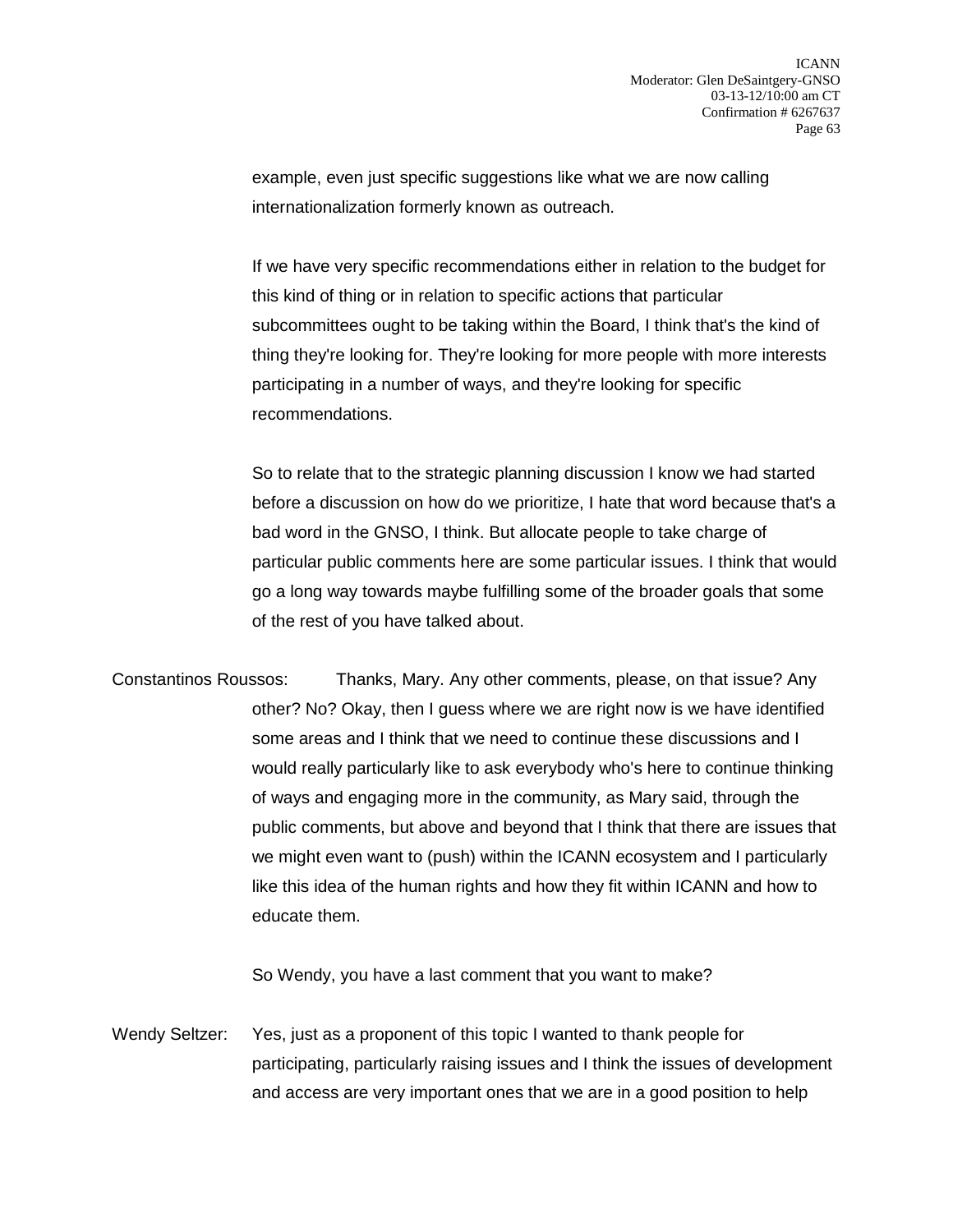example, even just specific suggestions like what we are now calling internationalization formerly known as outreach.

If we have very specific recommendations either in relation to the budget for this kind of thing or in relation to specific actions that particular subcommittees ought to be taking within the Board, I think that's the kind of thing they're looking for. They're looking for more people with more interests participating in a number of ways, and they're looking for specific recommendations.

So to relate that to the strategic planning discussion I know we had started before a discussion on how do we prioritize, I hate that word because that's a bad word in the GNSO, I think. But allocate people to take charge of particular public comments here are some particular issues. I think that would go a long way towards maybe fulfilling some of the broader goals that some of the rest of you have talked about.

Constantinos Roussos: Thanks, Mary. Any other comments, please, on that issue? Any other? No? Okay, then I guess where we are right now is we have identified some areas and I think that we need to continue these discussions and I would really particularly like to ask everybody who's here to continue thinking of ways and engaging more in the community, as Mary said, through the public comments, but above and beyond that I think that there are issues that we might even want to (push) within the ICANN ecosystem and I particularly like this idea of the human rights and how they fit within ICANN and how to educate them.

So Wendy, you have a last comment that you want to make?

Wendy Seltzer: Yes, just as a proponent of this topic I wanted to thank people for participating, particularly raising issues and I think the issues of development and access are very important ones that we are in a good position to help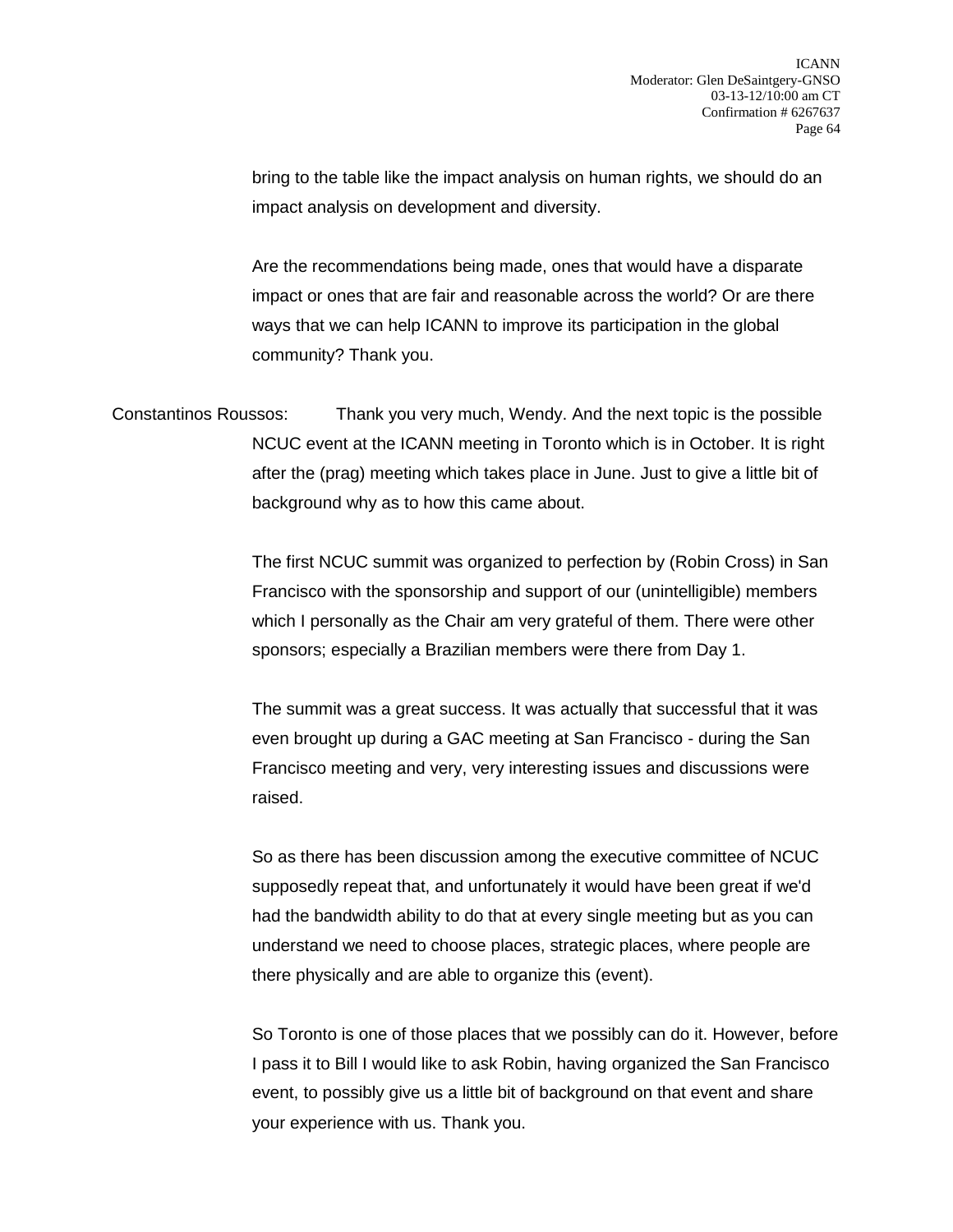bring to the table like the impact analysis on human rights, we should do an impact analysis on development and diversity.

Are the recommendations being made, ones that would have a disparate impact or ones that are fair and reasonable across the world? Or are there ways that we can help ICANN to improve its participation in the global community? Thank you.

Constantinos Roussos: Thank you very much, Wendy. And the next topic is the possible NCUC event at the ICANN meeting in Toronto which is in October. It is right after the (prag) meeting which takes place in June. Just to give a little bit of background why as to how this came about.

The first NCUC summit was organized to perfection by (Robin Cross) in San Francisco with the sponsorship and support of our (unintelligible) members which I personally as the Chair am very grateful of them. There were other sponsors; especially a Brazilian members were there from Day 1.

The summit was a great success. It was actually that successful that it was even brought up during a GAC meeting at San Francisco - during the San Francisco meeting and very, very interesting issues and discussions were raised.

So as there has been discussion among the executive committee of NCUC supposedly repeat that, and unfortunately it would have been great if we'd had the bandwidth ability to do that at every single meeting but as you can understand we need to choose places, strategic places, where people are there physically and are able to organize this (event).

So Toronto is one of those places that we possibly can do it. However, before I pass it to Bill I would like to ask Robin, having organized the San Francisco event, to possibly give us a little bit of background on that event and share your experience with us. Thank you.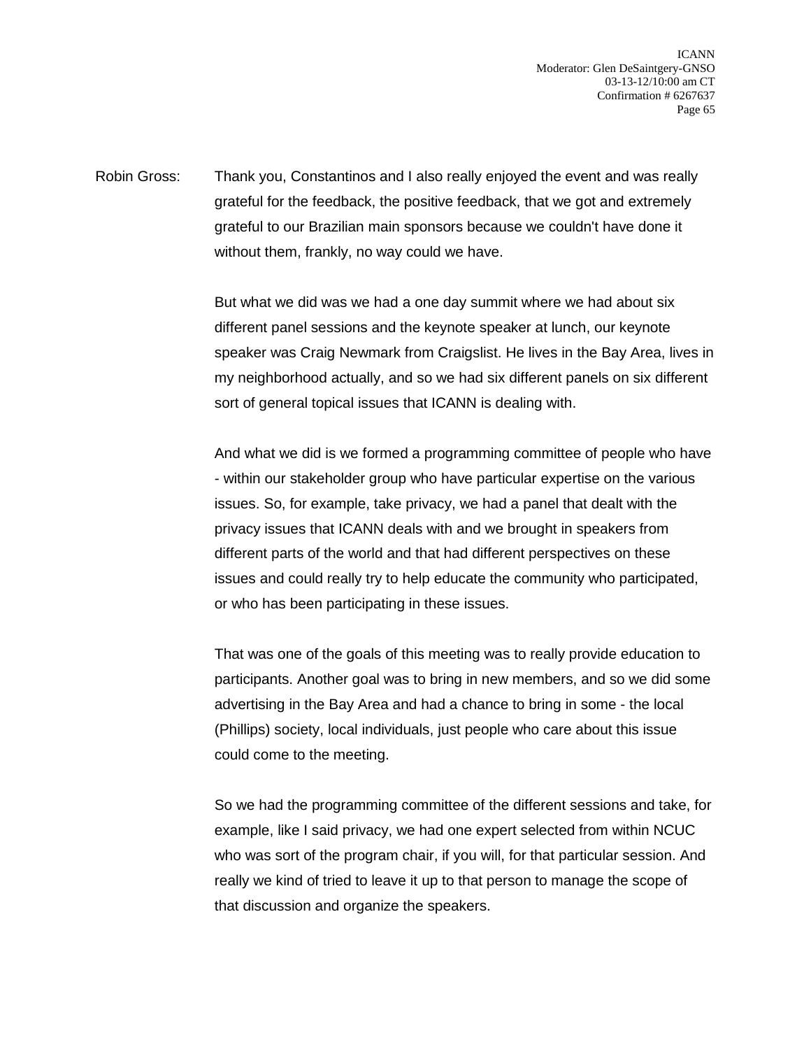Robin Gross: Thank you, Constantinos and I also really enjoyed the event and was really grateful for the feedback, the positive feedback, that we got and extremely grateful to our Brazilian main sponsors because we couldn't have done it without them, frankly, no way could we have.

But what we did was we had a one day summit where we had about six different panel sessions and the keynote speaker at lunch, our keynote speaker was Craig Newmark from Craigslist. He lives in the Bay Area, lives in my neighborhood actually, and so we had six different panels on six different sort of general topical issues that ICANN is dealing with.

And what we did is we formed a programming committee of people who have - within our stakeholder group who have particular expertise on the various issues. So, for example, take privacy, we had a panel that dealt with the privacy issues that ICANN deals with and we brought in speakers from different parts of the world and that had different perspectives on these issues and could really try to help educate the community who participated, or who has been participating in these issues.

That was one of the goals of this meeting was to really provide education to participants. Another goal was to bring in new members, and so we did some advertising in the Bay Area and had a chance to bring in some - the local (Phillips) society, local individuals, just people who care about this issue could come to the meeting.

So we had the programming committee of the different sessions and take, for example, like I said privacy, we had one expert selected from within NCUC who was sort of the program chair, if you will, for that particular session. And really we kind of tried to leave it up to that person to manage the scope of that discussion and organize the speakers.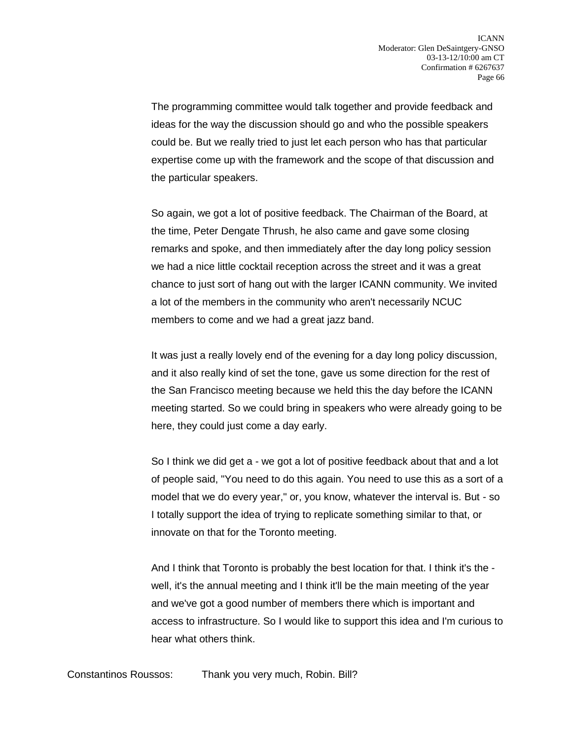The programming committee would talk together and provide feedback and ideas for the way the discussion should go and who the possible speakers could be. But we really tried to just let each person who has that particular expertise come up with the framework and the scope of that discussion and the particular speakers.

So again, we got a lot of positive feedback. The Chairman of the Board, at the time, Peter Dengate Thrush, he also came and gave some closing remarks and spoke, and then immediately after the day long policy session we had a nice little cocktail reception across the street and it was a great chance to just sort of hang out with the larger ICANN community. We invited a lot of the members in the community who aren't necessarily NCUC members to come and we had a great jazz band.

It was just a really lovely end of the evening for a day long policy discussion, and it also really kind of set the tone, gave us some direction for the rest of the San Francisco meeting because we held this the day before the ICANN meeting started. So we could bring in speakers who were already going to be here, they could just come a day early.

So I think we did get a - we got a lot of positive feedback about that and a lot of people said, "You need to do this again. You need to use this as a sort of a model that we do every year," or, you know, whatever the interval is. But - so I totally support the idea of trying to replicate something similar to that, or innovate on that for the Toronto meeting.

And I think that Toronto is probably the best location for that. I think it's the - well, it's the annual meeting and I think it'll be the main meeting of the year and we've got a good number of members there which is important and access to infrastructure. So I would like to support this idea and I'm curious to hear what others think.

Constantinos Roussos: Thank you very much, Robin. Bill?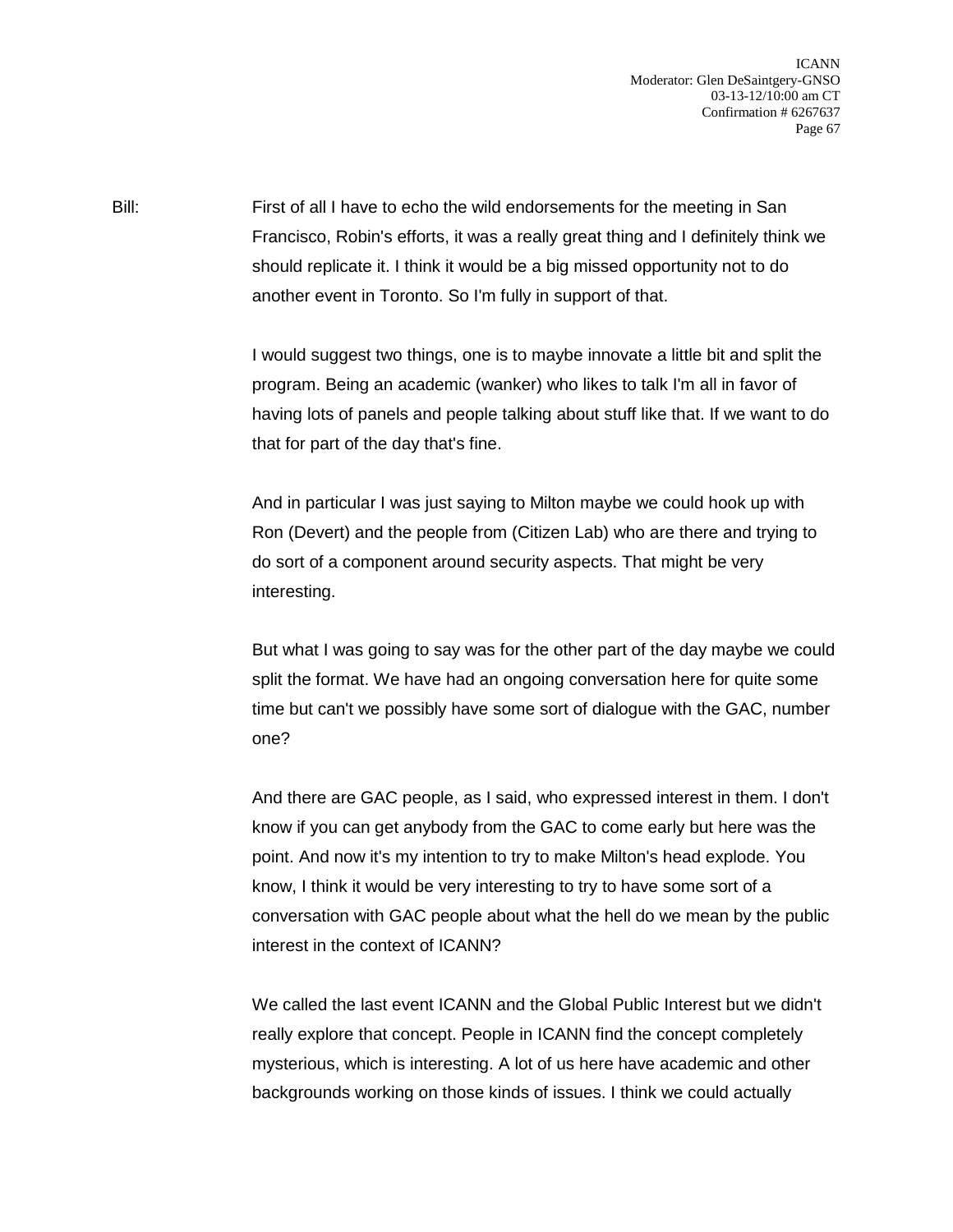Bill: First of all I have to echo the wild endorsements for the meeting in San Francisco, Robin's efforts, it was a really great thing and I definitely think we should replicate it. I think it would be a big missed opportunity not to do another event in Toronto. So I'm fully in support of that.

I would suggest two things, one is to maybe innovate a little bit and split the program. Being an academic (wanker) who likes to talk I'm all in favor of having lots of panels and people talking about stuff like that. If we want to do that for part of the day that's fine.

And in particular I was just saying to Milton maybe we could hook up with Ron (Devert) and the people from (Citizen Lab) who are there and trying to do sort of a component around security aspects. That might be very interesting.

But what I was going to say was for the other part of the day maybe we could split the format. We have had an ongoing conversation here for quite some time but can't we possibly have some sort of dialogue with the GAC, number one?

And there are GAC people, as I said, who expressed interest in them. I don't know if you can get anybody from the GAC to come early but here was the point. And now it's my intention to try to make Milton's head explode. You know, I think it would be very interesting to try to have some sort of a conversation with GAC people about what the hell do we mean by the public interest in the context of ICANN?

We called the last event ICANN and the Global Public Interest but we didn't really explore that concept. People in ICANN find the concept completely mysterious, which is interesting. A lot of us here have academic and other backgrounds working on those kinds of issues. I think we could actually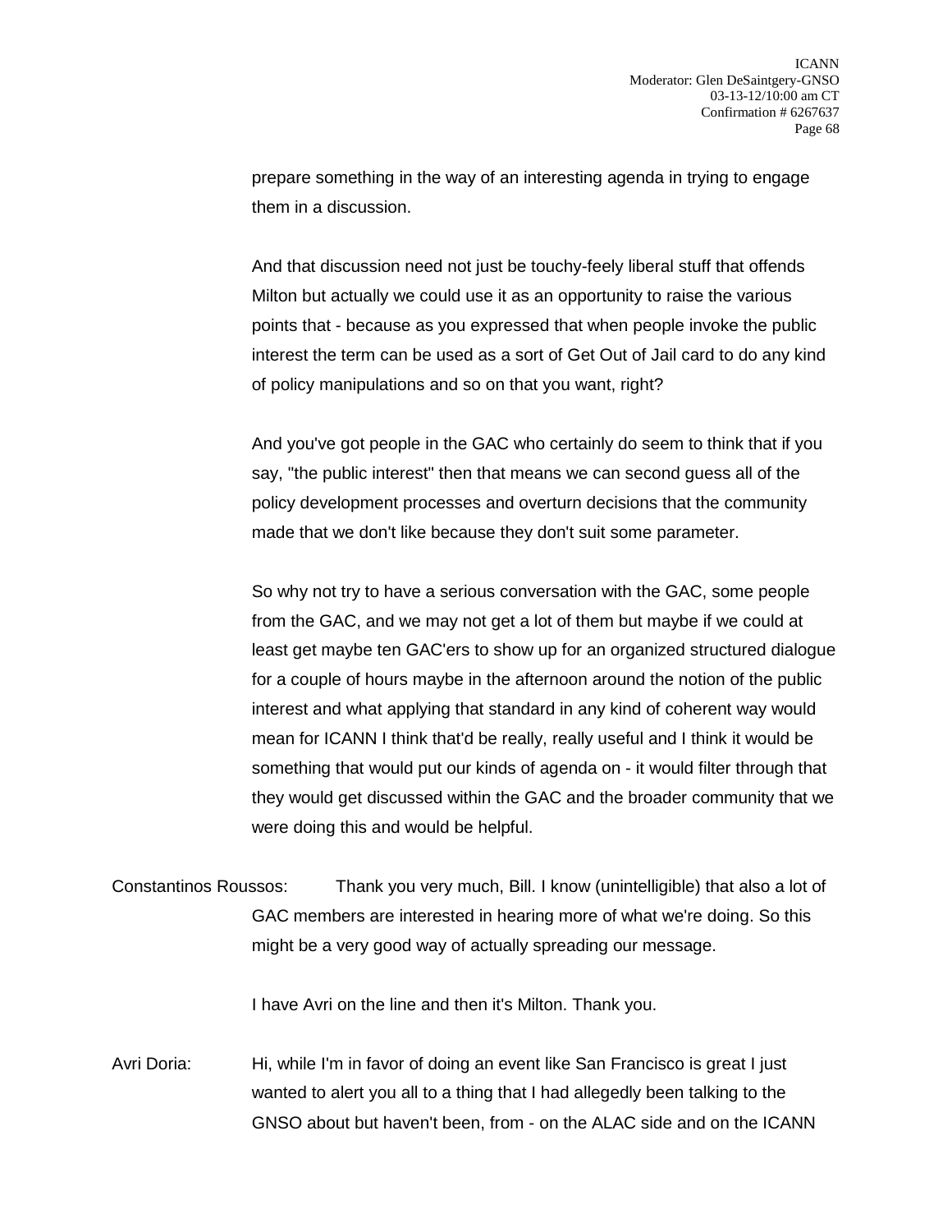prepare something in the way of an interesting agenda in trying to engage them in a discussion.

And that discussion need not just be touchy-feely liberal stuff that offends Milton but actually we could use it as an opportunity to raise the various points that - because as you expressed that when people invoke the public interest the term can be used as a sort of Get Out of Jail card to do any kind of policy manipulations and so on that you want, right?

And you've got people in the GAC who certainly do seem to think that if you say, "the public interest" then that means we can second guess all of the policy development processes and overturn decisions that the community made that we don't like because they don't suit some parameter.

So why not try to have a serious conversation with the GAC, some people from the GAC, and we may not get a lot of them but maybe if we could at least get maybe ten GAC'ers to show up for an organized structured dialogue for a couple of hours maybe in the afternoon around the notion of the public interest and what applying that standard in any kind of coherent way would mean for ICANN I think that'd be really, really useful and I think it would be something that would put our kinds of agenda on - it would filter through that they would get discussed within the GAC and the broader community that we were doing this and would be helpful.

Constantinos Roussos: Thank you very much, Bill. I know (unintelligible) that also a lot of GAC members are interested in hearing more of what we're doing. So this might be a very good way of actually spreading our message.

I have Avri on the line and then it's Milton. Thank you.

Avri Doria: Hi, while I'm in favor of doing an event like San Francisco is great I just wanted to alert you all to a thing that I had allegedly been talking to the GNSO about but haven't been, from - on the ALAC side and on the ICANN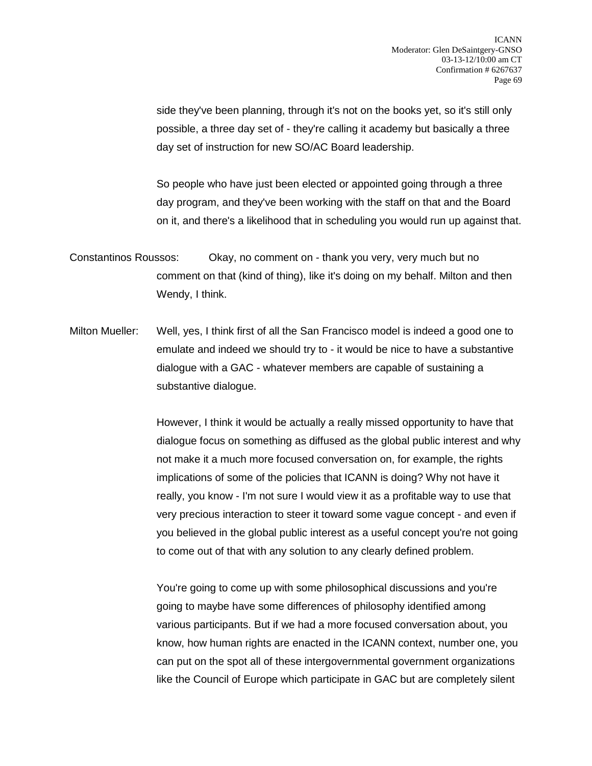side they've been planning, through it's not on the books yet, so it's still only possible, a three day set of - they're calling it academy but basically a three day set of instruction for new SO/AC Board leadership.

So people who have just been elected or appointed going through a three day program, and they've been working with the staff on that and the Board on it, and there's a likelihood that in scheduling you would run up against that.

Constantinos Roussos: Okay, no comment on - thank you very, very much but no comment on that (kind of thing), like it's doing on my behalf. Milton and then Wendy, I think.

Milton Mueller: Well, yes, I think first of all the San Francisco model is indeed a good one to emulate and indeed we should try to - it would be nice to have a substantive dialogue with a GAC - whatever members are capable of sustaining a substantive dialogue.

However, I think it would be actually a really missed opportunity to have that dialogue focus on something as diffused as the global public interest and why not make it a much more focused conversation on, for example, the rights implications of some of the policies that ICANN is doing? Why not have it really, you know - I'm not sure I would view it as a profitable way to use that very precious interaction to steer it toward some vague concept - and even if you believed in the global public interest as a useful concept you're not going to come out of that with any solution to any clearly defined problem.

You're going to come up with some philosophical discussions and you're going to maybe have some differences of philosophy identified among various participants. But if we had a more focused conversation about, you know, how human rights are enacted in the ICANN context, number one, you can put on the spot all of these intergovernmental government organizations like the Council of Europe which participate in GAC but are completely silent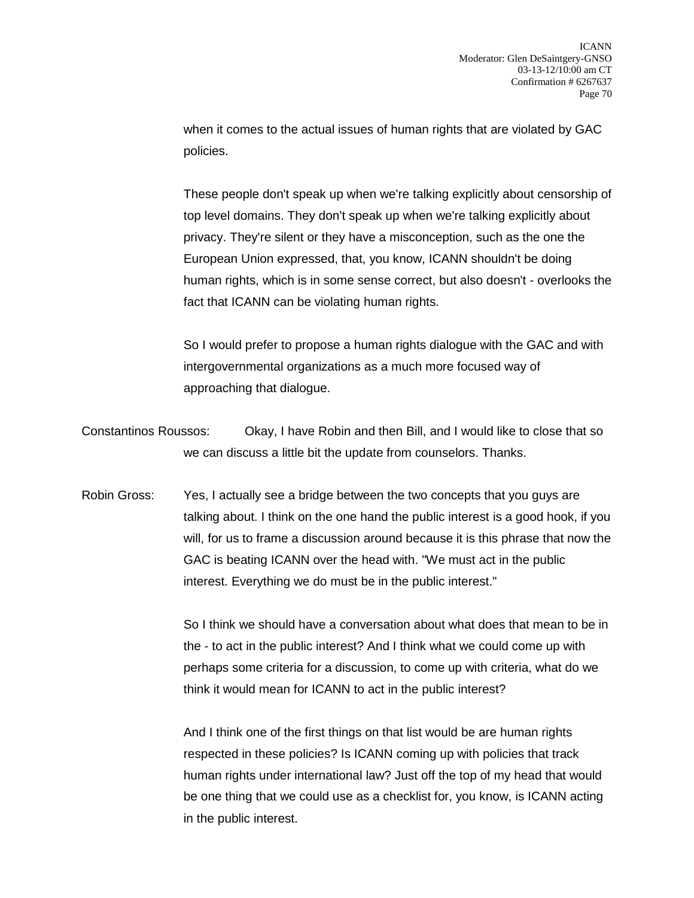when it comes to the actual issues of human rights that are violated by GAC policies.

These people don't speak up when we're talking explicitly about censorship of top level domains. They don't speak up when we're talking explicitly about privacy. They're silent or they have a misconception, such as the one the European Union expressed, that, you know, ICANN shouldn't be doing human rights, which is in some sense correct, but also doesn't - overlooks the fact that ICANN can be violating human rights.

So I would prefer to propose a human rights dialogue with the GAC and with intergovernmental organizations as a much more focused way of approaching that dialogue.

Constantinos Roussos: Okay, I have Robin and then Bill, and I would like to close that so we can discuss a little bit the update from counselors. Thanks.

Robin Gross: Yes, I actually see a bridge between the two concepts that you guys are talking about. I think on the one hand the public interest is a good hook, if you will, for us to frame a discussion around because it is this phrase that now the GAC is beating ICANN over the head with. "We must act in the public interest. Everything we do must be in the public interest."

So I think we should have a conversation about what does that mean to be in the - to act in the public interest? And I think what we could come up with perhaps some criteria for a discussion, to come up with criteria, what do we think it would mean for ICANN to act in the public interest?

And I think one of the first things on that list would be are human rights respected in these policies? Is ICANN coming up with policies that track human rights under international law? Just off the top of my head that would be one thing that we could use as a checklist for, you know, is ICANN acting in the public interest.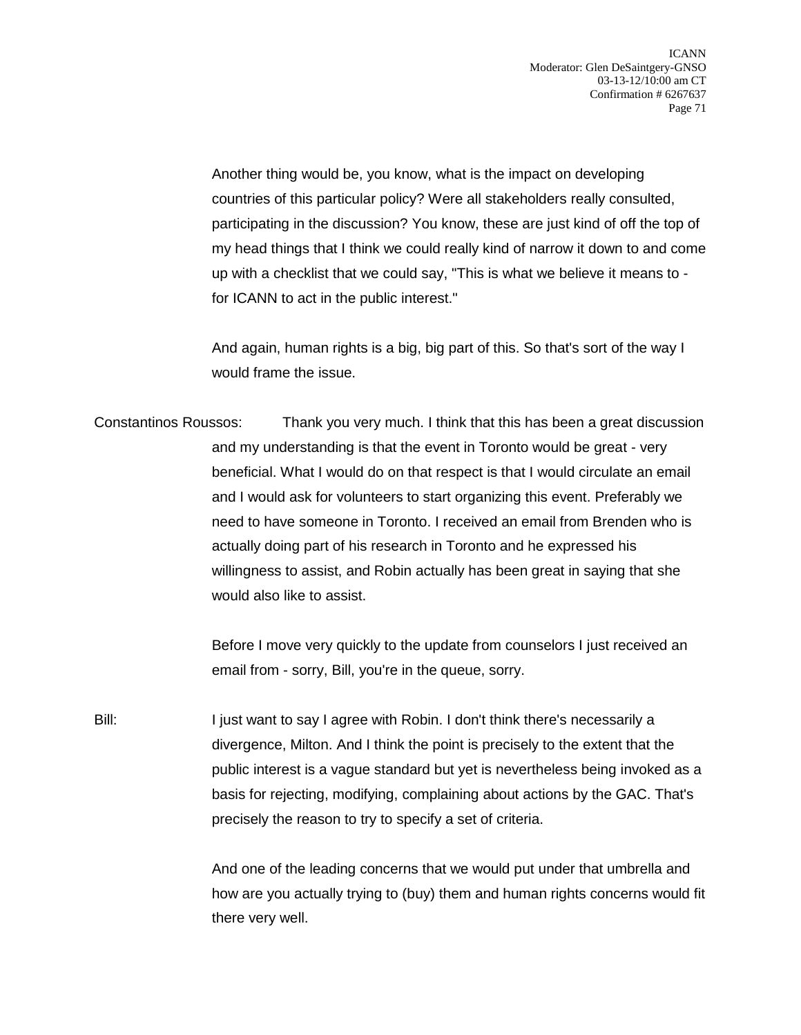Another thing would be, you know, what is the impact on developing countries of this particular policy? Were all stakeholders really consulted, participating in the discussion? You know, these are just kind of off the top of my head things that I think we could really kind of narrow it down to and come up with a checklist that we could say, "This is what we believe it means to - for ICANN to act in the public interest."

And again, human rights is a big, big part of this. So that's sort of the way I would frame the issue.

Constantinos Roussos: Thank you very much. I think that this has been a great discussion and my understanding is that the event in Toronto would be great - very beneficial. What I would do on that respect is that I would circulate an email and I would ask for volunteers to start organizing this event. Preferably we need to have someone in Toronto. I received an email from Brenden who is actually doing part of his research in Toronto and he expressed his willingness to assist, and Robin actually has been great in saying that she would also like to assist.

Before I move very quickly to the update from counselors I just received an email from - sorry, Bill, you're in the queue, sorry.

Bill: I just want to say I agree with Robin. I don't think there's necessarily a divergence, Milton. And I think the point is precisely to the extent that the public interest is a vague standard but yet is nevertheless being invoked as a basis for rejecting, modifying, complaining about actions by the GAC. That's precisely the reason to try to specify a set of criteria.

And one of the leading concerns that we would put under that umbrella and how are you actually trying to (buy) them and human rights concerns would fit there very well.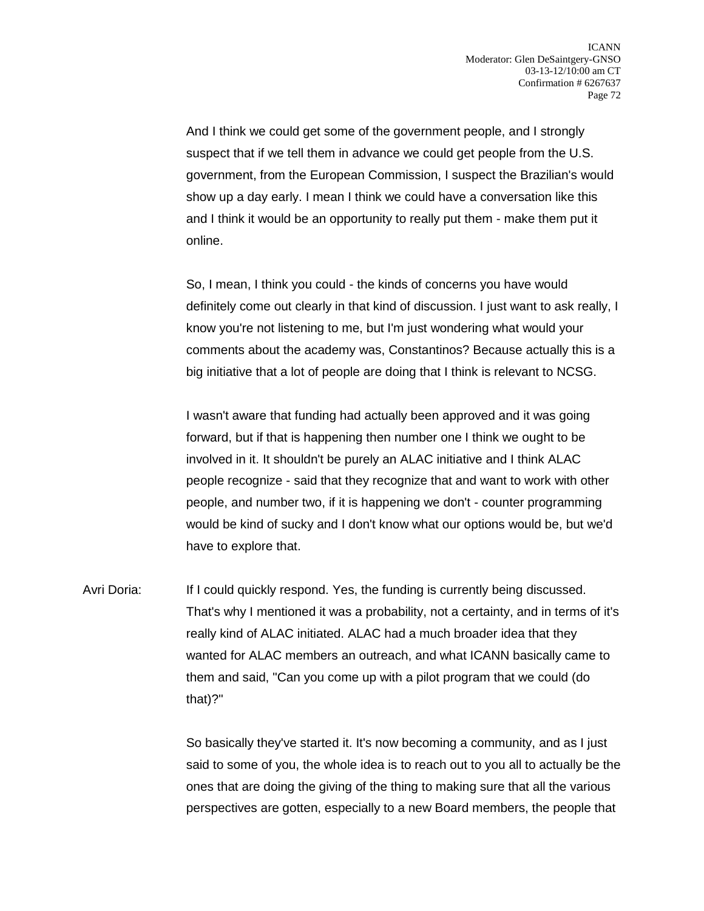And I think we could get some of the government people, and I strongly suspect that if we tell them in advance we could get people from the U.S. government, from the European Commission, I suspect the Brazilian's would show up a day early. I mean I think we could have a conversation like this and I think it would be an opportunity to really put them - make them put it online.

So, I mean, I think you could - the kinds of concerns you have would definitely come out clearly in that kind of discussion. I just want to ask really, I know you're not listening to me, but I'm just wondering what would your comments about the academy was, Constantinos? Because actually this is a big initiative that a lot of people are doing that I think is relevant to NCSG.

I wasn't aware that funding had actually been approved and it was going forward, but if that is happening then number one I think we ought to be involved in it. It shouldn't be purely an ALAC initiative and I think ALAC people recognize - said that they recognize that and want to work with other people, and number two, if it is happening we don't - counter programming would be kind of sucky and I don't know what our options would be, but we'd have to explore that.

Avri Doria: If I could quickly respond. Yes, the funding is currently being discussed. That's why I mentioned it was a probability, not a certainty, and in terms of it's really kind of ALAC initiated. ALAC had a much broader idea that they wanted for ALAC members an outreach, and what ICANN basically came to them and said, "Can you come up with a pilot program that we could (do that)?"

So basically they've started it. It's now becoming a community, and as I just said to some of you, the whole idea is to reach out to you all to actually be the ones that are doing the giving of the thing to making sure that all the various perspectives are gotten, especially to a new Board members, the people that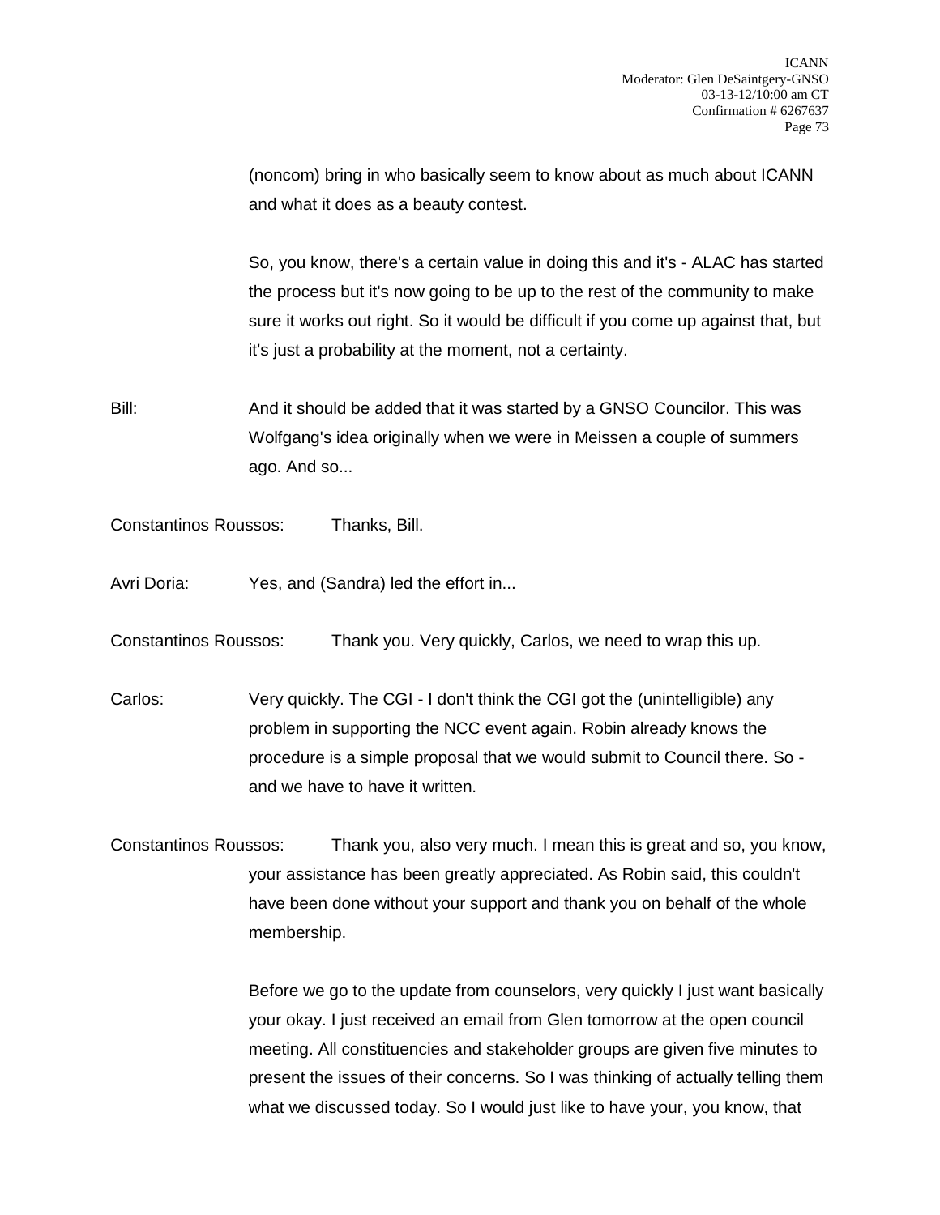(noncom) bring in who basically seem to know about as much about ICANN and what it does as a beauty contest.

So, you know, there's a certain value in doing this and it's - ALAC has started the process but it's now going to be up to the rest of the community to make sure it works out right. So it would be difficult if you come up against that, but it's just a probability at the moment, not a certainty.

Bill: And it should be added that it was started by a GNSO Councilor. This was Wolfgang's idea originally when we were in Meissen a couple of summers ago. And so...

Constantinos Roussos: Thanks, Bill.

Avri Doria: Yes, and (Sandra) led the effort in...

Constantinos Roussos: Thank you. Very quickly, Carlos, we need to wrap this up.

Carlos: Very quickly. The CGI - I don't think the CGI got the (unintelligible) any problem in supporting the NCC event again. Robin already knows the procedure is a simple proposal that we would submit to Council there. So - and we have to have it written.

Constantinos Roussos: Thank you, also very much. I mean this is great and so, you know, your assistance has been greatly appreciated. As Robin said, this couldn't have been done without your support and thank you on behalf of the whole membership.

Before we go to the update from counselors, very quickly I just want basically your okay. I just received an email from Glen tomorrow at the open council meeting. All constituencies and stakeholder groups are given five minutes to present the issues of their concerns. So I was thinking of actually telling them what we discussed today. So I would just like to have your, you know, that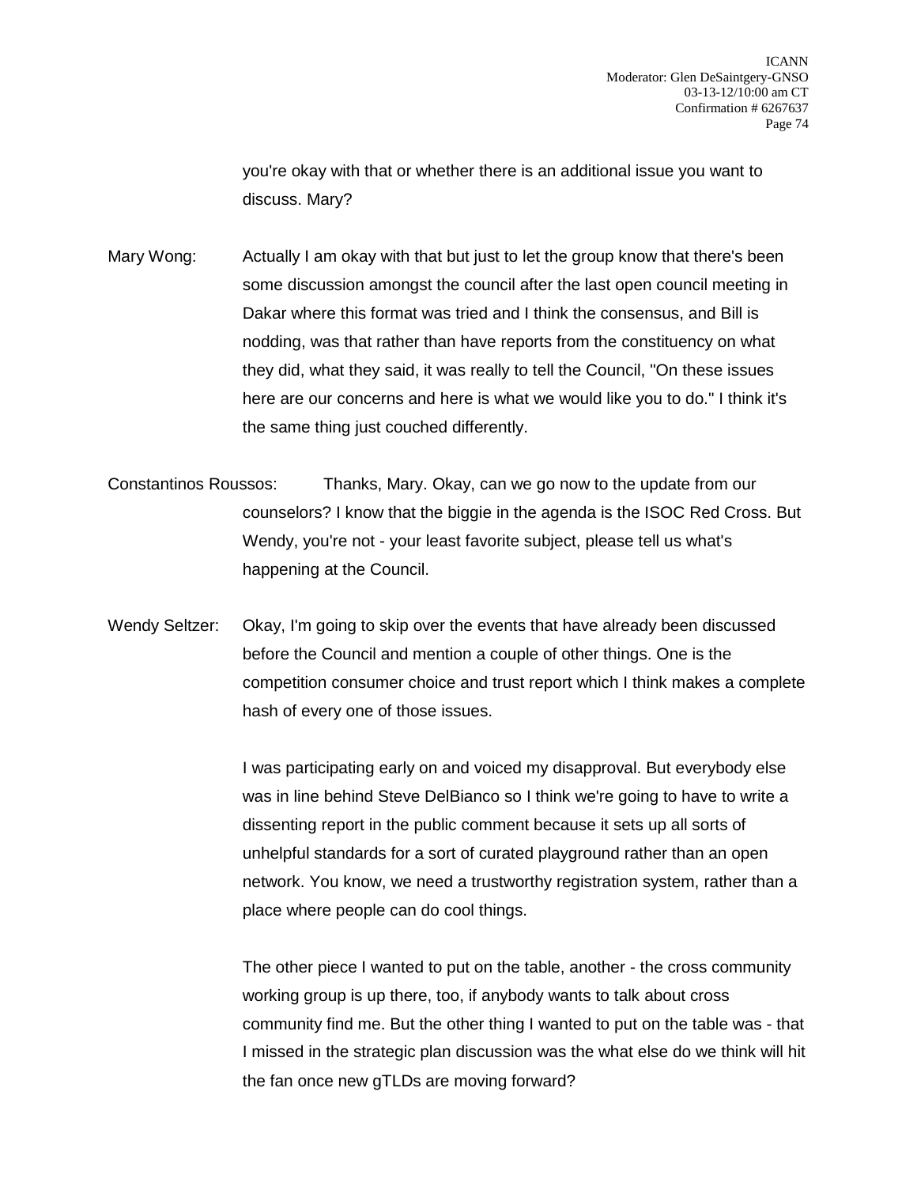you're okay with that or whether there is an additional issue you want to discuss. Mary?

Mary Wong: Actually I am okay with that but just to let the group know that there's been some discussion amongst the council after the last open council meeting in Dakar where this format was tried and I think the consensus, and Bill is nodding, was that rather than have reports from the constituency on what they did, what they said, it was really to tell the Council, "On these issues here are our concerns and here is what we would like you to do." I think it's the same thing just couched differently.

Constantinos Roussos: Thanks, Mary. Okay, can we go now to the update from our counselors? I know that the biggie in the agenda is the ISOC Red Cross. But Wendy, you're not - your least favorite subject, please tell us what's happening at the Council.

Wendy Seltzer: Okay, I'm going to skip over the events that have already been discussed before the Council and mention a couple of other things. One is the competition consumer choice and trust report which I think makes a complete hash of every one of those issues.

I was participating early on and voiced my disapproval. But everybody else was in line behind Steve DelBianco so I think we're going to have to write a dissenting report in the public comment because it sets up all sorts of unhelpful standards for a sort of curated playground rather than an open network. You know, we need a trustworthy registration system, rather than a place where people can do cool things.

The other piece I wanted to put on the table, another - the cross community working group is up there, too, if anybody wants to talk about cross community find me. But the other thing I wanted to put on the table was - that I missed in the strategic plan discussion was the what else do we think will hit the fan once new gTLDs are moving forward?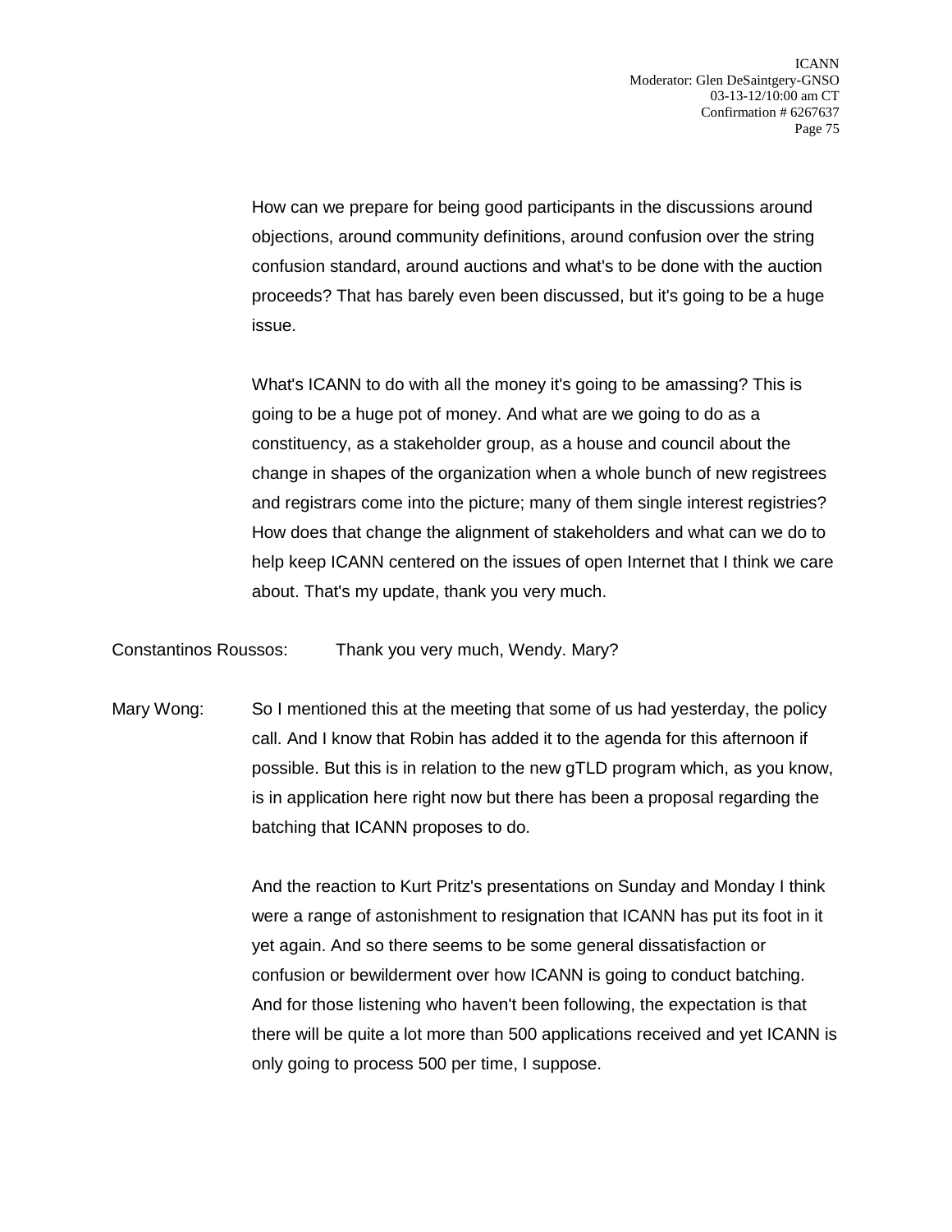How can we prepare for being good participants in the discussions around objections, around community definitions, around confusion over the string confusion standard, around auctions and what's to be done with the auction proceeds? That has barely even been discussed, but it's going to be a huge issue.

What's ICANN to do with all the money it's going to be amassing? This is going to be a huge pot of money. And what are we going to do as a constituency, as a stakeholder group, as a house and council about the change in shapes of the organization when a whole bunch of new registrees and registrars come into the picture; many of them single interest registries? How does that change the alignment of stakeholders and what can we do to help keep ICANN centered on the issues of open Internet that I think we care about. That's my update, thank you very much.

Constantinos Roussos: Thank you very much, Wendy. Mary?

Mary Wong: So I mentioned this at the meeting that some of us had yesterday, the policy call. And I know that Robin has added it to the agenda for this afternoon if possible. But this is in relation to the new gTLD program which, as you know, is in application here right now but there has been a proposal regarding the batching that ICANN proposes to do.

And the reaction to Kurt Pritz's presentations on Sunday and Monday I think were a range of astonishment to resignation that ICANN has put its foot in it yet again. And so there seems to be some general dissatisfaction or confusion or bewilderment over how ICANN is going to conduct batching. And for those listening who haven't been following, the expectation is that there will be quite a lot more than 500 applications received and yet ICANN is only going to process 500 per time, I suppose.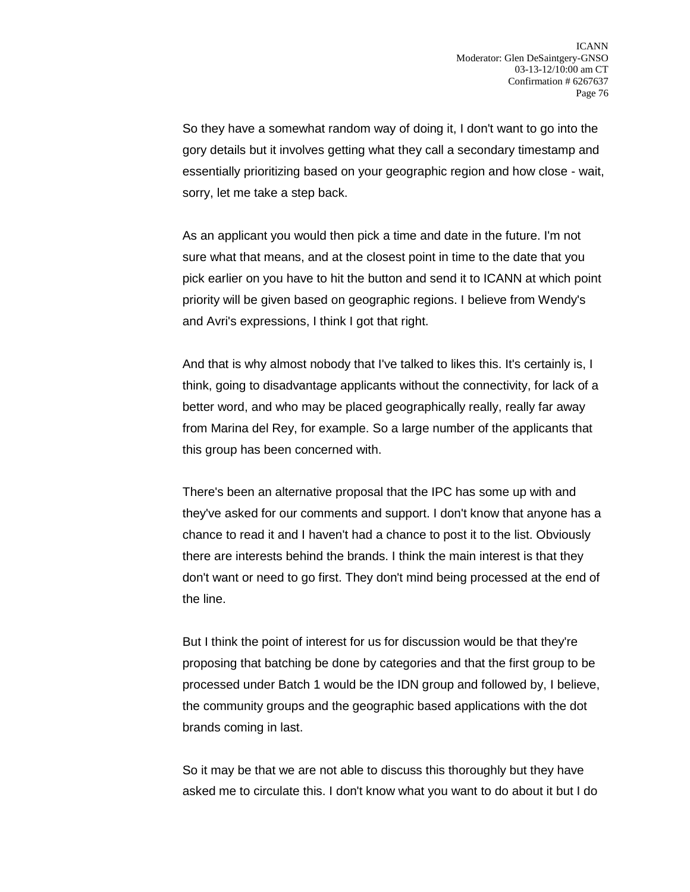So they have a somewhat random way of doing it, I don't want to go into the gory details but it involves getting what they call a secondary timestamp and essentially prioritizing based on your geographic region and how close - wait, sorry, let me take a step back.

As an applicant you would then pick a time and date in the future. I'm not sure what that means, and at the closest point in time to the date that you pick earlier on you have to hit the button and send it to ICANN at which point priority will be given based on geographic regions. I believe from Wendy's and Avri's expressions, I think I got that right.

And that is why almost nobody that I've talked to likes this. It's certainly is, I think, going to disadvantage applicants without the connectivity, for lack of a better word, and who may be placed geographically really, really far away from Marina del Rey, for example. So a large number of the applicants that this group has been concerned with.

There's been an alternative proposal that the IPC has some up with and they've asked for our comments and support. I don't know that anyone has a chance to read it and I haven't had a chance to post it to the list. Obviously there are interests behind the brands. I think the main interest is that they don't want or need to go first. They don't mind being processed at the end of the line.

But I think the point of interest for us for discussion would be that they're proposing that batching be done by categories and that the first group to be processed under Batch 1 would be the IDN group and followed by, I believe, the community groups and the geographic based applications with the dot brands coming in last.

So it may be that we are not able to discuss this thoroughly but they have asked me to circulate this. I don't know what you want to do about it but I do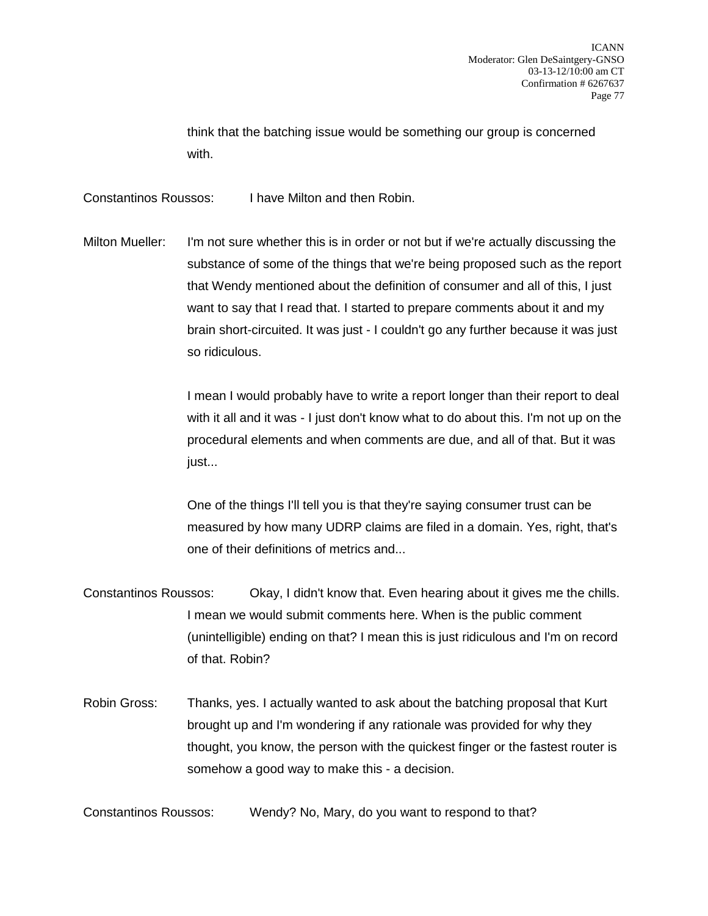think that the batching issue would be something our group is concerned with.

Constantinos Roussos: I have Milton and then Robin.

Milton Mueller: I'm not sure whether this is in order or not but if we're actually discussing the substance of some of the things that we're being proposed such as the report that Wendy mentioned about the definition of consumer and all of this, I just want to say that I read that. I started to prepare comments about it and my brain short-circuited. It was just - I couldn't go any further because it was just so ridiculous.

I mean I would probably have to write a report longer than their report to deal with it all and it was - I just don't know what to do about this. I'm not up on the procedural elements and when comments are due, and all of that. But it was just...

One of the things I'll tell you is that they're saying consumer trust can be measured by how many UDRP claims are filed in a domain. Yes, right, that's one of their definitions of metrics and...

Constantinos Roussos: Okay, I didn't know that. Even hearing about it gives me the chills. I mean we would submit comments here. When is the public comment (unintelligible) ending on that? I mean this is just ridiculous and I'm on record of that. Robin?

Robin Gross: Thanks, yes. I actually wanted to ask about the batching proposal that Kurt brought up and I'm wondering if any rationale was provided for why they thought, you know, the person with the quickest finger or the fastest router is somehow a good way to make this - a decision.

Constantinos Roussos: Wendy? No, Mary, do you want to respond to that?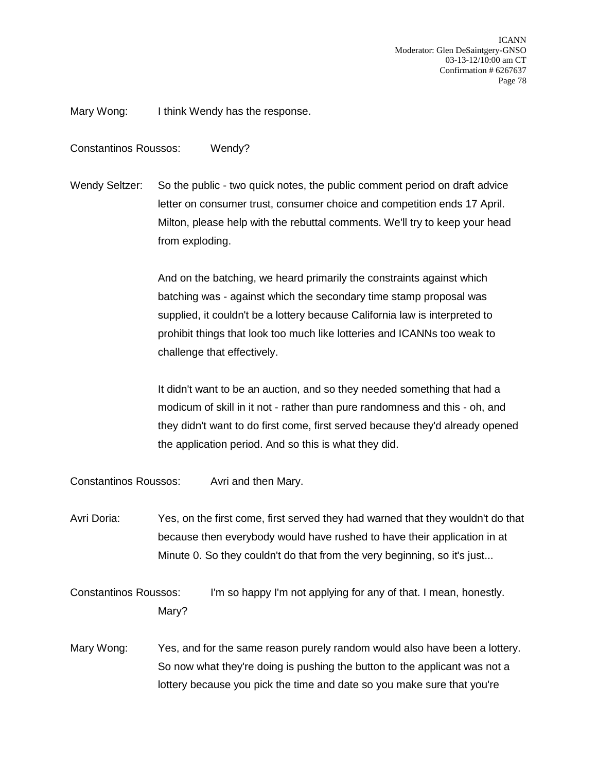Mary Wong: I think Wendy has the response.

Constantinos Roussos: Wendy?

Wendy Seltzer: So the public - two quick notes, the public comment period on draft advice letter on consumer trust, consumer choice and competition ends 17 April. Milton, please help with the rebuttal comments. We'll try to keep your head from exploding.

And on the batching, we heard primarily the constraints against which batching was - against which the secondary time stamp proposal was supplied, it couldn't be a lottery because California law is interpreted to prohibit things that look too much like lotteries and ICANNs too weak to challenge that effectively.

It didn't want to be an auction, and so they needed something that had a modicum of skill in it not - rather than pure randomness and this - oh, and they didn't want to do first come, first served because they'd already opened the application period. And so this is what they did.

Constantinos Roussos: Avri and then Mary.

Avri Doria: Yes, on the first come, first served they had warned that they wouldn't do that because then everybody would have rushed to have their application in at Minute 0. So they couldn't do that from the very beginning, so it's just...

Constantinos Roussos: I'm so happy I'm not applying for any of that. I mean, honestly. Mary?

Mary Wong: Yes, and for the same reason purely random would also have been a lottery. So now what they're doing is pushing the button to the applicant was not a lottery because you pick the time and date so you make sure that you're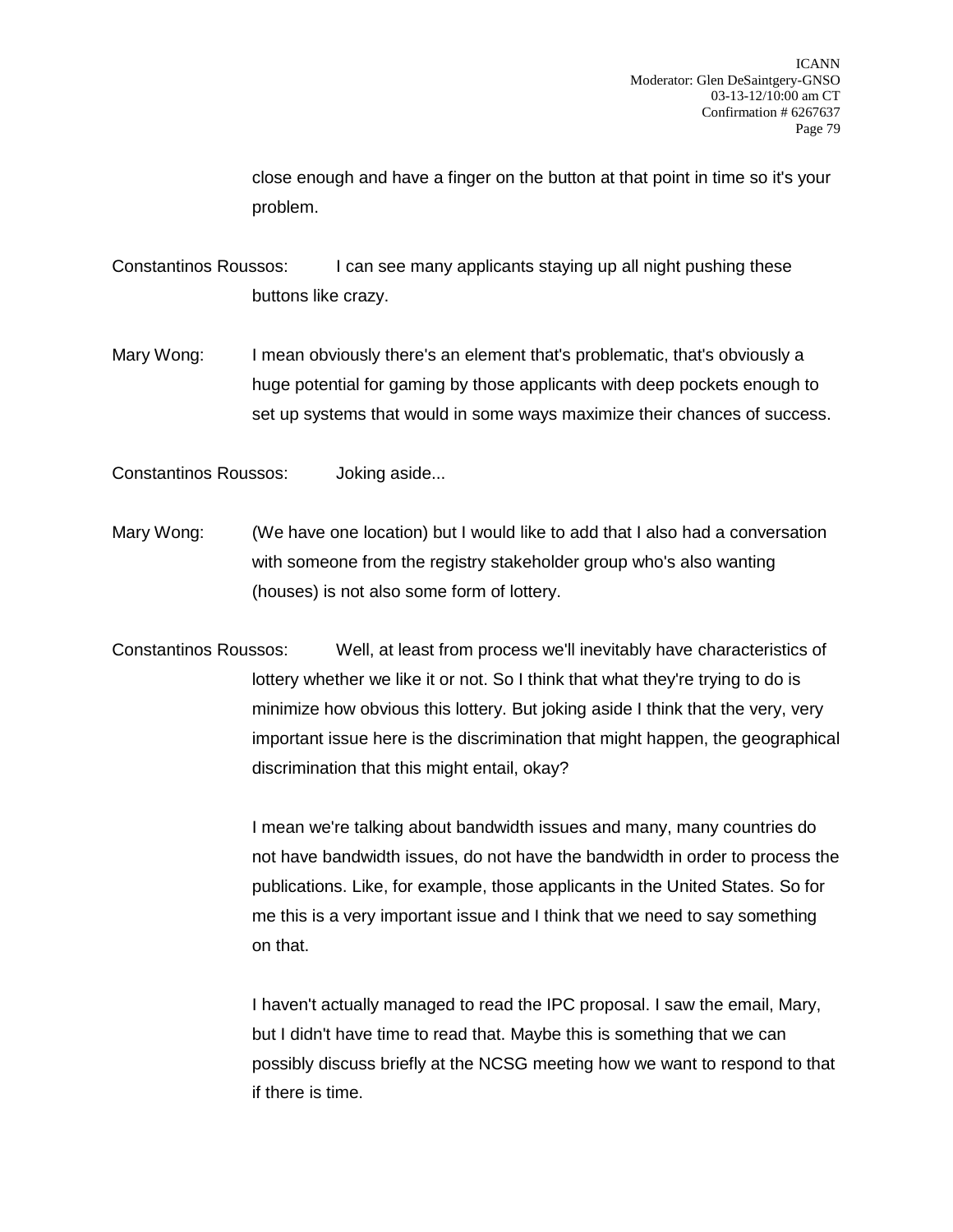close enough and have a finger on the button at that point in time so it's your problem.

Constantinos Roussos: I can see many applicants staying up all night pushing these buttons like crazy.

Mary Wong: I mean obviously there's an element that's problematic, that's obviously a huge potential for gaming by those applicants with deep pockets enough to set up systems that would in some ways maximize their chances of success.

Constantinos Roussos: Joking aside...

Mary Wong: (We have one location) but I would like to add that I also had a conversation with someone from the registry stakeholder group who's also wanting (houses) is not also some form of lottery.

Constantinos Roussos: Well, at least from process we'll inevitably have characteristics of lottery whether we like it or not. So I think that what they're trying to do is minimize how obvious this lottery. But joking aside I think that the very, very important issue here is the discrimination that might happen, the geographical discrimination that this might entail, okay?

I mean we're talking about bandwidth issues and many, many countries do not have bandwidth issues, do not have the bandwidth in order to process the publications. Like, for example, those applicants in the United States. So for me this is a very important issue and I think that we need to say something on that.

I haven't actually managed to read the IPC proposal. I saw the email, Mary, but I didn't have time to read that. Maybe this is something that we can possibly discuss briefly at the NCSG meeting how we want to respond to that if there is time.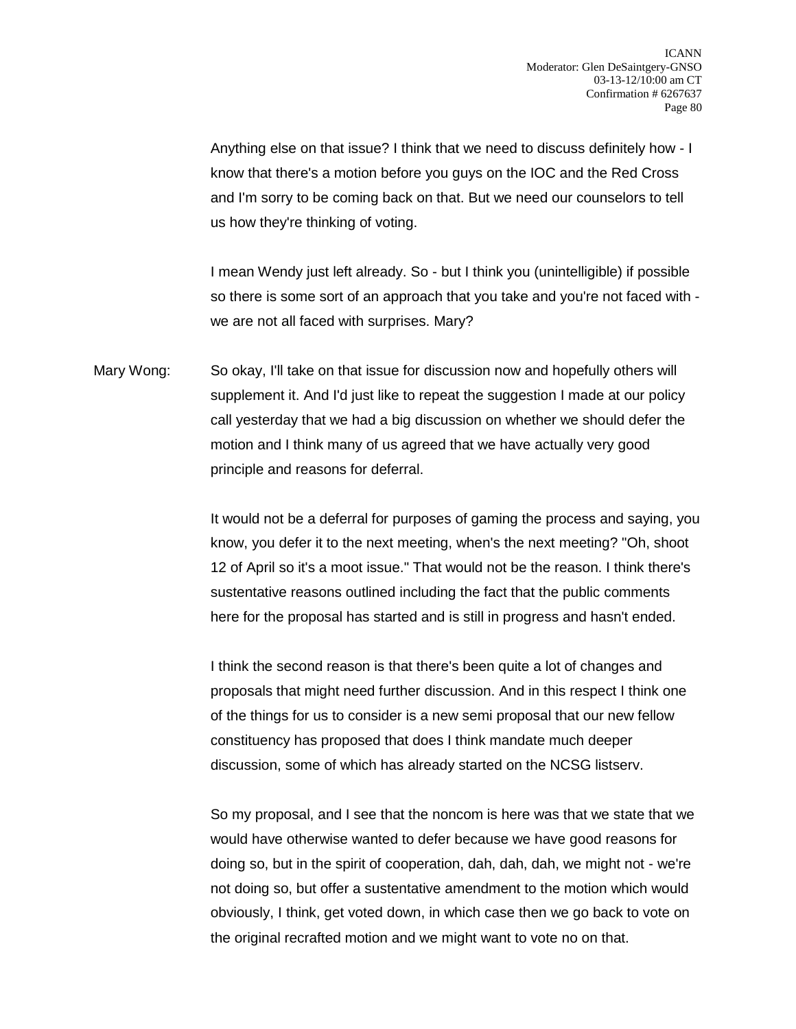Anything else on that issue? I think that we need to discuss definitely how - I know that there's a motion before you guys on the IOC and the Red Cross and I'm sorry to be coming back on that. But we need our counselors to tell us how they're thinking of voting.

I mean Wendy just left already. So - but I think you (unintelligible) if possible so there is some sort of an approach that you take and you're not faced with - we are not all faced with surprises. Mary?

Mary Wong: So okay, I'll take on that issue for discussion now and hopefully others will supplement it. And I'd just like to repeat the suggestion I made at our policy call yesterday that we had a big discussion on whether we should defer the motion and I think many of us agreed that we have actually very good principle and reasons for deferral.

It would not be a deferral for purposes of gaming the process and saying, you know, you defer it to the next meeting, when's the next meeting? "Oh, shoot 12 of April so it's a moot issue." That would not be the reason. I think there's sustentative reasons outlined including the fact that the public comments here for the proposal has started and is still in progress and hasn't ended.

I think the second reason is that there's been quite a lot of changes and proposals that might need further discussion. And in this respect I think one of the things for us to consider is a new semi proposal that our new fellow constituency has proposed that does I think mandate much deeper discussion, some of which has already started on the NCSG listserv.

So my proposal, and I see that the noncom is here was that we state that we would have otherwise wanted to defer because we have good reasons for doing so, but in the spirit of cooperation, dah, dah, dah, we might not - we're not doing so, but offer a sustentative amendment to the motion which would obviously, I think, get voted down, in which case then we go back to vote on the original recrafted motion and we might want to vote no on that.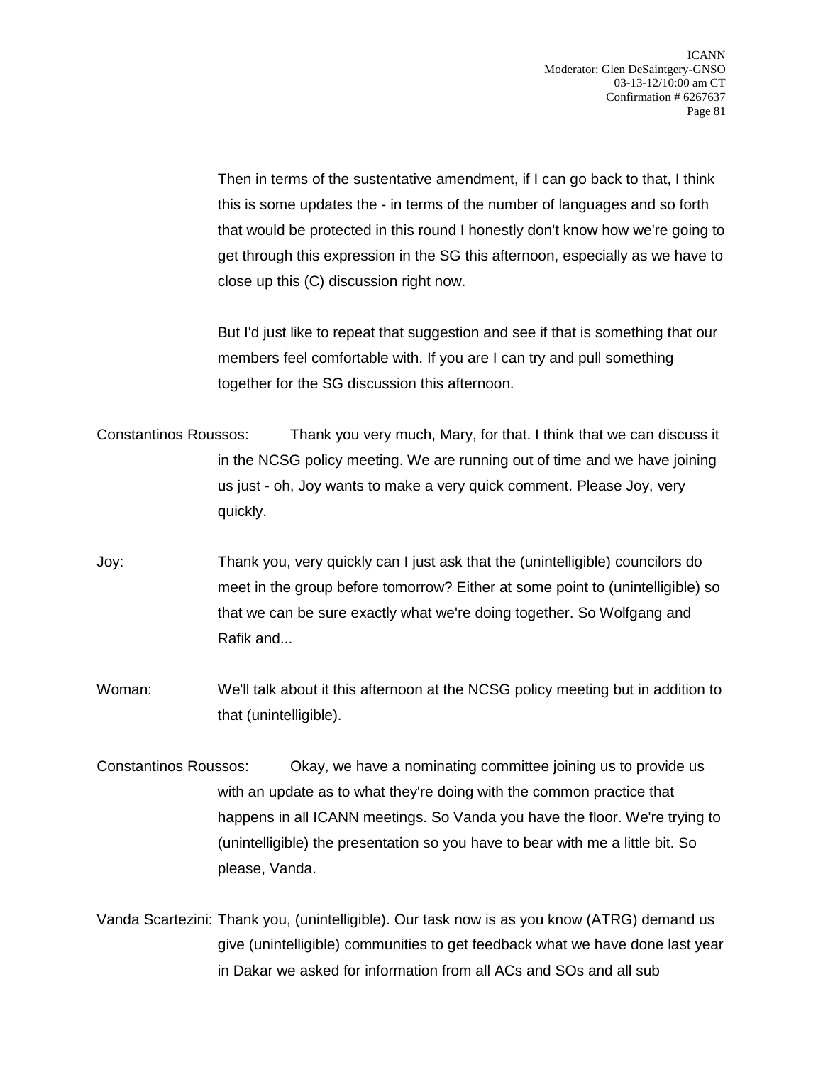Then in terms of the sustentative amendment, if I can go back to that, I think this is some updates the - in terms of the number of languages and so forth that would be protected in this round I honestly don't know how we're going to get through this expression in the SG this afternoon, especially as we have to close up this (C) discussion right now.

But I'd just like to repeat that suggestion and see if that is something that our members feel comfortable with. If you are I can try and pull something together for the SG discussion this afternoon.

Constantinos Roussos: Thank you very much, Mary, for that. I think that we can discuss it in the NCSG policy meeting. We are running out of time and we have joining us just - oh, Joy wants to make a very quick comment. Please Joy, very quickly.

Joy: Thank you, very quickly can I just ask that the (unintelligible) councilors do meet in the group before tomorrow? Either at some point to (unintelligible) so that we can be sure exactly what we're doing together. So Wolfgang and Rafik and...

Woman: We'll talk about it this afternoon at the NCSG policy meeting but in addition to that (unintelligible).

Constantinos Roussos: Okay, we have a nominating committee joining us to provide us with an update as to what they're doing with the common practice that happens in all ICANN meetings. So Vanda you have the floor. We're trying to (unintelligible) the presentation so you have to bear with me a little bit. So please, Vanda.

Vanda Scartezini: Thank you, (unintelligible). Our task now is as you know (ATRG) demand us give (unintelligible) communities to get feedback what we have done last year in Dakar we asked for information from all ACs and SOs and all sub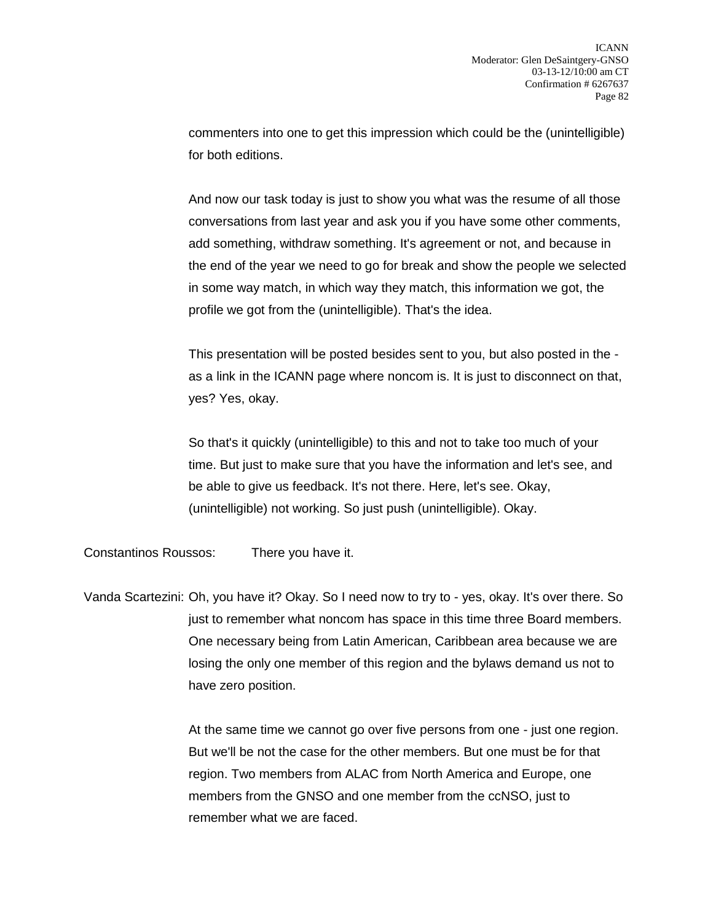commenters into one to get this impression which could be the (unintelligible) for both editions.

And now our task today is just to show you what was the resume of all those conversations from last year and ask you if you have some other comments, add something, withdraw something. It's agreement or not, and because in the end of the year we need to go for break and show the people we selected in some way match, in which way they match, this information we got, the profile we got from the (unintelligible). That's the idea.

This presentation will be posted besides sent to you, but also posted in the - as a link in the ICANN page where noncom is. It is just to disconnect on that, yes? Yes, okay.

So that's it quickly (unintelligible) to this and not to take too much of your time. But just to make sure that you have the information and let's see, and be able to give us feedback. It's not there. Here, let's see. Okay, (unintelligible) not working. So just push (unintelligible). Okay.

Constantinos Roussos: There you have it.

Vanda Scartezini: Oh, you have it? Okay. So I need now to try to - yes, okay. It's over there. So just to remember what noncom has space in this time three Board members. One necessary being from Latin American, Caribbean area because we are losing the only one member of this region and the bylaws demand us not to have zero position.

At the same time we cannot go over five persons from one - just one region. But we'll be not the case for the other members. But one must be for that region. Two members from ALAC from North America and Europe, one members from the GNSO and one member from the ccNSO, just to remember what we are faced.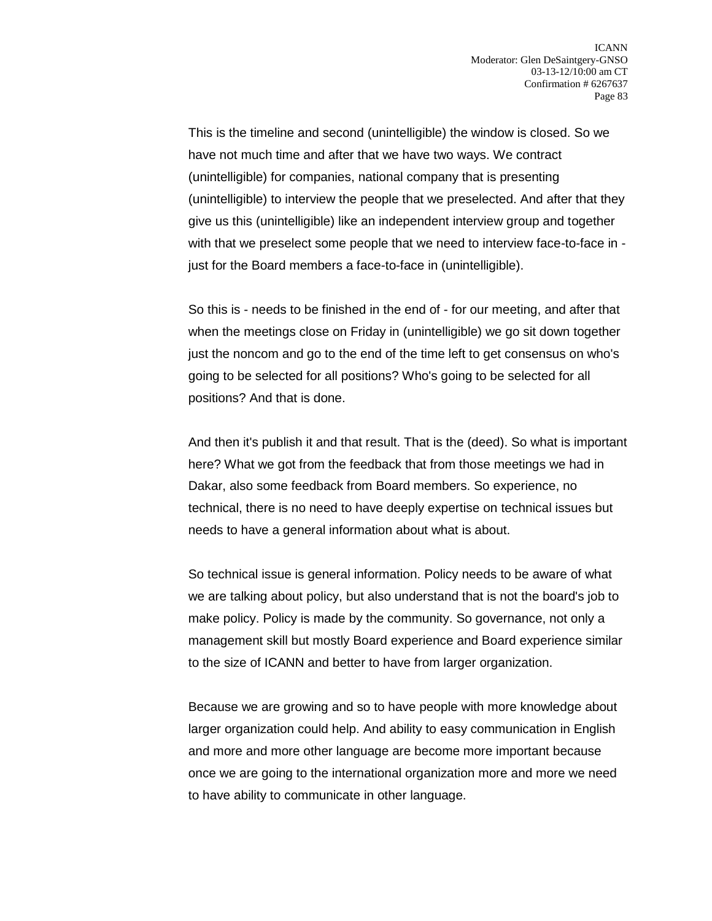This is the timeline and second (unintelligible) the window is closed. So we have not much time and after that we have two ways. We contract (unintelligible) for companies, national company that is presenting (unintelligible) to interview the people that we preselected. And after that they give us this (unintelligible) like an independent interview group and together with that we preselect some people that we need to interview face-to-face in - just for the Board members a face-to-face in (unintelligible).

So this is - needs to be finished in the end of - for our meeting, and after that when the meetings close on Friday in (unintelligible) we go sit down together just the noncom and go to the end of the time left to get consensus on who's going to be selected for all positions? Who's going to be selected for all positions? And that is done.

And then it's publish it and that result. That is the (deed). So what is important here? What we got from the feedback that from those meetings we had in Dakar, also some feedback from Board members. So experience, no technical, there is no need to have deeply expertise on technical issues but needs to have a general information about what is about.

So technical issue is general information. Policy needs to be aware of what we are talking about policy, but also understand that is not the board's job to make policy. Policy is made by the community. So governance, not only a management skill but mostly Board experience and Board experience similar to the size of ICANN and better to have from larger organization.

Because we are growing and so to have people with more knowledge about larger organization could help. And ability to easy communication in English and more and more other language are become more important because once we are going to the international organization more and more we need to have ability to communicate in other language.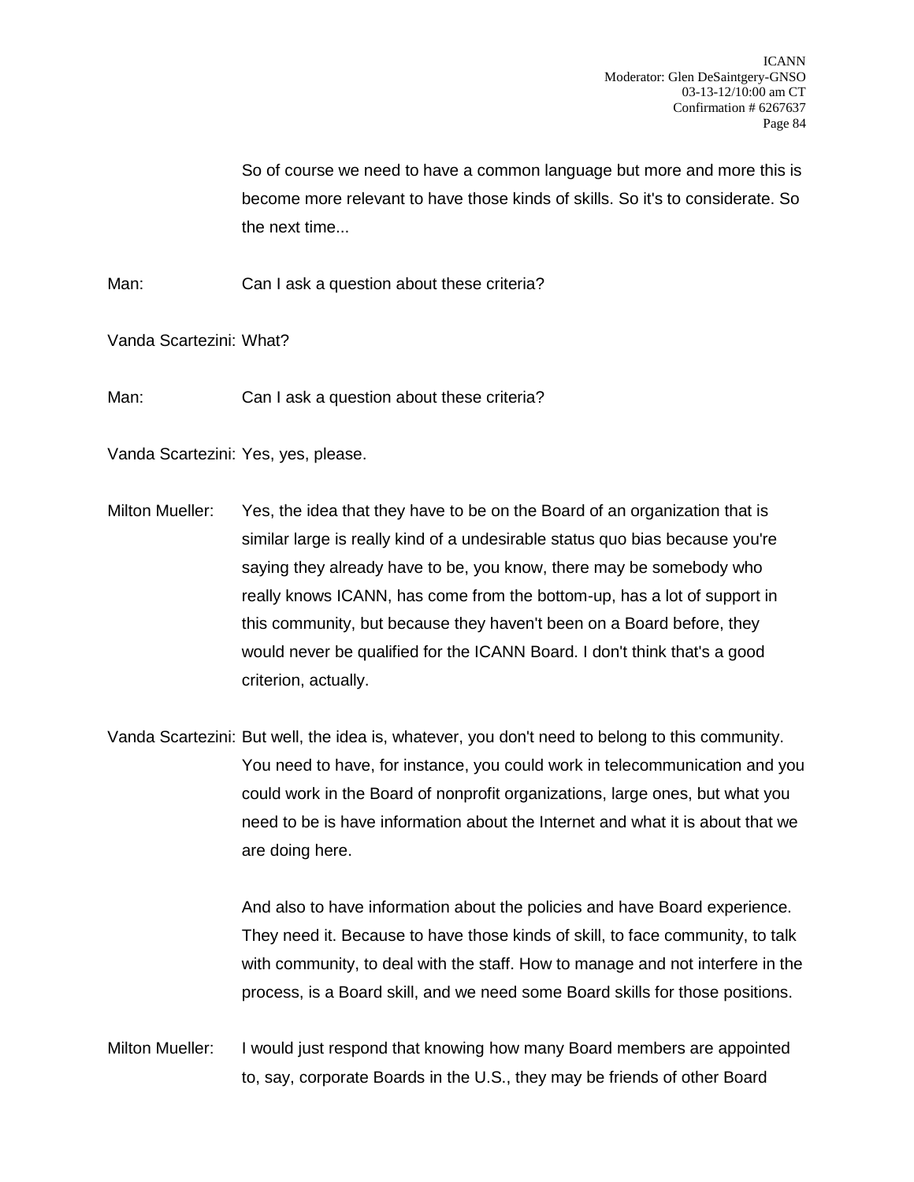So of course we need to have a common language but more and more this is become more relevant to have those kinds of skills. So it's to considerate. So the next time...

Man: Can I ask a question about these criteria?

Vanda Scartezini: What?

Man: Can I ask a question about these criteria?

Vanda Scartezini: Yes, yes, please.

Milton Mueller: Yes, the idea that they have to be on the Board of an organization that is similar large is really kind of a undesirable status quo bias because you're saying they already have to be, you know, there may be somebody who really knows ICANN, has come from the bottom-up, has a lot of support in this community, but because they haven't been on a Board before, they would never be qualified for the ICANN Board. I don't think that's a good criterion, actually.

Vanda Scartezini: But well, the idea is, whatever, you don't need to belong to this community. You need to have, for instance, you could work in telecommunication and you could work in the Board of nonprofit organizations, large ones, but what you need to be is have information about the Internet and what it is about that we are doing here.

And also to have information about the policies and have Board experience. They need it. Because to have those kinds of skill, to face community, to talk with community, to deal with the staff. How to manage and not interfere in the process, is a Board skill, and we need some Board skills for those positions.

Milton Mueller: I would just respond that knowing how many Board members are appointed to, say, corporate Boards in the U.S., they may be friends of other Board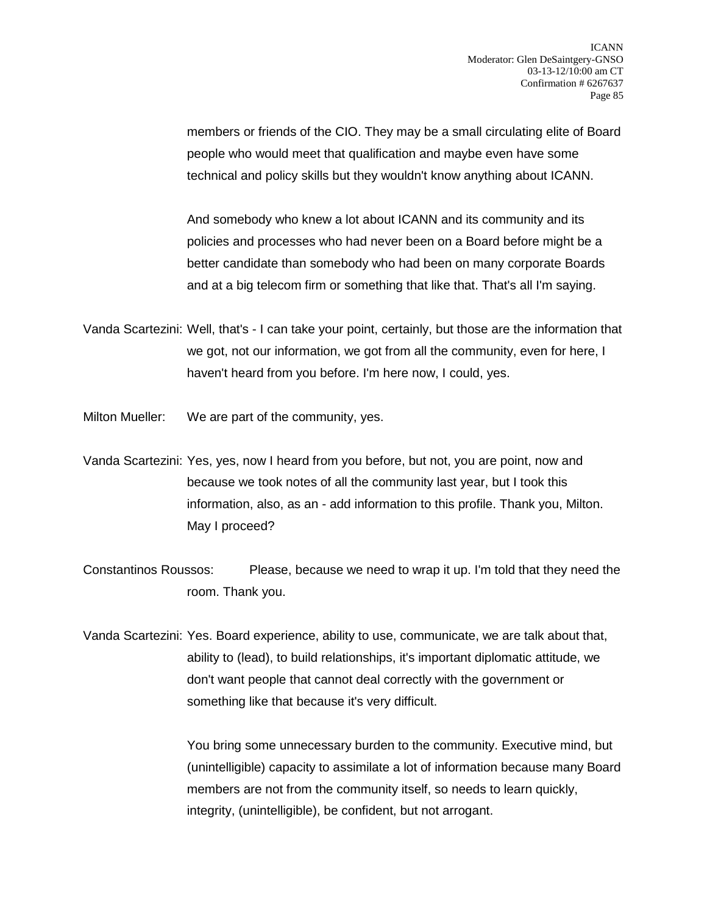members or friends of the CIO. They may be a small circulating elite of Board people who would meet that qualification and maybe even have some technical and policy skills but they wouldn't know anything about ICANN.

And somebody who knew a lot about ICANN and its community and its policies and processes who had never been on a Board before might be a better candidate than somebody who had been on many corporate Boards and at a big telecom firm or something that like that. That's all I'm saying.

Vanda Scartezini: Well, that's - I can take your point, certainly, but those are the information that we got, not our information, we got from all the community, even for here, I haven't heard from you before. I'm here now, I could, yes.

Milton Mueller: We are part of the community, yes.

Vanda Scartezini: Yes, yes, now I heard from you before, but not, you are point, now and because we took notes of all the community last year, but I took this information, also, as an - add information to this profile. Thank you, Milton. May I proceed?

Constantinos Roussos: Please, because we need to wrap it up. I'm told that they need the room. Thank you.

Vanda Scartezini: Yes. Board experience, ability to use, communicate, we are talk about that, ability to (lead), to build relationships, it's important diplomatic attitude, we don't want people that cannot deal correctly with the government or something like that because it's very difficult.

You bring some unnecessary burden to the community. Executive mind, but (unintelligible) capacity to assimilate a lot of information because many Board members are not from the community itself, so needs to learn quickly, integrity, (unintelligible), be confident, but not arrogant.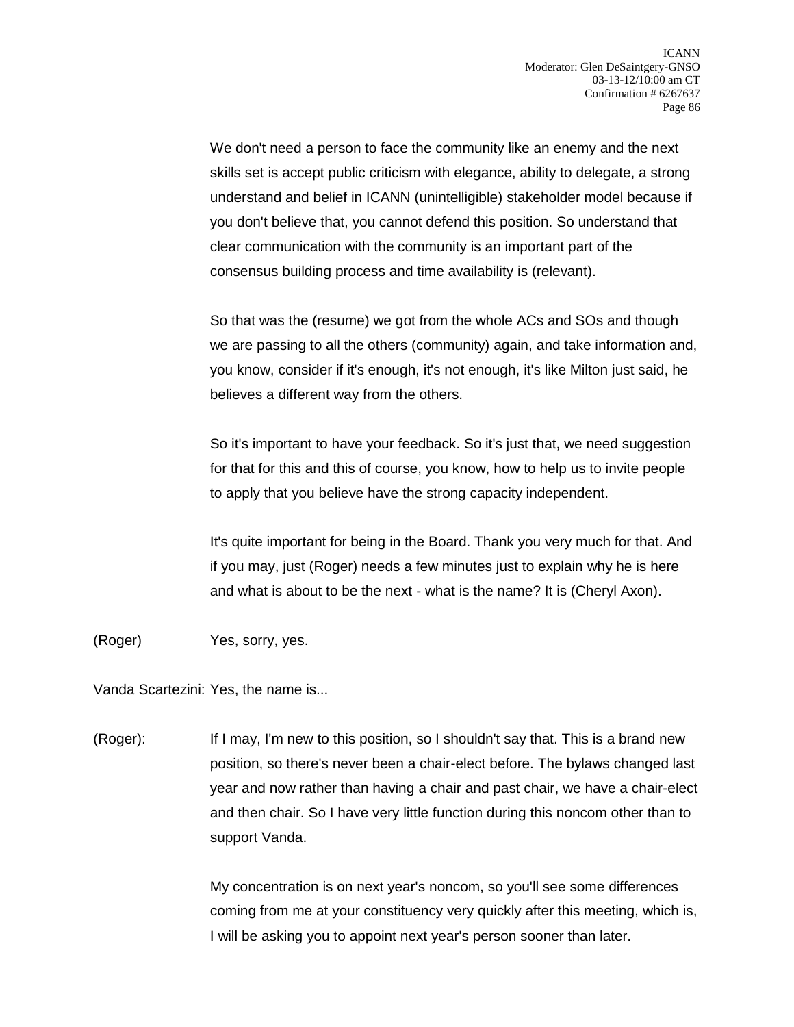We don't need a person to face the community like an enemy and the next skills set is accept public criticism with elegance, ability to delegate, a strong understand and belief in ICANN (unintelligible) stakeholder model because if you don't believe that, you cannot defend this position. So understand that clear communication with the community is an important part of the consensus building process and time availability is (relevant).

So that was the (resume) we got from the whole ACs and SOs and though we are passing to all the others (community) again, and take information and, you know, consider if it's enough, it's not enough, it's like Milton just said, he believes a different way from the others.

So it's important to have your feedback. So it's just that, we need suggestion for that for this and this of course, you know, how to help us to invite people to apply that you believe have the strong capacity independent.

It's quite important for being in the Board. Thank you very much for that. And if you may, just (Roger) needs a few minutes just to explain why he is here and what is about to be the next - what is the name? It is (Cheryl Axon).

(Roger) Yes, sorry, yes.

Vanda Scartezini: Yes, the name is...

(Roger): If I may, I'm new to this position, so I shouldn't say that. This is a brand new position, so there's never been a chair-elect before. The bylaws changed last year and now rather than having a chair and past chair, we have a chair-elect and then chair. So I have very little function during this noncom other than to support Vanda.

My concentration is on next year's noncom, so you'll see some differences coming from me at your constituency very quickly after this meeting, which is, I will be asking you to appoint next year's person sooner than later.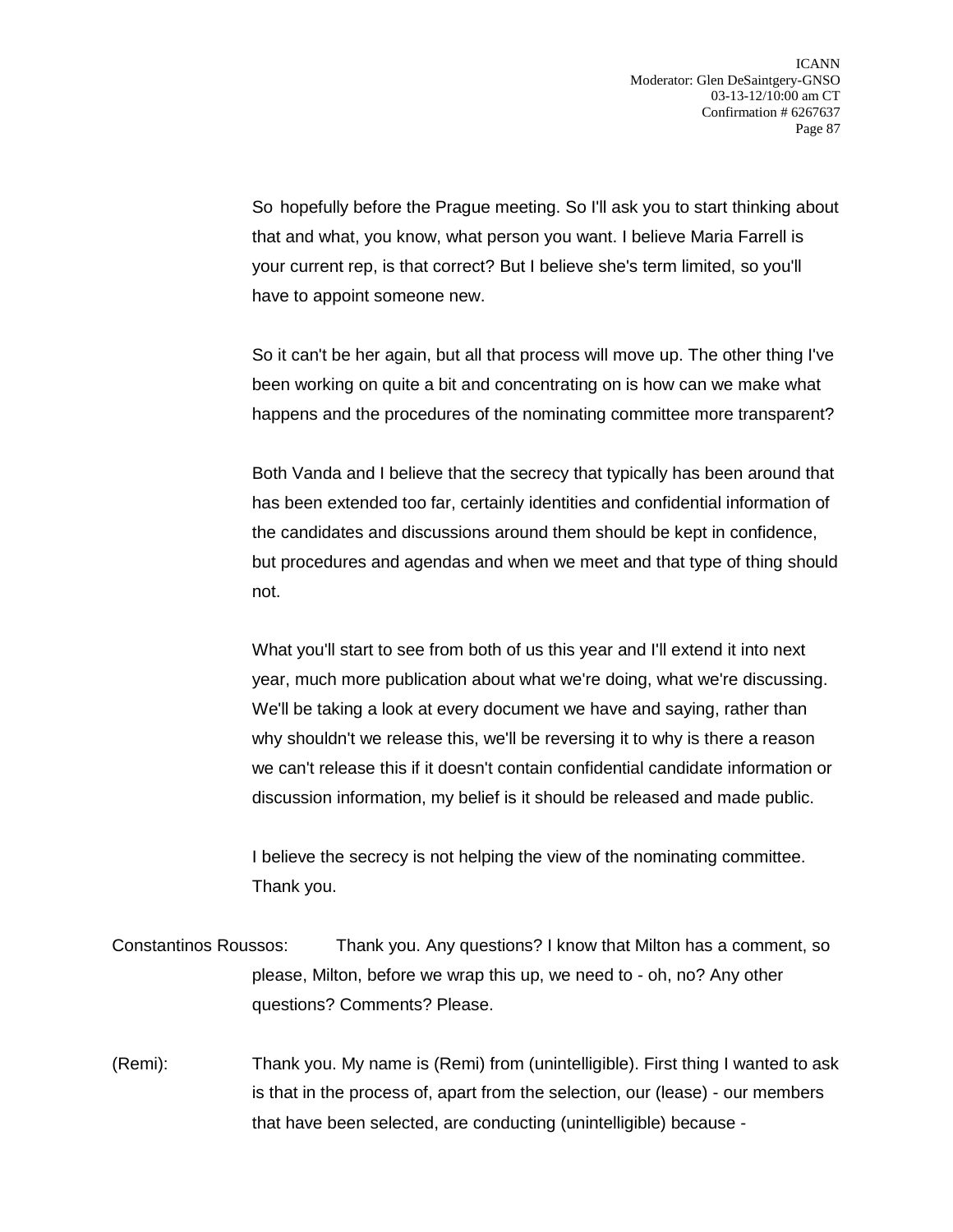So hopefully before the Prague meeting. So I'll ask you to start thinking about that and what, you know, what person you want. I believe Maria Farrell is your current rep, is that correct? But I believe she's term limited, so you'll have to appoint someone new.

So it can't be her again, but all that process will move up. The other thing I've been working on quite a bit and concentrating on is how can we make what happens and the procedures of the nominating committee more transparent?

Both Vanda and I believe that the secrecy that typically has been around that has been extended too far, certainly identities and confidential information of the candidates and discussions around them should be kept in confidence, but procedures and agendas and when we meet and that type of thing should not.

What you'll start to see from both of us this year and I'll extend it into next year, much more publication about what we're doing, what we're discussing. We'll be taking a look at every document we have and saying, rather than why shouldn't we release this, we'll be reversing it to why is there a reason we can't release this if it doesn't contain confidential candidate information or discussion information, my belief is it should be released and made public.

I believe the secrecy is not helping the view of the nominating committee. Thank you.

Constantinos Roussos: Thank you. Any questions? I know that Milton has a comment, so please, Milton, before we wrap this up, we need to - oh, no? Any other questions? Comments? Please.

(Remi): Thank you. My name is (Remi) from (unintelligible). First thing I wanted to ask is that in the process of, apart from the selection, our (lease) - our members that have been selected, are conducting (unintelligible) because -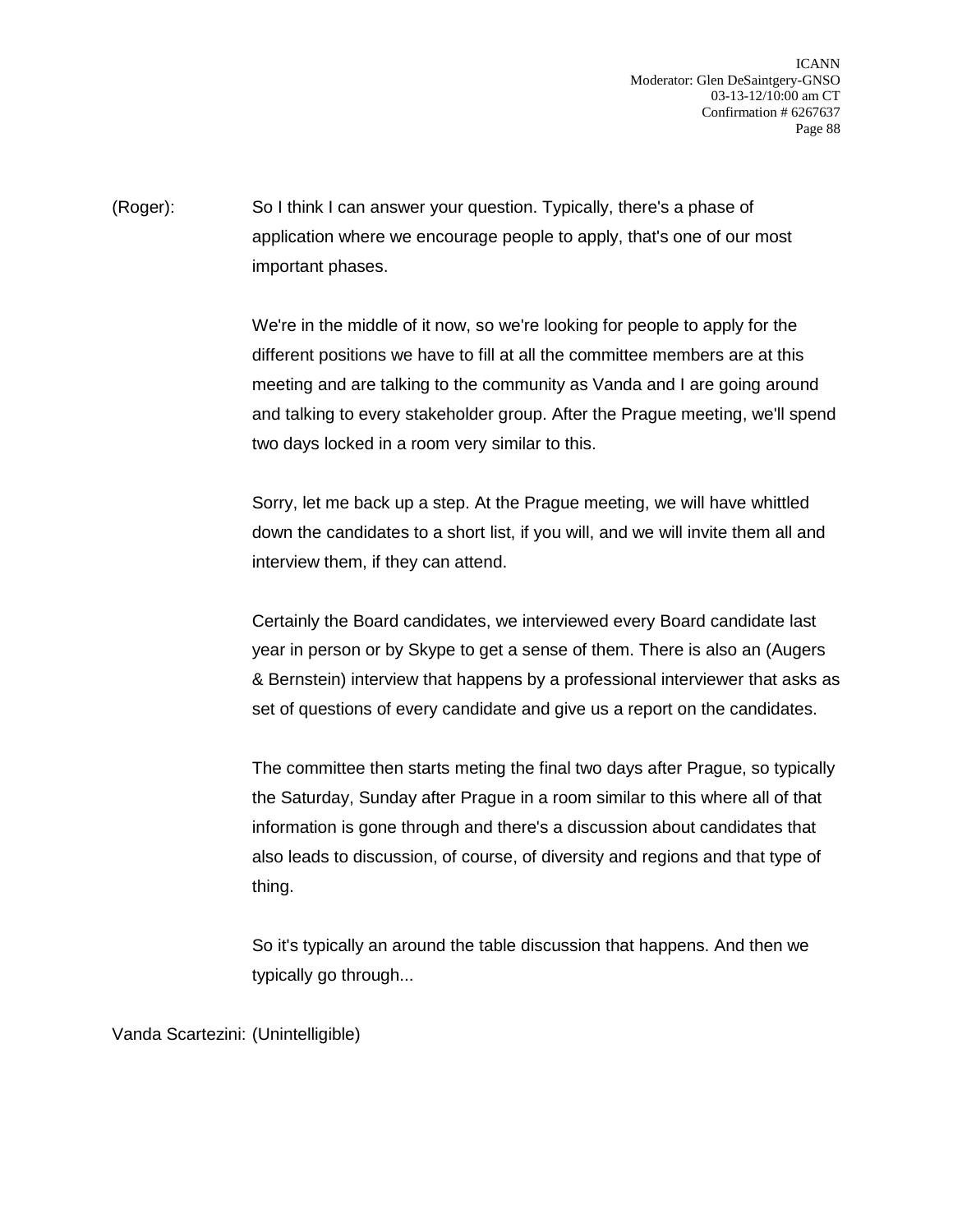(Roger): So I think I can answer your question. Typically, there's a phase of application where we encourage people to apply, that's one of our most important phases.

We're in the middle of it now, so we're looking for people to apply for the different positions we have to fill at all the committee members are at this meeting and are talking to the community as Vanda and I are going around and talking to every stakeholder group. After the Prague meeting, we'll spend two days locked in a room very similar to this.

Sorry, let me back up a step. At the Prague meeting, we will have whittled down the candidates to a short list, if you will, and we will invite them all and interview them, if they can attend.

Certainly the Board candidates, we interviewed every Board candidate last year in person or by Skype to get a sense of them. There is also an (Augers & Bernstein) interview that happens by a professional interviewer that asks as set of questions of every candidate and give us a report on the candidates.

The committee then starts meting the final two days after Prague, so typically the Saturday, Sunday after Prague in a room similar to this where all of that information is gone through and there's a discussion about candidates that also leads to discussion, of course, of diversity and regions and that type of thing.

So it's typically an around the table discussion that happens. And then we typically go through...

Vanda Scartezini: (Unintelligible)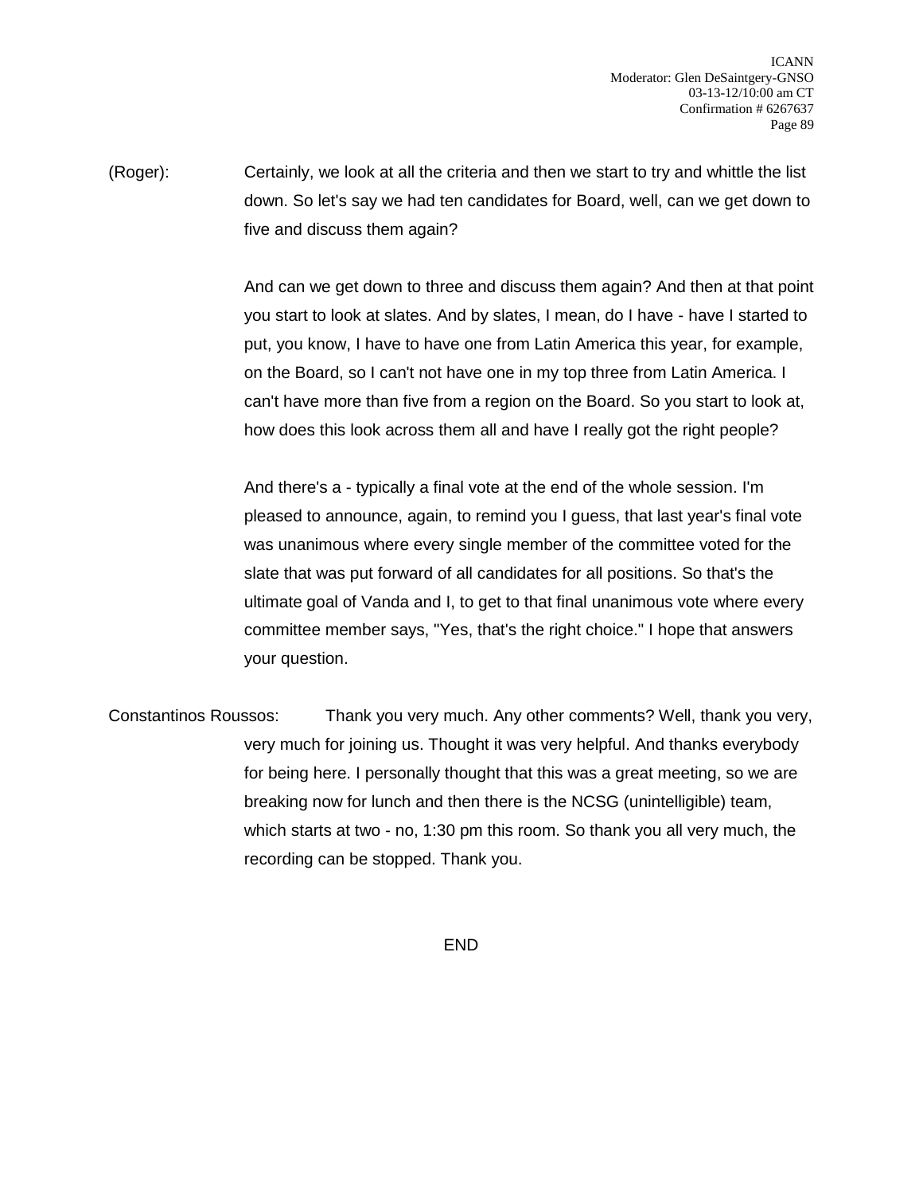(Roger): Certainly, we look at all the criteria and then we start to try and whittle the list down. So let's say we had ten candidates for Board, well, can we get down to five and discuss them again?

And can we get down to three and discuss them again? And then at that point you start to look at slates. And by slates, I mean, do I have - have I started to put, you know, I have to have one from Latin America this year, for example, on the Board, so I can't not have one in my top three from Latin America. I can't have more than five from a region on the Board. So you start to look at, how does this look across them all and have I really got the right people?

And there's a - typically a final vote at the end of the whole session. I'm pleased to announce, again, to remind you I guess, that last year's final vote was unanimous where every single member of the committee voted for the slate that was put forward of all candidates for all positions. So that's the ultimate goal of Vanda and I, to get to that final unanimous vote where every committee member says, "Yes, that's the right choice." I hope that answers your question.

Constantinos Roussos: Thank you very much. Any other comments? Well, thank you very, very much for joining us. Thought it was very helpful. And thanks everybody for being here. I personally thought that this was a great meeting, so we are breaking now for lunch and then there is the NCSG (unintelligible) team, which starts at two - no, 1:30 pm this room. So thank you all very much, the recording can be stopped. Thank you.

END